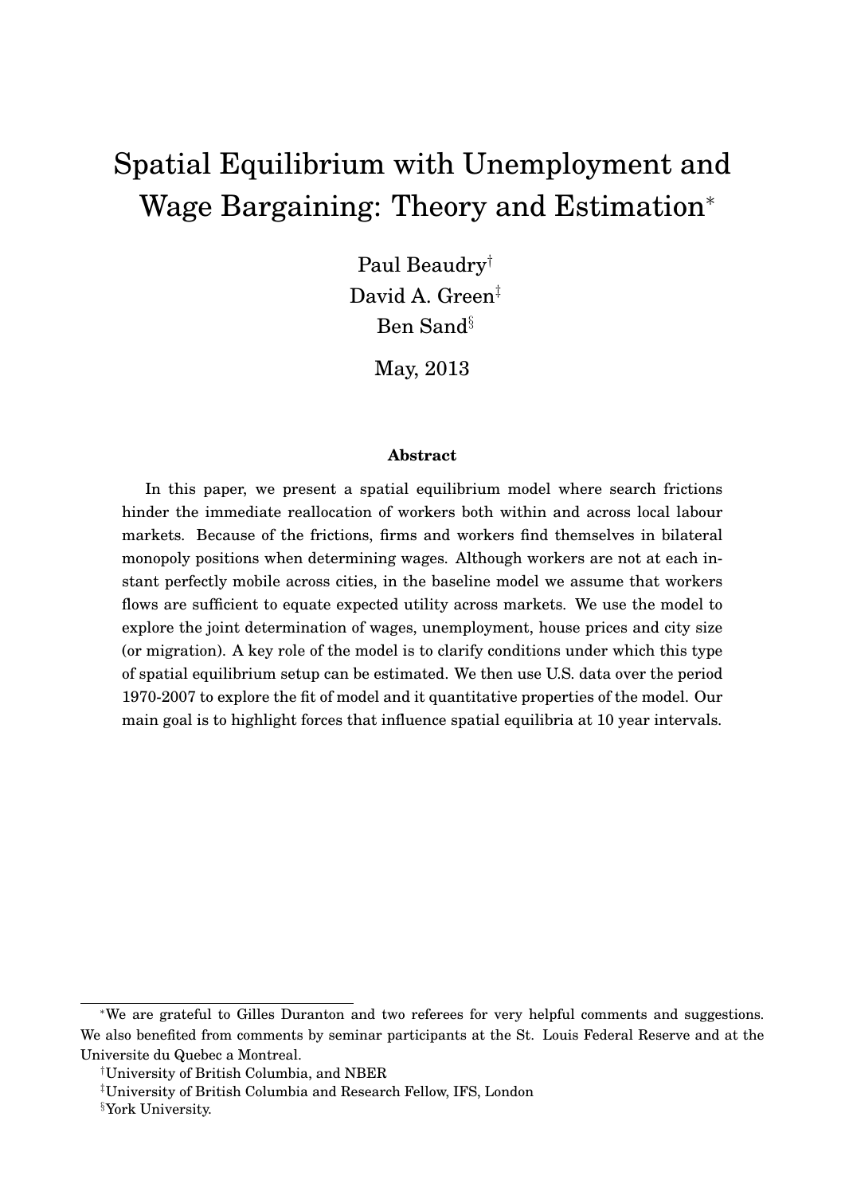# Spatial Equilibrium with Unemployment and Wage Bargaining: Theory and Estimation[*]

Paul Beaudry[†]
David A. Green[‡]
Ben Sand[§]

May, 2013

### Abstract

In this paper, we present a spatial equilibrium model where search frictions hinder the immediate reallocation of workers both within and across local labour markets. Because of the frictions, firms and workers find themselves in bilateral monopoly positions when determining wages. Although workers are not at each instant perfectly mobile across cities, in the baseline model we assume that workers flows are sufficient to equate expected utility across markets. We use the model to explore the joint determination of wages, unemployment, house prices and city size (or migration). A key role of the model is to clarify conditions under which this type of spatial equilibrium setup can be estimated. We then use U.S. data over the period 1970-2007 to explore the fit of model and it quantitative properties of the model. Our main goal is to highlight forces that influence spatial equilibria at 10 year intervals.

---

[*]We are grateful to Gilles Duranton and two referees for very helpful comments and suggestions. We also benefited from comments by seminar participants at the St. Louis Federal Reserve and at the Universite du Quebec a Montreal.

[†]University of British Columbia, and NBER

[‡]University of British Columbia and Research Fellow, IFS, London

[§]York University.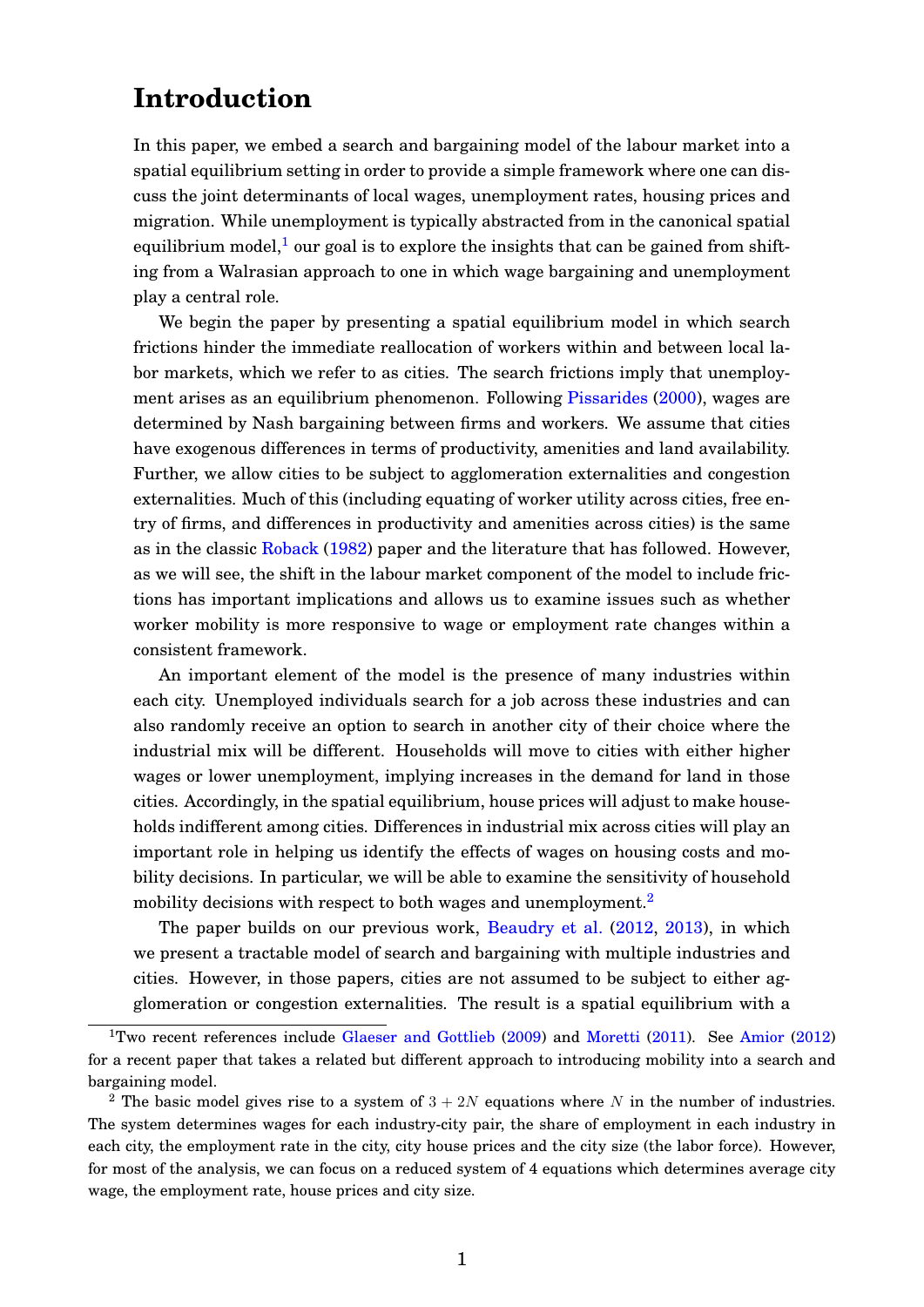# Introduction

In this paper, we embed a search and bargaining model of the labour market into a spatial equilibrium setting in order to provide a simple framework where one can discuss the joint determinants of local wages, unemployment rates, housing prices and migration. While unemployment is typically abstracted from in the canonical spatial equilibrium model,[1] our goal is to explore the insights that can be gained from shifting from a Walrasian approach to one in which wage bargaining and unemployment play a central role.

We begin the paper by presenting a spatial equilibrium model in which search frictions hinder the immediate reallocation of workers within and between local labor markets, which we refer to as cities. The search frictions imply that unemployment arises as an equilibrium phenomenon. Following Pissarides (2000), wages are determined by Nash bargaining between firms and workers. We assume that cities have exogenous differences in terms of productivity, amenities and land availability. Further, we allow cities to be subject to agglomeration externalities and congestion externalities. Much of this (including equating of worker utility across cities, free entry of firms, and differences in productivity and amenities across cities) is the same as in the classic Roback (1982) paper and the literature that has followed. However, as we will see, the shift in the labour market component of the model to include frictions has important implications and allows us to examine issues such as whether worker mobility is more responsive to wage or employment rate changes within a consistent framework.

An important element of the model is the presence of many industries within each city. Unemployed individuals search for a job across these industries and can also randomly receive an option to search in another city of their choice where the industrial mix will be different. Households will move to cities with either higher wages or lower unemployment, implying increases in the demand for land in those cities. Accordingly, in the spatial equilibrium, house prices will adjust to make households indifferent among cities. Differences in industrial mix across cities will play an important role in helping us identify the effects of wages on housing costs and mobility decisions. In particular, we will be able to examine the sensitivity of household mobility decisions with respect to both wages and unemployment.[2]

The paper builds on our previous work, Beaudry et al. (2012, 2013), in which we present a tractable model of search and bargaining with multiple industries and cities. However, in those papers, cities are not assumed to be subject to either agglomeration or congestion externalities. The result is a spatial equilibrium with a

[1] Two recent references include Glaeser and Gottlieb (2009) and Moretti (2011). See Amior (2012) for a recent paper that takes a related but different approach to introducing mobility into a search and bargaining model.

[2] The basic model gives rise to a system of $3 + 2N$ equations where $N$ in the number of industries. The system determines wages for each industry-city pair, the share of employment in each industry in each city, the employment rate in the city, city house prices and the city size (the labor force). However, for most of the analysis, we can focus on a reduced system of 4 equations which determines average city wage, the employment rate, house prices and city size.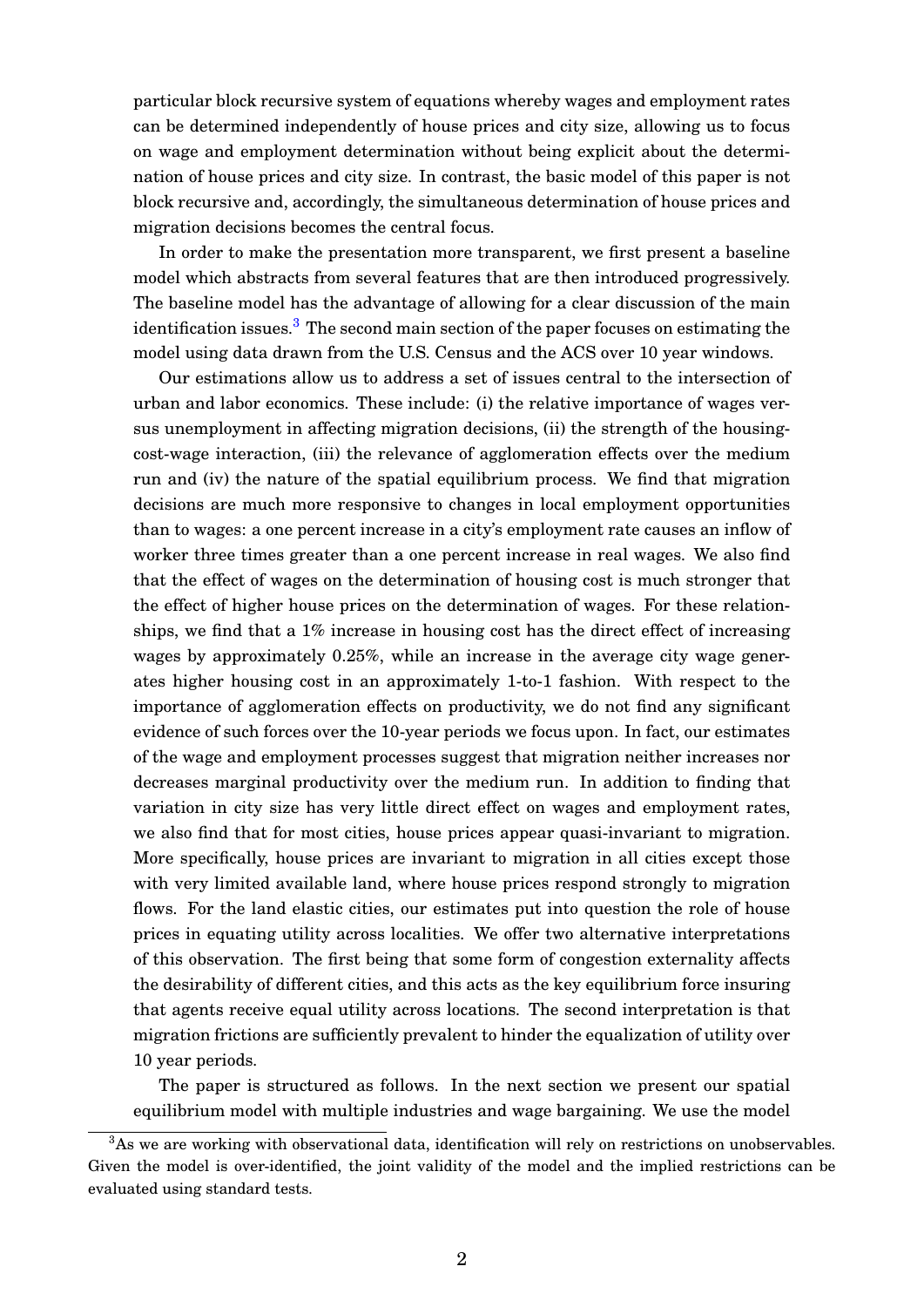particular block recursive system of equations whereby wages and employment rates can be determined independently of house prices and city size, allowing us to focus on wage and employment determination without being explicit about the determination of house prices and city size. In contrast, the basic model of this paper is not block recursive and, accordingly, the simultaneous determination of house prices and migration decisions becomes the central focus.

In order to make the presentation more transparent, we first present a baseline model which abstracts from several features that are then introduced progressively. The baseline model has the advantage of allowing for a clear discussion of the main identification issues.[3] The second main section of the paper focuses on estimating the model using data drawn from the U.S. Census and the ACS over 10 year windows.

Our estimations allow us to address a set of issues central to the intersection of urban and labor economics. These include: (i) the relative importance of wages versus unemployment in affecting migration decisions, (ii) the strength of the housing-cost-wage interaction, (iii) the relevance of agglomeration effects over the medium run and (iv) the nature of the spatial equilibrium process. We find that migration decisions are much more responsive to changes in local employment opportunities than to wages: a one percent increase in a city's employment rate causes an inflow of worker three times greater than a one percent increase in real wages. We also find that the effect of wages on the determination of housing cost is much stronger that the effect of higher house prices on the determination of wages. For these relationships, we find that a 1% increase in housing cost has the direct effect of increasing wages by approximately 0.25%, while an increase in the average city wage generates higher housing cost in an approximately 1-to-1 fashion. With respect to the importance of agglomeration effects on productivity, we do not find any significant evidence of such forces over the 10-year periods we focus upon. In fact, our estimates of the wage and employment processes suggest that migration neither increases nor decreases marginal productivity over the medium run. In addition to finding that variation in city size has very little direct effect on wages and employment rates, we also find that for most cities, house prices appear quasi-invariant to migration. More specifically, house prices are invariant to migration in all cities except those with very limited available land, where house prices respond strongly to migration flows. For the land elastic cities, our estimates put into question the role of house prices in equating utility across localities. We offer two alternative interpretations of this observation. The first being that some form of congestion externality affects the desirability of different cities, and this acts as the key equilibrium force insuring that agents receive equal utility across locations. The second interpretation is that migration frictions are sufficiently prevalent to hinder the equalization of utility over 10 year periods.

The paper is structured as follows. In the next section we present our spatial equilibrium model with multiple industries and wage bargaining. We use the model

[3] As we are working with observational data, identification will rely on restrictions on unobservables. Given the model is over-identified, the joint validity of the model and the implied restrictions can be evaluated using standard tests.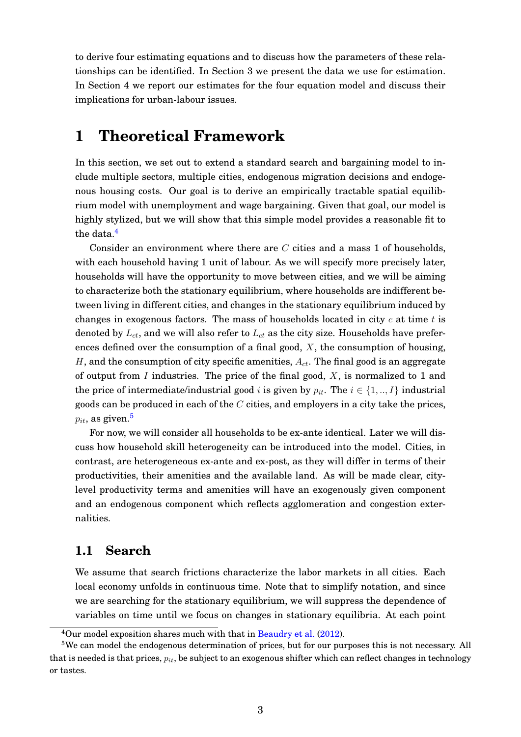to derive four estimating equations and to discuss how the parameters of these relationships can be identified. In Section 3 we present the data we use for estimation. In Section 4 we report our estimates for the four equation model and discuss their implications for urban-labour issues.

# 1 Theoretical Framework

In this section, we set out to extend a standard search and bargaining model to include multiple sectors, multiple cities, endogenous migration decisions and endogenous housing costs. Our goal is to derive an empirically tractable spatial equilibrium model with unemployment and wage bargaining. Given that goal, our model is highly stylized, but we will show that this simple model provides a reasonable fit to the data.[4]

Consider an environment where there are $C$ cities and a mass 1 of households, with each household having 1 unit of labour. As we will specify more precisely later, households will have the opportunity to move between cities, and we will be aiming to characterize both the stationary equilibrium, where households are indifferent between living in different cities, and changes in the stationary equilibrium induced by changes in exogenous factors. The mass of households located in city $c$ at time $t$ is denoted by $L_{ct}$, and we will also refer to $L_{ct}$ as the city size. Households have preferences defined over the consumption of a final good, $X$, the consumption of housing, $H$, and the consumption of city specific amenities, $A_{ct}$. The final good is an aggregate of output from $I$ industries. The price of the final good, $X$, is normalized to 1 and the price of intermediate/industrial good $i$ is given by $p_{it}$. The $i \in \{1,..,I\}$ industrial goods can be produced in each of the $C$ cities, and employers in a city take the prices, $p_{it}$, as given.[5]

For now, we will consider all households to be ex-ante identical. Later we will discuss how household skill heterogeneity can be introduced into the model. Cities, in contrast, are heterogeneous ex-ante and ex-post, as they will differ in terms of their productivities, their amenities and the available land. As will be made clear, city-level productivity terms and amenities will have an exogenously given component and an endogenous component which reflects agglomeration and congestion externalities.

## 1.1 Search

We assume that search frictions characterize the labor markets in all cities. Each local economy unfolds in continuous time. Note that to simplify notation, and since we are searching for the stationary equilibrium, we will suppress the dependence of variables on time until we focus on changes in stationary equilibria. At each point

[4] Our model exposition shares much with that in Beaudry et al. (2012).

[5] We can model the endogenous determination of prices, but for our purposes this is not necessary. All that is needed is that prices, $p_{it}$, be subject to an exogenous shifter which can reflect changes in technology or tastes.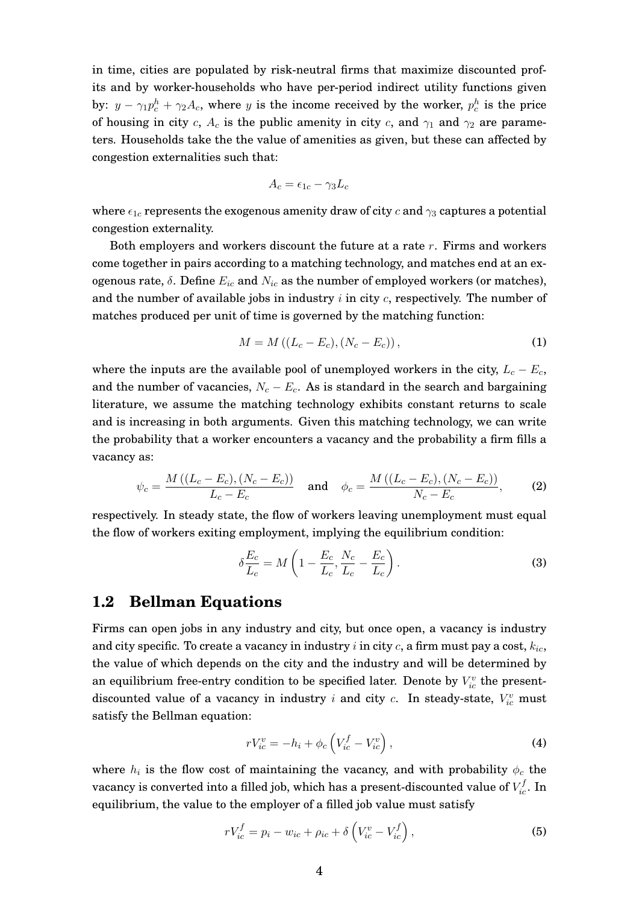in time, cities are populated by risk-neutral firms that maximize discounted profits and by worker-households who have per-period indirect utility functions given by: $y - \gamma_1 p_c^h + \gamma_2 A_c$, where $y$ is the income received by the worker, $p_c^h$ is the price of housing in city $c$, $A_c$ is the public amenity in city $c$, and $\gamma_1$ and $\gamma_2$ are parameters. Households take the the value of amenities as given, but these can affected by congestion externalities such that:

$$A_c = \epsilon_{1c} - \gamma_3 L_c$$

where $\epsilon_{1c}$ represents the exogenous amenity draw of city $c$ and $\gamma_3$ captures a potential congestion externality.

Both employers and workers discount the future at a rate $r$. Firms and workers come together in pairs according to a matching technology, and matches end at an exogenous rate, $\delta$. Define $E_{ic}$ and $N_{ic}$ as the number of employed workers (or matches), and the number of available jobs in industry $i$ in city $c$, respectively. The number of matches produced per unit of time is governed by the matching function:

$$M = M\left((L_c - E_c), (N_c - E_c)\right), \tag{1}$$

where the inputs are the available pool of unemployed workers in the city, $L_c - E_c$, and the number of vacancies, $N_c - E_c$. As is standard in the search and bargaining literature, we assume the matching technology exhibits constant returns to scale and is increasing in both arguments. Given this matching technology, we can write the probability that a worker encounters a vacancy and the probability a firm fills a vacancy as:

$$\psi_c = \frac{M\left((L_c - E_c), (N_c - E_c)\right)}{L_c - E_c} \quad \text{and} \quad \phi_c = \frac{M\left((L_c - E_c), (N_c - E_c)\right)}{N_c - E_c}, \tag{2}$$

respectively. In steady state, the flow of workers leaving unemployment must equal the flow of workers exiting employment, implying the equilibrium condition:

$$\delta \frac{E_c}{L_c} = M\left(1 - \frac{E_c}{L_c}, \frac{N_c}{L_c} - \frac{E_c}{L_c}\right). \tag{3}$$

## 1.2 Bellman Equations

Firms can open jobs in any industry and city, but once open, a vacancy is industry and city specific. To create a vacancy in industry $i$ in city $c$, a firm must pay a cost, $k_{ic}$, the value of which depends on the city and the industry and will be determined by an equilibrium free-entry condition to be specified later. Denote by $V_{ic}^v$ the present-discounted value of a vacancy in industry $i$ and city $c$. In steady-state, $V_{ic}^v$ must satisfy the Bellman equation:

$$rV_{ic}^v = -h_i + \phi_c\left(V_{ic}^f - V_{ic}^v\right), \tag{4}$$

where $h_i$ is the flow cost of maintaining the vacancy, and with probability $\phi_c$ the vacancy is converted into a filled job, which has a present-discounted value of $V_{ic}^f$. In equilibrium, the value to the employer of a filled job value must satisfy

$$rV_{ic}^f = p_i - w_{ic} + \rho_{ic} + \delta\left(V_{ic}^v - V_{ic}^f\right), \tag{5}$$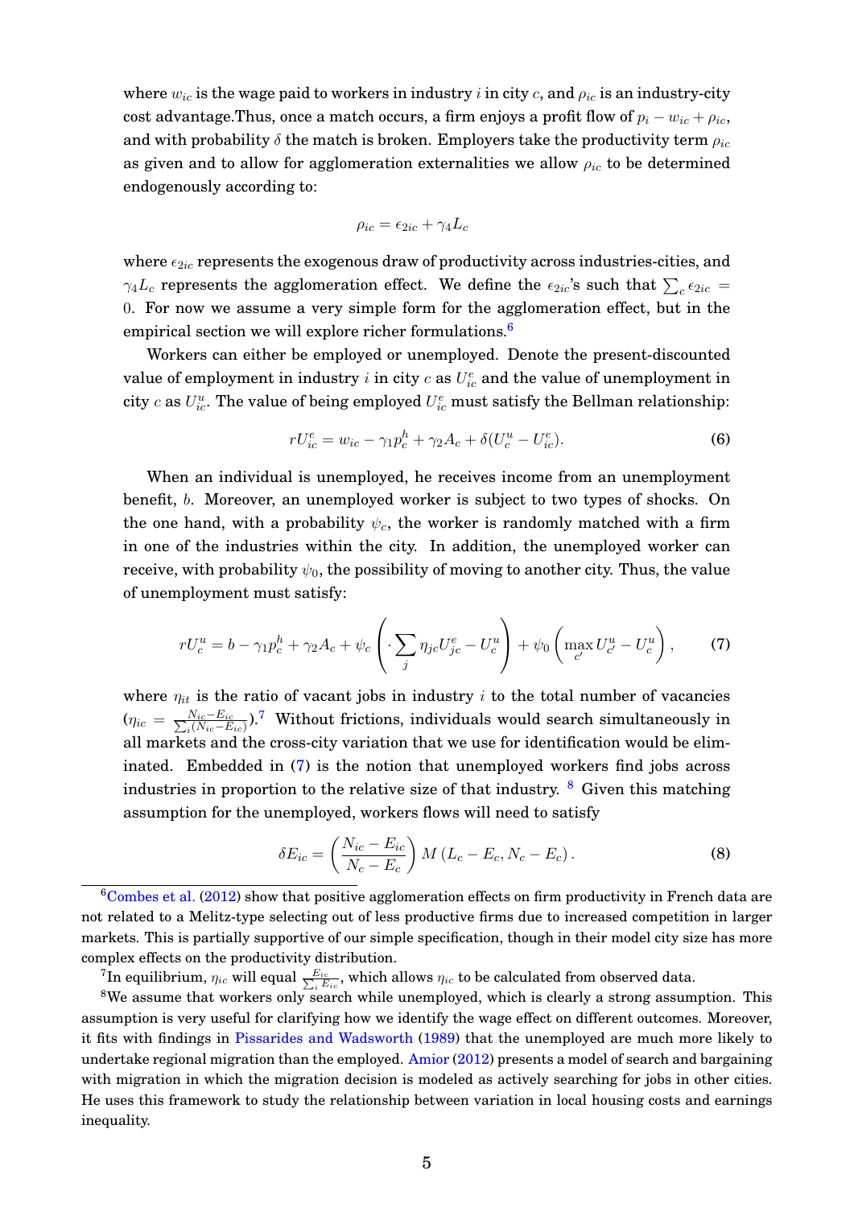where $w_{ic}$ is the wage paid to workers in industry $i$ in city $c$, and $\rho_{ic}$ is an industry-city cost advantage.Thus, once a match occurs, a firm enjoys a profit flow of $p_i - w_{ic} + \rho_{ic}$, and with probability $\delta$ the match is broken. Employers take the productivity term $\rho_{ic}$ as given and to allow for agglomeration externalities we allow $\rho_{ic}$ to be determined endogenously according to:

$$\rho_{ic} = \epsilon_{2ic} + \gamma_4 L_c$$

where $\epsilon_{2ic}$ represents the exogenous draw of productivity across industries-cities, and $\gamma_4 L_c$ represents the agglomeration effect. We define the $\epsilon_{2ic}$'s such that $\sum_c \epsilon_{2ic} = 0$. For now we assume a very simple form for the agglomeration effect, but in the empirical section we will explore richer formulations.[6]

Workers can either be employed or unemployed. Denote the present-discounted value of employment in industry $i$ in city $c$ as $U^e_{ic}$ and the value of unemployment in city $c$ as $U^u_{ic}$. The value of being employed $U^e_{ic}$ must satisfy the Bellman relationship:

$$rU^e_{ic} = w_{ic} - \gamma_1 p^h_c + \gamma_2 A_c + \delta(U^u_c - U^e_{ic}). \tag{6}$$

When an individual is unemployed, he receives income from an unemployment benefit, $b$. Moreover, an unemployed worker is subject to two types of shocks. On the one hand, with a probability $\psi_c$, the worker is randomly matched with a firm in one of the industries within the city. In addition, the unemployed worker can receive, with probability $\psi_0$, the possibility of moving to another city. Thus, the value of unemployment must satisfy:

$$rU^u_c = b - \gamma_1 p^h_c + \gamma_2 A_c + \psi_c \left( \cdot \sum_j \eta_{jc} U^e_{jc} - U^u_c \right) + \psi_0 \left( \max_{c'} U^u_{c'} - U^u_c \right), \tag{7}$$

where $\eta_{it}$ is the ratio of vacant jobs in industry $i$ to the total number of vacancies ($\eta_{ic} = \frac{N_{ic} - E_{ic}}{\sum_i (N_{ic} - E_{ic})}$).[7] Without frictions, individuals would search simultaneously in all markets and the cross-city variation that we use for identification would be eliminated. Embedded in (7) is the notion that unemployed workers find jobs across industries in proportion to the relative size of that industry. [8] Given this matching assumption for the unemployed, workers flows will need to satisfy

$$\delta E_{ic} = \left( \frac{N_{ic} - E_{ic}}{N_c - E_c} \right) M \left( L_c - E_c, N_c - E_c \right). \tag{8}$$

[6] Combes et al. (2012) show that positive agglomeration effects on firm productivity in French data are not related to a Melitz-type selecting out of less productive firms due to increased competition in larger markets. This is partially supportive of our simple specification, though in their model city size has more complex effects on the productivity distribution.

[7] In equilibrium, $\eta_{ic}$ will equal $\frac{E_{ic}}{\sum_i E_{ic}}$, which allows $\eta_{ic}$ to be calculated from observed data.

[8] We assume that workers only search while unemployed, which is clearly a strong assumption. This assumption is very useful for clarifying how we identify the wage effect on different outcomes. Moreover, it fits with findings in Pissarides and Wadsworth (1989) that the unemployed are much more likely to undertake regional migration than the employed. Amior (2012) presents a model of search and bargaining with migration in which the migration decision is modeled as actively searching for jobs in other cities. He uses this framework to study the relationship between variation in local housing costs and earnings inequality.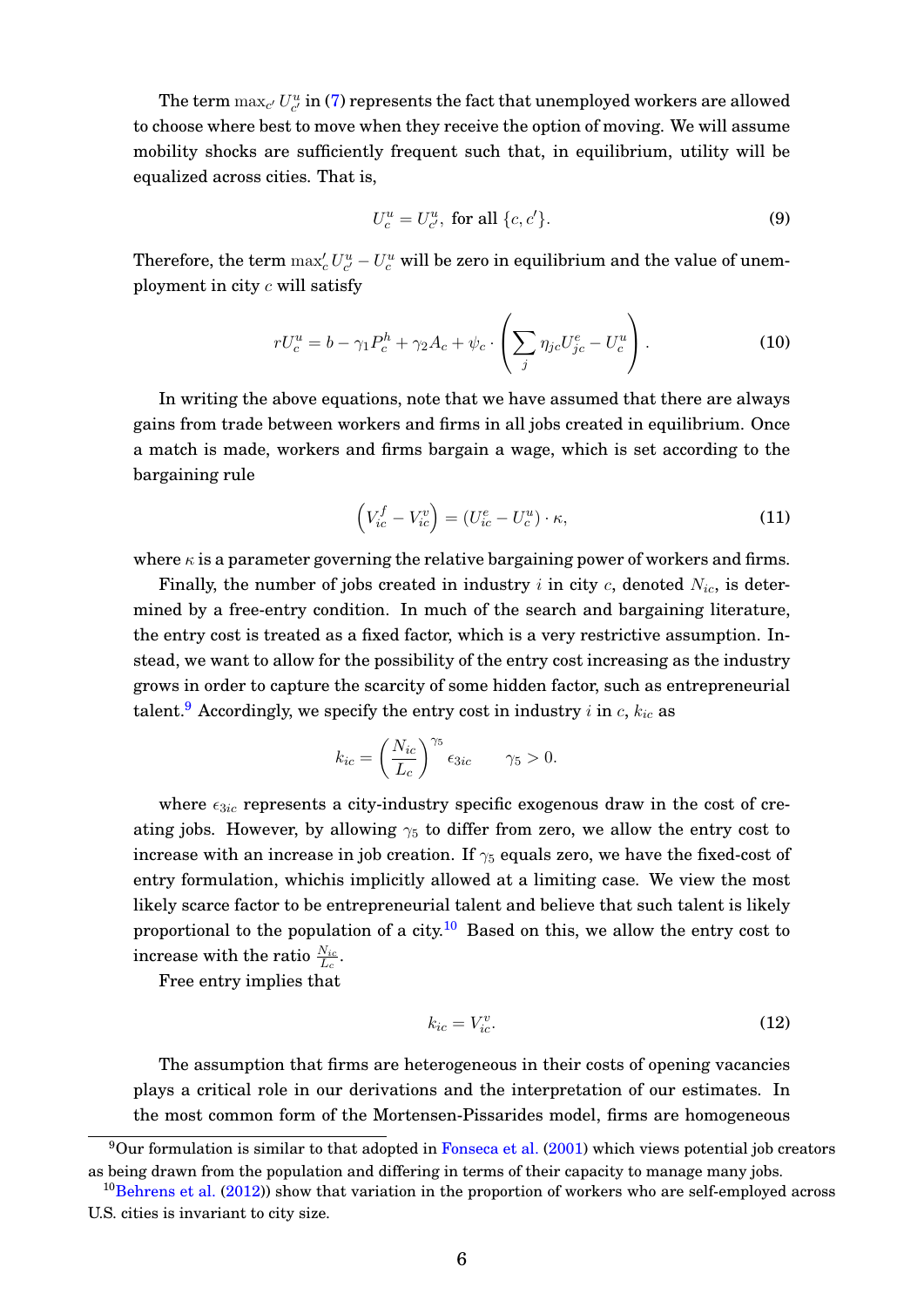The term $\max_{c'} U^u_{c'}$ in (7) represents the fact that unemployed workers are allowed to choose where best to move when they receive the option of moving. We will assume mobility shocks are sufficiently frequent such that, in equilibrium, utility will be equalized across cities. That is,

$$U^u_c = U^u_{c'}, \text{ for all } \{c, c'\}. \tag{9}$$

Therefore, the term $\max'_c U^u_{c'} - U^u_c$ will be zero in equilibrium and the value of unemployment in city $c$ will satisfy

$$rU^u_c = b - \gamma_1 P^h_c + \gamma_2 A_c + \psi_c \cdot \left( \sum_j \eta_{jc} U^e_{jc} - U^u_c \right). \tag{10}$$

In writing the above equations, note that we have assumed that there are always gains from trade between workers and firms in all jobs created in equilibrium. Once a match is made, workers and firms bargain a wage, which is set according to the bargaining rule

$$\left( V^f_{ic} - V^v_{ic} \right) = (U^e_{ic} - U^u_c) \cdot \kappa, \tag{11}$$

where $\kappa$ is a parameter governing the relative bargaining power of workers and firms.

Finally, the number of jobs created in industry $i$ in city $c$, denoted $N_{ic}$, is determined by a free-entry condition. In much of the search and bargaining literature, the entry cost is treated as a fixed factor, which is a very restrictive assumption. Instead, we want to allow for the possibility of the entry cost increasing as the industry grows in order to capture the scarcity of some hidden factor, such as entrepreneurial talent.[9] Accordingly, we specify the entry cost in industry $i$ in $c$, $k_{ic}$ as

$$k_{ic} = \left( \frac{N_{ic}}{L_c} \right)^{\gamma_5} \epsilon_{3ic} \qquad \gamma_5 > 0.$$

where $\epsilon_{3ic}$ represents a city-industry specific exogenous draw in the cost of creating jobs. However, by allowing $\gamma_5$ to differ from zero, we allow the entry cost to increase with an increase in job creation. If $\gamma_5$ equals zero, we have the fixed-cost of entry formulation, whichis implicitly allowed at a limiting case. We view the most likely scarce factor to be entrepreneurial talent and believe that such talent is likely proportional to the population of a city.[10] Based on this, we allow the entry cost to increase with the ratio $\frac{N_{ic}}{L_c}$.

Free entry implies that

$$k_{ic} = V^v_{ic}. \tag{12}$$

The assumption that firms are heterogeneous in their costs of opening vacancies plays a critical role in our derivations and the interpretation of our estimates. In the most common form of the Mortensen-Pissarides model, firms are homogeneous

[9] Our formulation is similar to that adopted in Fonseca et al. (2001) which views potential job creators as being drawn from the population and differing in terms of their capacity to manage many jobs.

[10] Behrens et al. (2012)) show that variation in the proportion of workers who are self-employed across U.S. cities is invariant to city size.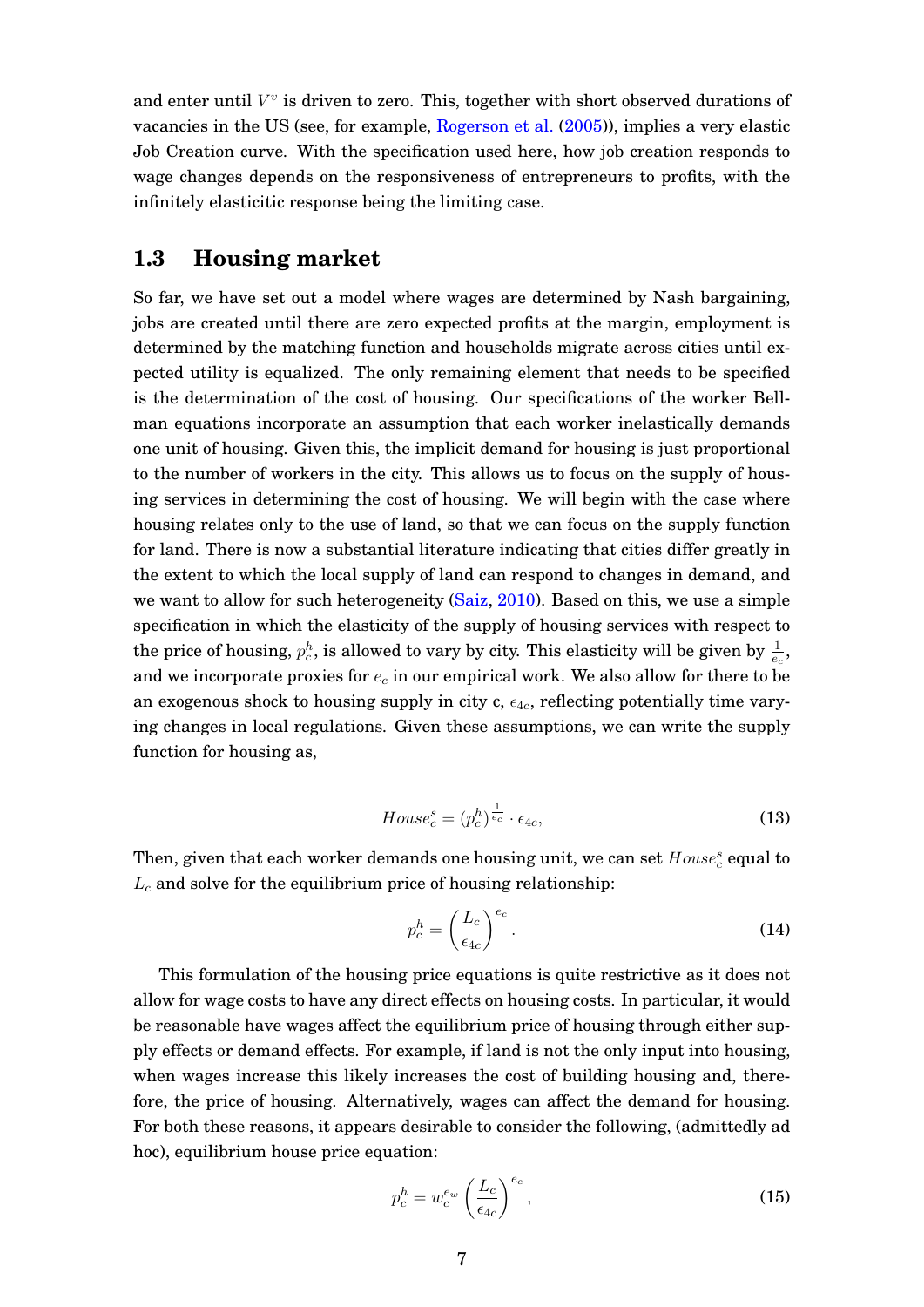and enter until $V^v$ is driven to zero. This, together with short observed durations of vacancies in the US (see, for example, Rogerson et al. (2005)), implies a very elastic Job Creation curve. With the specification used here, how job creation responds to wage changes depends on the responsiveness of entrepreneurs to profits, with the infinitely elasticitic response being the limiting case.

## 1.3 Housing market

So far, we have set out a model where wages are determined by Nash bargaining, jobs are created until there are zero expected profits at the margin, employment is determined by the matching function and households migrate across cities until expected utility is equalized. The only remaining element that needs to be specified is the determination of the cost of housing. Our specifications of the worker Bellman equations incorporate an assumption that each worker inelastically demands one unit of housing. Given this, the implicit demand for housing is just proportional to the number of workers in the city. This allows us to focus on the supply of housing services in determining the cost of housing. We will begin with the case where housing relates only to the use of land, so that we can focus on the supply function for land. There is now a substantial literature indicating that cities differ greatly in the extent to which the local supply of land can respond to changes in demand, and we want to allow for such heterogeneity (Saiz, 2010). Based on this, we use a simple specification in which the elasticity of the supply of housing services with respect to the price of housing, $p_c^h$, is allowed to vary by city. This elasticity will be given by $\frac{1}{e_c}$, and we incorporate proxies for $e_c$ in our empirical work. We also allow for there to be an exogenous shock to housing supply in city c, $\epsilon_{4c}$, reflecting potentially time varying changes in local regulations. Given these assumptions, we can write the supply function for housing as,

$$House_c^s = (p_c^h)^{\frac{1}{e_c}} \cdot \epsilon_{4c}, \tag{13}$$

Then, given that each worker demands one housing unit, we can set $House_c^s$ equal to $L_c$ and solve for the equilibrium price of housing relationship:

$$p_c^h = \left(\frac{L_c}{\epsilon_{4c}}\right)^{e_c}. \tag{14}$$

This formulation of the housing price equations is quite restrictive as it does not allow for wage costs to have any direct effects on housing costs. In particular, it would be reasonable have wages affect the equilibrium price of housing through either supply effects or demand effects. For example, if land is not the only input into housing, when wages increase this likely increases the cost of building housing and, therefore, the price of housing. Alternatively, wages can affect the demand for housing. For both these reasons, it appears desirable to consider the following, (admittedly ad hoc), equilibrium house price equation:

$$p_c^h = w_c^{e_w}\left(\frac{L_c}{\epsilon_{4c}}\right)^{e_c}, \tag{15}$$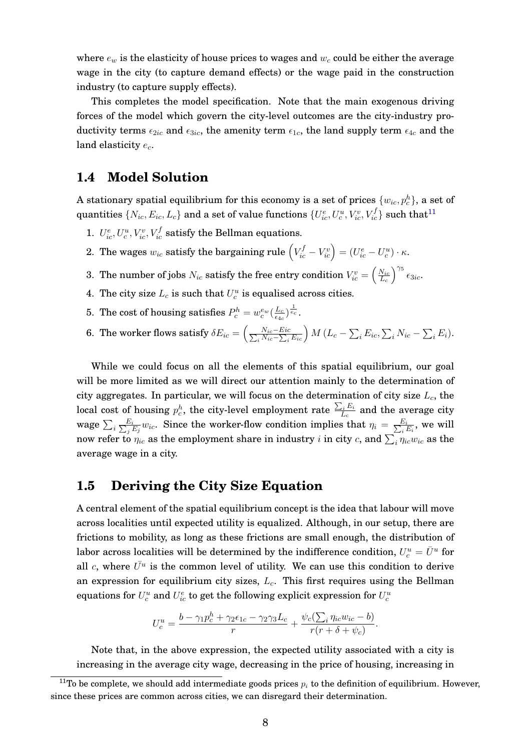where $e_w$ is the elasticity of house prices to wages and $w_c$ could be either the average wage in the city (to capture demand effects) or the wage paid in the construction industry (to capture supply effects).

This completes the model specification. Note that the main exogenous driving forces of the model which govern the city-level outcomes are the city-industry productivity terms $\epsilon_{2ic}$ and $\epsilon_{3ic}$, the amenity term $\epsilon_{1c}$, the land supply term $\epsilon_{4c}$ and the land elasticity $e_c$.

## 1.4 Model Solution

A stationary spatial equilibrium for this economy is a set of prices $\{w_{ic}, p^h_c\}$, a set of quantities $\{N_{ic}, E_{ic}, L_c\}$ and a set of value functions $\{U^e_{ic}, U^u_c, V^v_{ic}, V^f_{ic}\}$ such that[11]

1. $U^e_{ic}, U^u_c, V^v_{ic}, V^f_{ic}$ satisfy the Bellman equations.
2. The wages $w_{ic}$ satisfy the bargaining rule $\left(V^f_{ic} - V^v_{ic}\right) = (U^e_{ic} - U^u_c) \cdot \kappa$.
3. The number of jobs $N_{ic}$ satisfy the free entry condition $V^v_{ic} = \left(\frac{N_{ic}}{L_c}\right)^{\gamma_5} \epsilon_{3ic}$.
4. The city size $L_c$ is such that $U^u_c$ is equalised across cities.
5. The cost of housing satisfies $P^h_c = w_c^{e_w} (\frac{L_c}{\epsilon_{4c}})^{\frac{1}{e_c}}$.
6. The worker flows satisfy $\delta E_{ic} = \left(\frac{N_{ic} - Eic}{\sum_i N_{ic} - \sum_i E_{ic}}\right) M\left(L_c - \sum_i E_{ic}, \sum_i N_{ic} - \sum_i E_i\right)$.

While we could focus on all the elements of this spatial equilibrium, our goal will be more limited as we will direct our attention mainly to the determination of city aggregates. In particular, we will focus on the determination of city size $L_c$, the local cost of housing $p^h_c$, the city-level employment rate $\frac{\sum_i E_i}{L_c}$ and the average city wage $\sum_i \frac{E_i}{\sum_j E_j} w_{ic}$. Since the worker-flow condition implies that $\eta_i = \frac{E_i}{\sum_i E_i}$, we will now refer to $\eta_{ic}$ as the employment share in industry $i$ in city $c$, and $\sum_i \eta_{ic} w_{ic}$ as the average wage in a city.

## 1.5 Deriving the City Size Equation

A central element of the spatial equilibrium concept is the idea that labour will move across localities until expected utility is equalized. Although, in our setup, there are frictions to mobility, as long as these frictions are small enough, the distribution of labor across localities will be determined by the indifference condition, $U^u_c = \bar{U}^u$ for all $c$, where $\bar{U}^u$ is the common level of utility. We can use this condition to derive an expression for equilibrium city sizes, $L_c$. This first requires using the Bellman equations for $U^u_c$ and $U^e_{ic}$ to get the following explicit expression for $U^u_c$

$$U^u_c = \frac{b - \gamma_1 p^h_c + \gamma_2 \epsilon_{1c} - \gamma_2 \gamma_3 L_c}{r} + \frac{\psi_c(\sum_i \eta_{ic} w_{ic} - b)}{r(r + \delta + \psi_c)}.$$

Note that, in the above expression, the expected utility associated with a city is increasing in the average city wage, decreasing in the price of housing, increasing in

[11]To be complete, we should add intermediate goods prices $p_i$ to the definition of equilibrium. However, since these prices are common across cities, we can disregard their determination.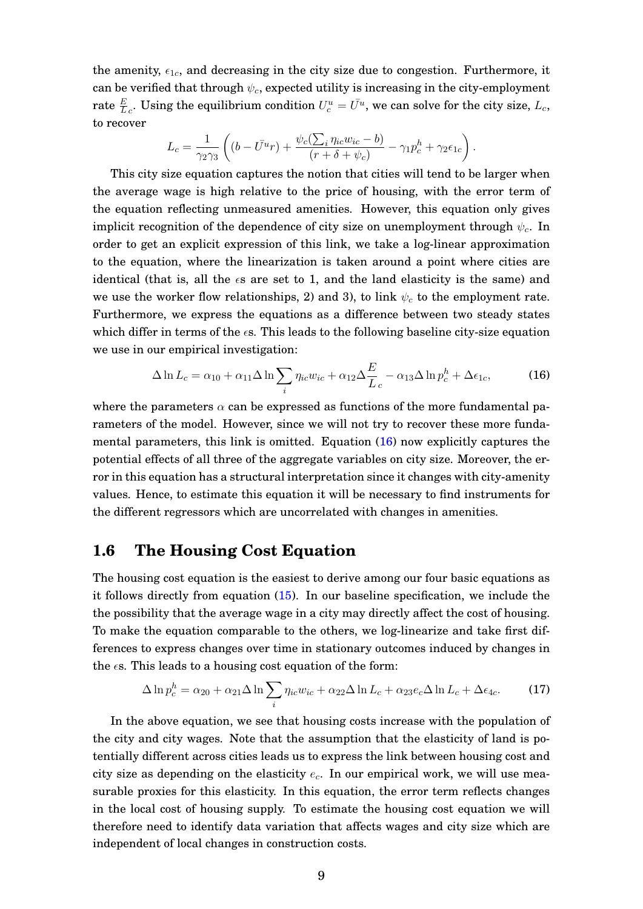the amenity, $\epsilon_{1c}$, and decreasing in the city size due to congestion. Furthermore, it can be verified that through $\psi_c$, expected utility is increasing in the city-employment rate $\frac{E}{L}_c$. Using the equilibrium condition $U_c^u = \bar{U^u}$, we can solve for the city size, $L_c$, to recover

$$L_c = \frac{1}{\gamma_2 \gamma_3} \left( (b - \bar{U^u} r) + \frac{\psi_c (\sum_i \eta_{ic} w_{ic} - b)}{(r + \delta + \psi_c)} - \gamma_1 p_c^h + \gamma_2 \epsilon_{1c} \right).$$

This city size equation captures the notion that cities will tend to be larger when the average wage is high relative to the price of housing, with the error term of the equation reflecting unmeasured amenities. However, this equation only gives implicit recognition of the dependence of city size on unemployment through $\psi_c$. In order to get an explicit expression of this link, we take a log-linear approximation to the equation, where the linearization is taken around a point where cities are identical (that is, all the $\epsilon$s are set to 1, and the land elasticity is the same) and we use the worker flow relationships, 2) and 3), to link $\psi_c$ to the employment rate. Furthermore, we express the equations as a difference between two steady states which differ in terms of the $\epsilon$s. This leads to the following baseline city-size equation we use in our empirical investigation:

$$\Delta \ln L_c = \alpha_{10} + \alpha_{11} \Delta \ln \sum_i \eta_{ic} w_{ic} + \alpha_{12} \Delta \frac{E}{L}_c - \alpha_{13} \Delta \ln p_c^h + \Delta \epsilon_{1c}, \tag{16}$$

where the parameters $\alpha$ can be expressed as functions of the more fundamental parameters of the model. However, since we will not try to recover these more fundamental parameters, this link is omitted. Equation (16) now explicitly captures the potential effects of all three of the aggregate variables on city size. Moreover, the error in this equation has a structural interpretation since it changes with city-amenity values. Hence, to estimate this equation it will be necessary to find instruments for the different regressors which are uncorrelated with changes in amenities.

## 1.6 The Housing Cost Equation

The housing cost equation is the easiest to derive among our four basic equations as it follows directly from equation (15). In our baseline specification, we include the the possibility that the average wage in a city may directly affect the cost of housing. To make the equation comparable to the others, we log-linearize and take first differences to express changes over time in stationary outcomes induced by changes in the $\epsilon$s. This leads to a housing cost equation of the form:

$$\Delta \ln p_c^h = \alpha_{20} + \alpha_{21} \Delta \ln \sum_i \eta_{ic} w_{ic} + \alpha_{22} \Delta \ln L_c + \alpha_{23} e_c \Delta \ln L_c + \Delta \epsilon_{4c}. \tag{17}$$

In the above equation, we see that housing costs increase with the population of the city and city wages. Note that the assumption that the elasticity of land is potentially different across cities leads us to express the link between housing cost and city size as depending on the elasticity $e_c$. In our empirical work, we will use measurable proxies for this elasticity. In this equation, the error term reflects changes in the local cost of housing supply. To estimate the housing cost equation we will therefore need to identify data variation that affects wages and city size which are independent of local changes in construction costs.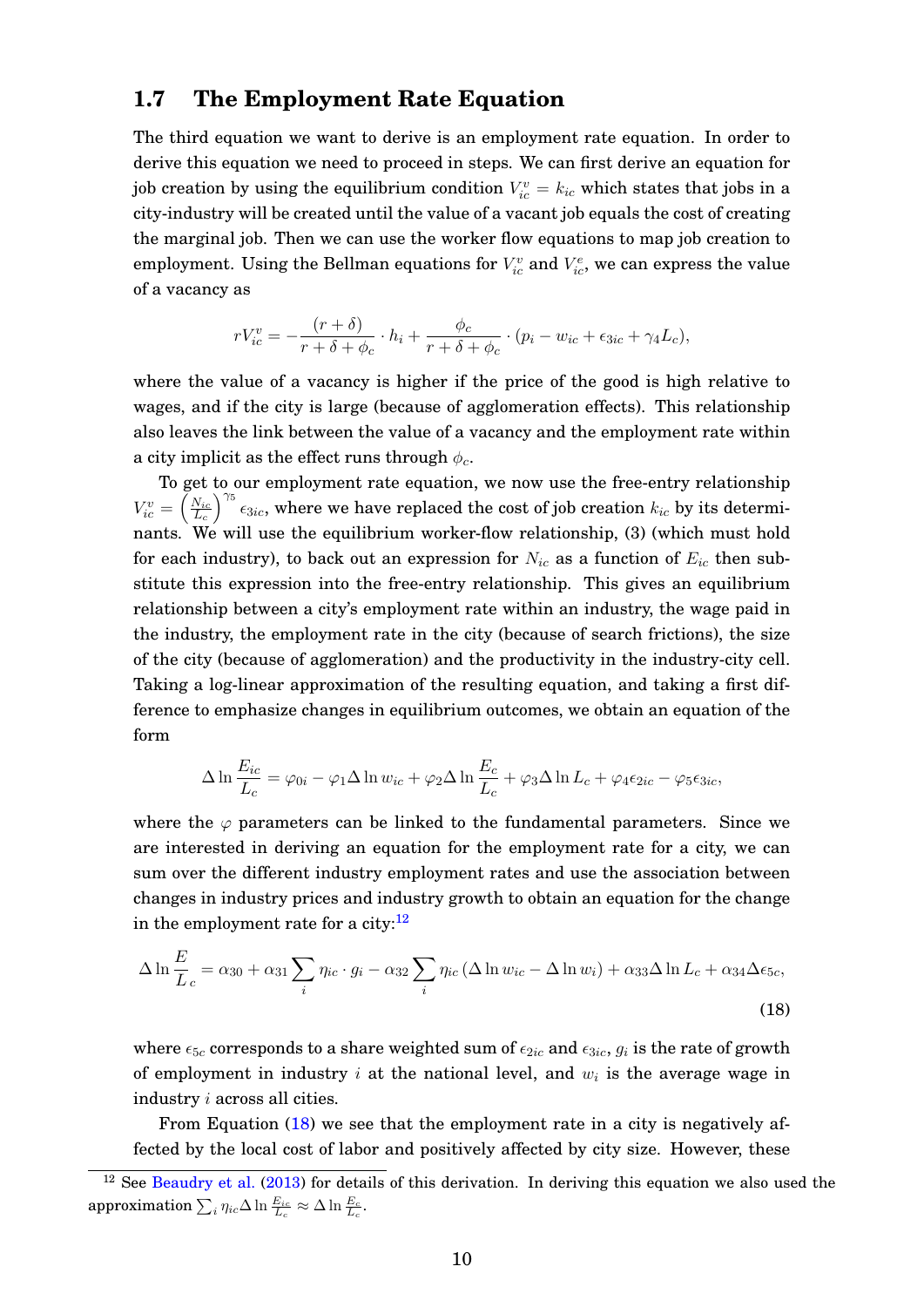### 1.7 The Employment Rate Equation

The third equation we want to derive is an employment rate equation. In order to derive this equation we need to proceed in steps. We can first derive an equation for job creation by using the equilibrium condition $V^v_{ic} = k_{ic}$ which states that jobs in a city-industry will be created until the value of a vacant job equals the cost of creating the marginal job. Then we can use the worker flow equations to map job creation to employment. Using the Bellman equations for $V^v_{ic}$ and $V^e_{ic}$, we can express the value of a vacancy as

$$rV^v_{ic} = -\frac{(r+\delta)}{r+\delta+\phi_c} \cdot h_i + \frac{\phi_c}{r+\delta+\phi_c} \cdot (p_i - w_{ic} + \epsilon_{3ic} + \gamma_4 L_c),$$

where the value of a vacancy is higher if the price of the good is high relative to wages, and if the city is large (because of agglomeration effects). This relationship also leaves the link between the value of a vacancy and the employment rate within a city implicit as the effect runs through $\phi_c$.

To get to our employment rate equation, we now use the free-entry relationship $V^v_{ic} = \left(\frac{N_{ic}}{L_c}\right)^{\gamma_5} \epsilon_{3ic}$, where we have replaced the cost of job creation $k_{ic}$ by its determinants. We will use the equilibrium worker-flow relationship, (3) (which must hold for each industry), to back out an expression for $N_{ic}$ as a function of $E_{ic}$ then substitute this expression into the free-entry relationship. This gives an equilibrium relationship between a city's employment rate within an industry, the wage paid in the industry, the employment rate in the city (because of search frictions), the size of the city (because of agglomeration) and the productivity in the industry-city cell. Taking a log-linear approximation of the resulting equation, and taking a first difference to emphasize changes in equilibrium outcomes, we obtain an equation of the form

$$\Delta \ln \frac{E_{ic}}{L_c} = \varphi_{0i} - \varphi_1 \Delta \ln w_{ic} + \varphi_2 \Delta \ln \frac{E_c}{L_c} + \varphi_3 \Delta \ln L_c + \varphi_4 \epsilon_{2ic} - \varphi_5 \epsilon_{3ic},$$

where the $\varphi$ parameters can be linked to the fundamental parameters. Since we are interested in deriving an equation for the employment rate for a city, we can sum over the different industry employment rates and use the association between changes in industry prices and industry growth to obtain an equation for the change in the employment rate for a city:[12]

$$\Delta \ln \frac{E}{L}_c = \alpha_{30} + \alpha_{31} \sum_i \eta_{ic} \cdot g_i - \alpha_{32} \sum_i \eta_{ic} \left(\Delta \ln w_{ic} - \Delta \ln w_i\right) + \alpha_{33} \Delta \ln L_c + \alpha_{34} \Delta \epsilon_{5c}, \tag{18}$$

where $\epsilon_{5c}$ corresponds to a share weighted sum of $\epsilon_{2ic}$ and $\epsilon_{3ic}$, $g_i$ is the rate of growth of employment in industry $i$ at the national level, and $w_i$ is the average wage in industry $i$ across all cities.

From Equation (18) we see that the employment rate in a city is negatively affected by the local cost of labor and positively affected by city size. However, these

[12] See Beaudry et al. (2013) for details of this derivation. In deriving this equation we also used the approximation $\sum_i \eta_{ic} \Delta \ln \frac{E_{ic}}{L_c} \approx \Delta \ln \frac{E_c}{L_c}$.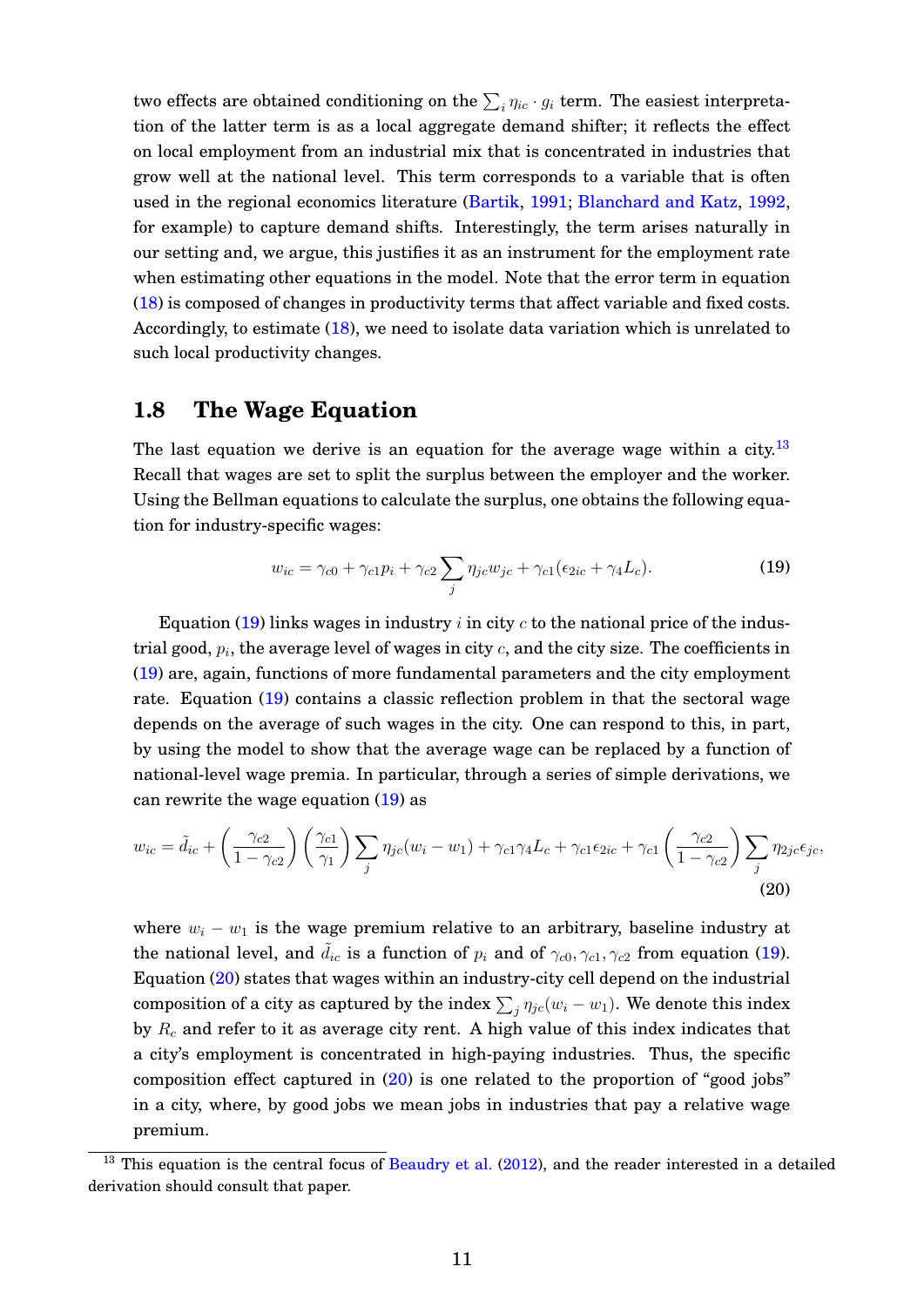two effects are obtained conditioning on the $\sum_i \eta_{ic} \cdot g_i$ term. The easiest interpretation of the latter term is as a local aggregate demand shifter; it reflects the effect on local employment from an industrial mix that is concentrated in industries that grow well at the national level. This term corresponds to a variable that is often used in the regional economics literature (Bartik, 1991; Blanchard and Katz, 1992, for example) to capture demand shifts. Interestingly, the term arises naturally in our setting and, we argue, this justifies it as an instrument for the employment rate when estimating other equations in the model. Note that the error term in equation (18) is composed of changes in productivity terms that affect variable and fixed costs. Accordingly, to estimate (18), we need to isolate data variation which is unrelated to such local productivity changes.

## 1.8 The Wage Equation

The last equation we derive is an equation for the average wage within a city.[13] Recall that wages are set to split the surplus between the employer and the worker. Using the Bellman equations to calculate the surplus, one obtains the following equation for industry-specific wages:

$$w_{ic} = \gamma_{c0} + \gamma_{c1} p_i + \gamma_{c2} \sum_j \eta_{jc} w_{jc} + \gamma_{c1}(\epsilon_{2ic} + \gamma_4 L_c). \tag{19}$$

Equation (19) links wages in industry $i$ in city $c$ to the national price of the industrial good, $p_i$, the average level of wages in city $c$, and the city size. The coefficients in (19) are, again, functions of more fundamental parameters and the city employment rate. Equation (19) contains a classic reflection problem in that the sectoral wage depends on the average of such wages in the city. One can respond to this, in part, by using the model to show that the average wage can be replaced by a function of national-level wage premia. In particular, through a series of simple derivations, we can rewrite the wage equation (19) as

$$w_{ic} = \tilde{d}_{ic} + \left(\frac{\gamma_{c2}}{1-\gamma_{c2}}\right)\left(\frac{\gamma_{c1}}{\gamma_1}\right) \sum_j \eta_{jc}(w_i - w_1) + \gamma_{c1}\gamma_4 L_c + \gamma_{c1}\epsilon_{2ic} + \gamma_{c1}\left(\frac{\gamma_{c2}}{1-\gamma_{c2}}\right) \sum_j \eta_{2jc}\epsilon_{jc}, \tag{20}$$

where $w_i - w_1$ is the wage premium relative to an arbitrary, baseline industry at the national level, and $\tilde{d}_{ic}$ is a function of $p_i$ and of $\gamma_{c0}, \gamma_{c1}, \gamma_{c2}$ from equation (19). Equation (20) states that wages within an industry-city cell depend on the industrial composition of a city as captured by the index $\sum_j \eta_{jc}(w_i - w_1)$. We denote this index by $R_c$ and refer to it as average city rent. A high value of this index indicates that a city's employment is concentrated in high-paying industries. Thus, the specific composition effect captured in (20) is one related to the proportion of "good jobs" in a city, where, by good jobs we mean jobs in industries that pay a relative wage premium.

[13] This equation is the central focus of Beaudry et al. (2012), and the reader interested in a detailed derivation should consult that paper.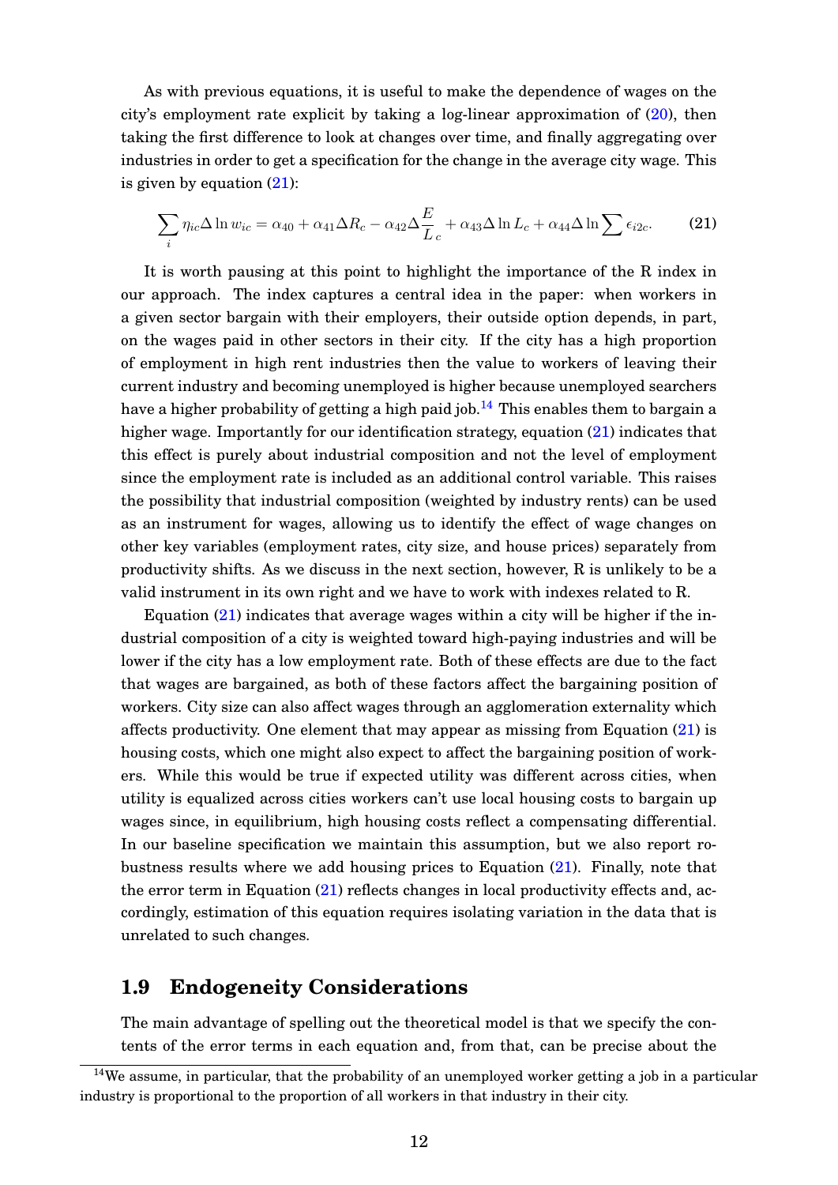As with previous equations, it is useful to make the dependence of wages on the city's employment rate explicit by taking a log-linear approximation of (20), then taking the first difference to look at changes over time, and finally aggregating over industries in order to get a specification for the change in the average city wage. This is given by equation (21):

$$\sum_i \eta_{ic} \Delta \ln w_{ic} = \alpha_{40} + \alpha_{41} \Delta R_c - \alpha_{42} \Delta \frac{E}{L}_c + \alpha_{43} \Delta \ln L_c + \alpha_{44} \Delta \ln \sum \epsilon_{i2c}. \tag{21}$$

It is worth pausing at this point to highlight the importance of the R index in our approach. The index captures a central idea in the paper: when workers in a given sector bargain with their employers, their outside option depends, in part, on the wages paid in other sectors in their city. If the city has a high proportion of employment in high rent industries then the value to workers of leaving their current industry and becoming unemployed is higher because unemployed searchers have a higher probability of getting a high paid job.[14] This enables them to bargain a higher wage. Importantly for our identification strategy, equation (21) indicates that this effect is purely about industrial composition and not the level of employment since the employment rate is included as an additional control variable. This raises the possibility that industrial composition (weighted by industry rents) can be used as an instrument for wages, allowing us to identify the effect of wage changes on other key variables (employment rates, city size, and house prices) separately from productivity shifts. As we discuss in the next section, however, R is unlikely to be a valid instrument in its own right and we have to work with indexes related to R.

Equation (21) indicates that average wages within a city will be higher if the industrial composition of a city is weighted toward high-paying industries and will be lower if the city has a low employment rate. Both of these effects are due to the fact that wages are bargained, as both of these factors affect the bargaining position of workers. City size can also affect wages through an agglomeration externality which affects productivity. One element that may appear as missing from Equation (21) is housing costs, which one might also expect to affect the bargaining position of workers. While this would be true if expected utility was different across cities, when utility is equalized across cities workers can't use local housing costs to bargain up wages since, in equilibrium, high housing costs reflect a compensating differential. In our baseline specification we maintain this assumption, but we also report robustness results where we add housing prices to Equation (21). Finally, note that the error term in Equation (21) reflects changes in local productivity effects and, accordingly, estimation of this equation requires isolating variation in the data that is unrelated to such changes.

## 1.9 Endogeneity Considerations

The main advantage of spelling out the theoretical model is that we specify the contents of the error terms in each equation and, from that, can be precise about the

[14] We assume, in particular, that the probability of an unemployed worker getting a job in a particular industry is proportional to the proportion of all workers in that industry in their city.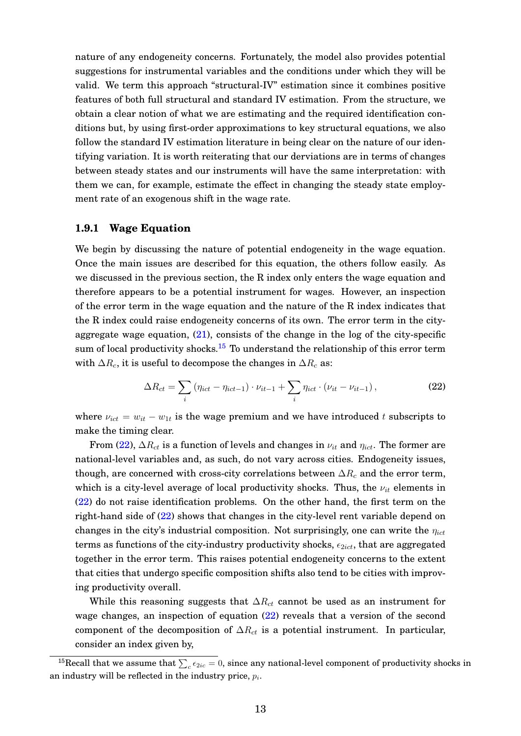nature of any endogeneity concerns. Fortunately, the model also provides potential suggestions for instrumental variables and the conditions under which they will be valid. We term this approach "structural-IV" estimation since it combines positive features of both full structural and standard IV estimation. From the structure, we obtain a clear notion of what we are estimating and the required identification conditions but, by using first-order approximations to key structural equations, we also follow the standard IV estimation literature in being clear on the nature of our identifying variation. It is worth reiterating that our derviations are in terms of changes between steady states and our instruments will have the same interpretation: with them we can, for example, estimate the effect in changing the steady state employment rate of an exogenous shift in the wage rate.

### 1.9.1 Wage Equation

We begin by discussing the nature of potential endogeneity in the wage equation. Once the main issues are described for this equation, the others follow easily. As we discussed in the previous section, the R index only enters the wage equation and therefore appears to be a potential instrument for wages. However, an inspection of the error term in the wage equation and the nature of the R index indicates that the R index could raise endogeneity concerns of its own. The error term in the city-aggregate wage equation, (21), consists of the change in the log of the city-specific sum of local productivity shocks.[15] To understand the relationship of this error term with $\Delta R_c$, it is useful to decompose the changes in $\Delta R_c$ as:

$$\Delta R_{ct} = \sum_i \left(\eta_{ict} - \eta_{ict-1}\right) \cdot \nu_{it-1} + \sum_i \eta_{ict} \cdot \left(\nu_{it} - \nu_{it-1}\right), \tag{22}$$

where $\nu_{ict} = w_{it} - w_{1t}$ is the wage premium and we have introduced $t$ subscripts to make the timing clear.

From (22), $\Delta R_{ct}$ is a function of levels and changes in $\nu_{it}$ and $\eta_{ict}$. The former are national-level variables and, as such, do not vary across cities. Endogeneity issues, though, are concerned with cross-city correlations between $\Delta R_c$ and the error term, which is a city-level average of local productivity shocks. Thus, the $\nu_{it}$ elements in (22) do not raise identification problems. On the other hand, the first term on the right-hand side of (22) shows that changes in the city-level rent variable depend on changes in the city's industrial composition. Not surprisingly, one can write the $\eta_{ict}$ terms as functions of the city-industry productivity shocks, $\epsilon_{2ict}$, that are aggregated together in the error term. This raises potential endogeneity concerns to the extent that cities that undergo specific composition shifts also tend to be cities with improving productivity overall.

While this reasoning suggests that $\Delta R_{ct}$ cannot be used as an instrument for wage changes, an inspection of equation (22) reveals that a version of the second component of the decomposition of $\Delta R_{ct}$ is a potential instrument. In particular, consider an index given by,

[15] Recall that we assume that $\sum_c \epsilon_{2ic} = 0$, since any national-level component of productivity shocks in an industry will be reflected in the industry price, $p_i$.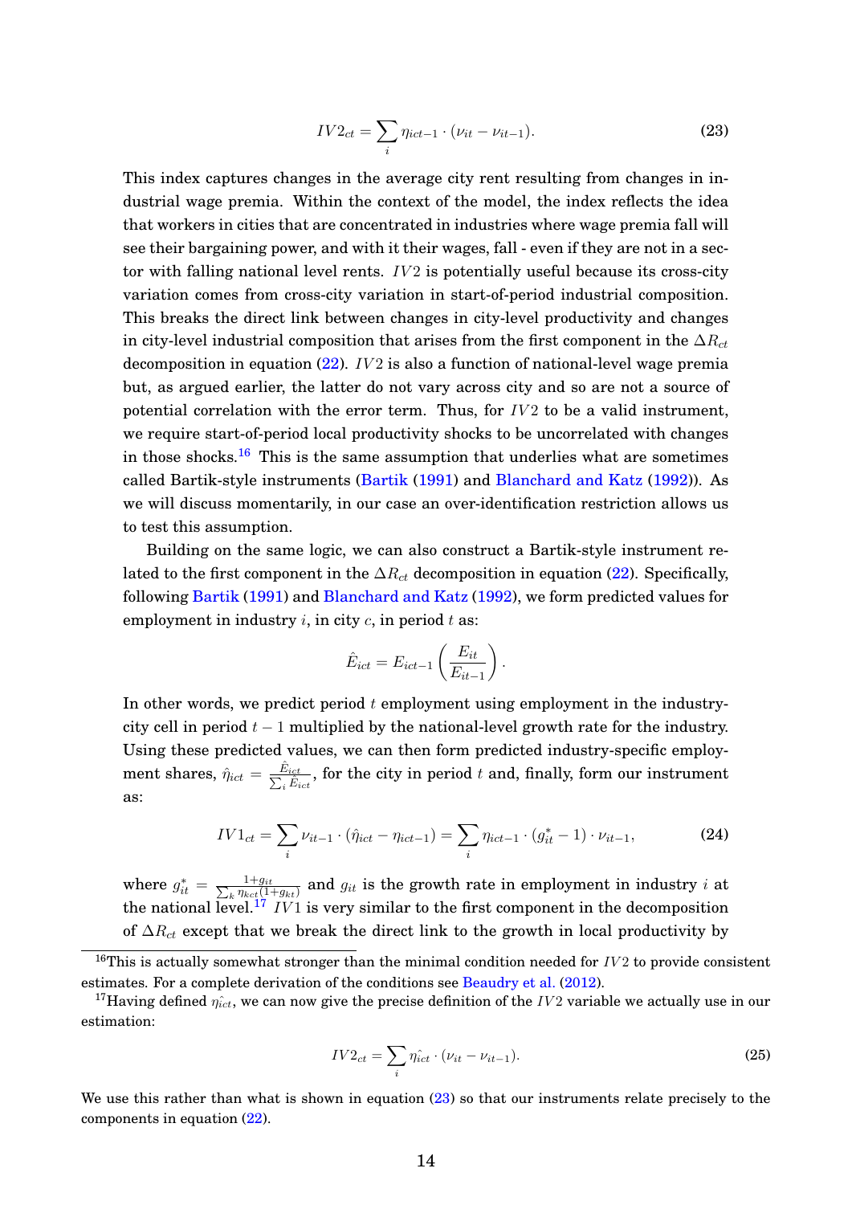$$IV2_{ct} = \sum_i \eta_{ict-1} \cdot (\nu_{it} - \nu_{it-1}). \tag{23}$$

This index captures changes in the average city rent resulting from changes in industrial wage premia. Within the context of the model, the index reflects the idea that workers in cities that are concentrated in industries where wage premia fall will see their bargaining power, and with it their wages, fall - even if they are not in a sector with falling national level rents. $IV2$ is potentially useful because its cross-city variation comes from cross-city variation in start-of-period industrial composition. This breaks the direct link between changes in city-level productivity and changes in city-level industrial composition that arises from the first component in the $\Delta R_{ct}$ decomposition in equation (22). $IV2$ is also a function of national-level wage premia but, as argued earlier, the latter do not vary across city and so are not a source of potential correlation with the error term. Thus, for $IV2$ to be a valid instrument, we require start-of-period local productivity shocks to be uncorrelated with changes in those shocks.[16] This is the same assumption that underlies what are sometimes called Bartik-style instruments (Bartik (1991) and Blanchard and Katz (1992)). As we will discuss momentarily, in our case an over-identification restriction allows us to test this assumption.

Building on the same logic, we can also construct a Bartik-style instrument related to the first component in the $\Delta R_{ct}$ decomposition in equation (22). Specifically, following Bartik (1991) and Blanchard and Katz (1992), we form predicted values for employment in industry $i$, in city $c$, in period $t$ as:

$$\hat{E}_{ict} = E_{ict-1} \left( \frac{E_{it}}{E_{it-1}} \right).$$

In other words, we predict period $t$ employment using employment in the industry-city cell in period $t-1$ multiplied by the national-level growth rate for the industry. Using these predicted values, we can then form predicted industry-specific employment shares, $\hat{\eta}_{ict} = \frac{\hat{E}_{ict}}{\sum_i \hat{E}_{ict}}$, for the city in period $t$ and, finally, form our instrument as:

$$IV1_{ct} = \sum_i \nu_{it-1} \cdot (\hat{\eta}_{ict} - \eta_{ict-1}) = \sum_i \eta_{ict-1} \cdot (g^*_{it} - 1) \cdot \nu_{it-1}, \tag{24}$$

where $g^*_{it} = \frac{1+g_{it}}{\sum_k \eta_{kct}(1+g_{kt})}$ and $g_{it}$ is the growth rate in employment in industry $i$ at the national level.[17] $IV1$ is very similar to the first component in the decomposition of $\Delta R_{ct}$ except that we break the direct link to the growth in local productivity by

[16] This is actually somewhat stronger than the minimal condition needed for $IV2$ to provide consistent estimates. For a complete derivation of the conditions see Beaudry et al. (2012).

[17] Having defined $\hat{\eta_{ict}}$, we can now give the precise definition of the $IV2$ variable we actually use in our estimation:

$$IV2_{ct} = \sum_i \hat{\eta_{ict}} \cdot (\nu_{it} - \nu_{it-1}). \tag{25}$$

We use this rather than what is shown in equation (23) so that our instruments relate precisely to the components in equation (22).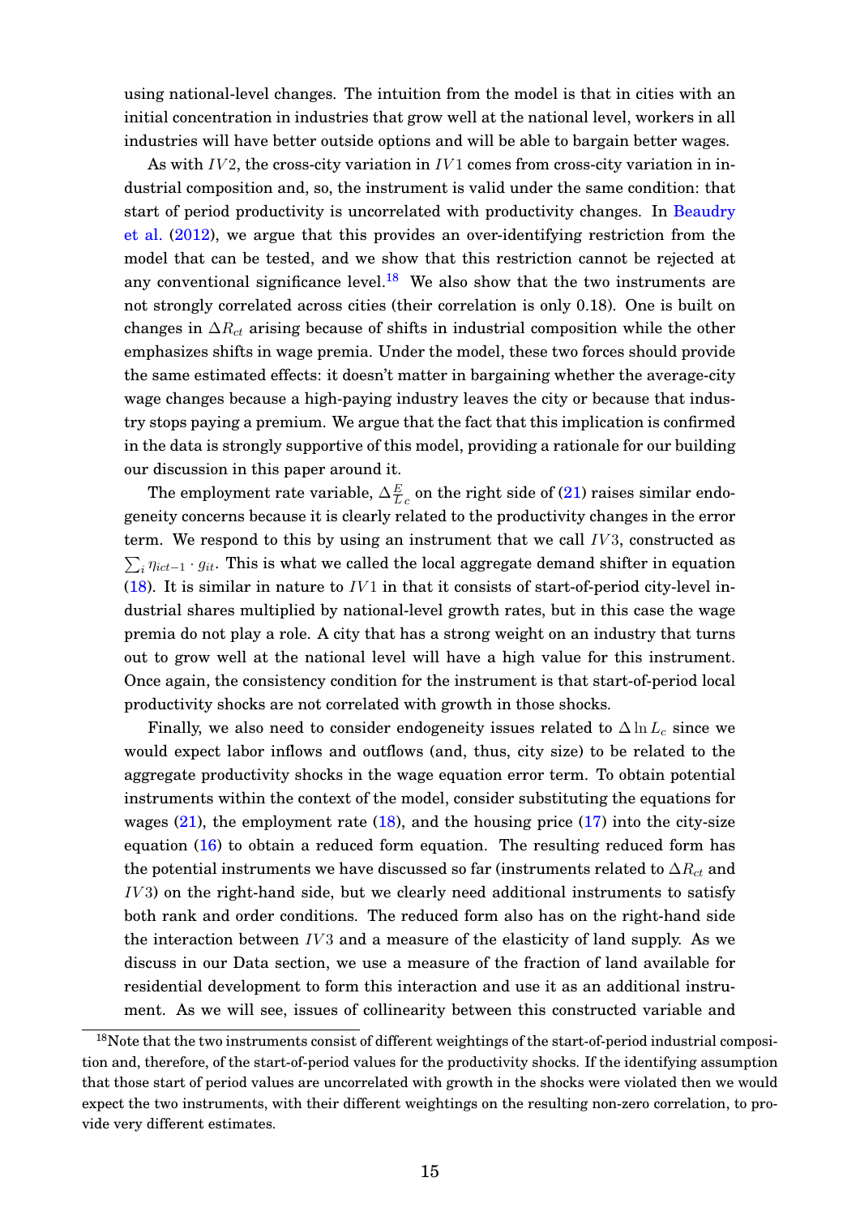using national-level changes. The intuition from the model is that in cities with an initial concentration in industries that grow well at the national level, workers in all industries will have better outside options and will be able to bargain better wages.

As with $IV2$, the cross-city variation in $IV1$ comes from cross-city variation in industrial composition and, so, the instrument is valid under the same condition: that start of period productivity is uncorrelated with productivity changes. In Beaudry et al. (2012), we argue that this provides an over-identifying restriction from the model that can be tested, and we show that this restriction cannot be rejected at any conventional significance level.[18] We also show that the two instruments are not strongly correlated across cities (their correlation is only 0.18). One is built on changes in $\Delta R_{ct}$ arising because of shifts in industrial composition while the other emphasizes shifts in wage premia. Under the model, these two forces should provide the same estimated effects: it doesn't matter in bargaining whether the average-city wage changes because a high-paying industry leaves the city or because that industry stops paying a premium. We argue that the fact that this implication is confirmed in the data is strongly supportive of this model, providing a rationale for our building our discussion in this paper around it.

The employment rate variable, $\Delta \frac{E}{L}_c$ on the right side of (21) raises similar endogeneity concerns because it is clearly related to the productivity changes in the error term. We respond to this by using an instrument that we call $IV3$, constructed as $\sum_i \eta_{ict-1} \cdot g_{it}$. This is what we called the local aggregate demand shifter in equation (18). It is similar in nature to $IV1$ in that it consists of start-of-period city-level industrial shares multiplied by national-level growth rates, but in this case the wage premia do not play a role. A city that has a strong weight on an industry that turns out to grow well at the national level will have a high value for this instrument. Once again, the consistency condition for the instrument is that start-of-period local productivity shocks are not correlated with growth in those shocks.

Finally, we also need to consider endogeneity issues related to $\Delta \ln L_c$ since we would expect labor inflows and outflows (and, thus, city size) to be related to the aggregate productivity shocks in the wage equation error term. To obtain potential instruments within the context of the model, consider substituting the equations for wages (21), the employment rate (18), and the housing price (17) into the city-size equation (16) to obtain a reduced form equation. The resulting reduced form has the potential instruments we have discussed so far (instruments related to $\Delta R_{ct}$ and $IV3$) on the right-hand side, but we clearly need additional instruments to satisfy both rank and order conditions. The reduced form also has on the right-hand side the interaction between $IV3$ and a measure of the elasticity of land supply. As we discuss in our Data section, we use a measure of the fraction of land available for residential development to form this interaction and use it as an additional instrument. As we will see, issues of collinearity between this constructed variable and

[18] Note that the two instruments consist of different weightings of the start-of-period industrial composition and, therefore, of the start-of-period values for the productivity shocks. If the identifying assumption that those start of period values are uncorrelated with growth in the shocks were violated then we would expect the two instruments, with their different weightings on the resulting non-zero correlation, to provide very different estimates.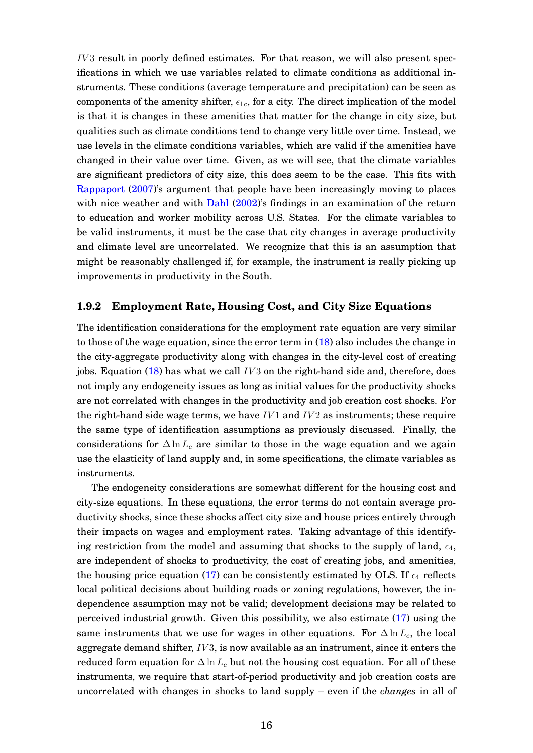$IV3$ result in poorly defined estimates. For that reason, we will also present specifications in which we use variables related to climate conditions as additional instruments. These conditions (average temperature and precipitation) can be seen as components of the amenity shifter, $\epsilon_{1c}$, for a city. The direct implication of the model is that it is changes in these amenities that matter for the change in city size, but qualities such as climate conditions tend to change very little over time. Instead, we use levels in the climate conditions variables, which are valid if the amenities have changed in their value over time. Given, as we will see, that the climate variables are significant predictors of city size, this does seem to be the case. This fits with Rappaport (2007)'s argument that people have been increasingly moving to places with nice weather and with Dahl (2002)'s findings in an examination of the return to education and worker mobility across U.S. States. For the climate variables to be valid instruments, it must be the case that city changes in average productivity and climate level are uncorrelated. We recognize that this is an assumption that might be reasonably challenged if, for example, the instrument is really picking up improvements in productivity in the South.

### 1.9.2 Employment Rate, Housing Cost, and City Size Equations

The identification considerations for the employment rate equation are very similar to those of the wage equation, since the error term in (18) also includes the change in the city-aggregate productivity along with changes in the city-level cost of creating jobs. Equation (18) has what we call $IV3$ on the right-hand side and, therefore, does not imply any endogeneity issues as long as initial values for the productivity shocks are not correlated with changes in the productivity and job creation cost shocks. For the right-hand side wage terms, we have $IV1$ and $IV2$ as instruments; these require the same type of identification assumptions as previously discussed. Finally, the considerations for $\Delta \ln L_c$ are similar to those in the wage equation and we again use the elasticity of land supply and, in some specifications, the climate variables as instruments.

The endogeneity considerations are somewhat different for the housing cost and city-size equations. In these equations, the error terms do not contain average productivity shocks, since these shocks affect city size and house prices entirely through their impacts on wages and employment rates. Taking advantage of this identifying restriction from the model and assuming that shocks to the supply of land, $\epsilon_4$, are independent of shocks to productivity, the cost of creating jobs, and amenities, the housing price equation (17) can be consistently estimated by OLS. If $\epsilon_4$ reflects local political decisions about building roads or zoning regulations, however, the independence assumption may not be valid; development decisions may be related to perceived industrial growth. Given this possibility, we also estimate (17) using the same instruments that we use for wages in other equations. For $\Delta \ln L_c$, the local aggregate demand shifter, $IV3$, is now available as an instrument, since it enters the reduced form equation for $\Delta \ln L_c$ but not the housing cost equation. For all of these instruments, we require that start-of-period productivity and job creation costs are uncorrelated with changes in shocks to land supply – even if the *changes* in all of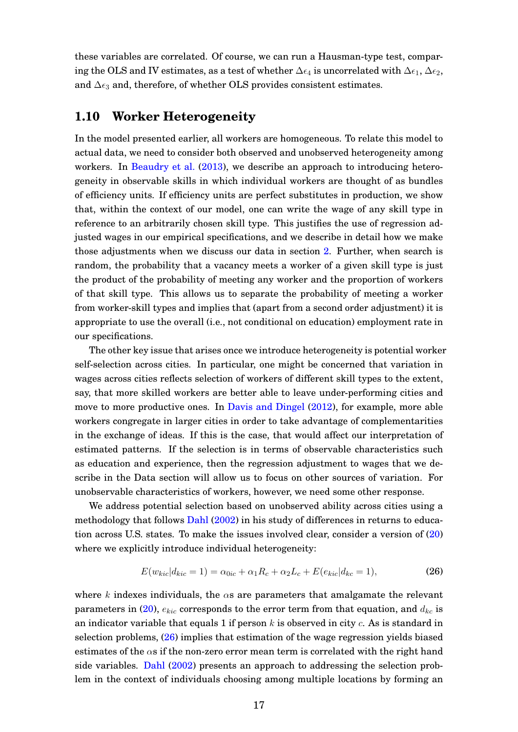these variables are correlated. Of course, we can run a Hausman-type test, comparing the OLS and IV estimates, as a test of whether $\Delta\epsilon_4$ is uncorrelated with $\Delta\epsilon_1$, $\Delta\epsilon_2$, and $\Delta\epsilon_3$ and, therefore, of whether OLS provides consistent estimates.

## 1.10 Worker Heterogeneity

In the model presented earlier, all workers are homogeneous. To relate this model to actual data, we need to consider both observed and unobserved heterogeneity among workers. In Beaudry et al. (2013), we describe an approach to introducing heterogeneity in observable skills in which individual workers are thought of as bundles of efficiency units. If efficiency units are perfect substitutes in production, we show that, within the context of our model, one can write the wage of any skill type in reference to an arbitrarily chosen skill type. This justifies the use of regression adjusted wages in our empirical specifications, and we describe in detail how we make those adjustments when we discuss our data in section 2. Further, when search is random, the probability that a vacancy meets a worker of a given skill type is just the product of the probability of meeting any worker and the proportion of workers of that skill type. This allows us to separate the probability of meeting a worker from worker-skill types and implies that (apart from a second order adjustment) it is appropriate to use the overall (i.e., not conditional on education) employment rate in our specifications.

The other key issue that arises once we introduce heterogeneity is potential worker self-selection across cities. In particular, one might be concerned that variation in wages across cities reflects selection of workers of different skill types to the extent, say, that more skilled workers are better able to leave under-performing cities and move to more productive ones. In Davis and Dingel (2012), for example, more able workers congregate in larger cities in order to take advantage of complementarities in the exchange of ideas. If this is the case, that would affect our interpretation of estimated patterns. If the selection is in terms of observable characteristics such as education and experience, then the regression adjustment to wages that we describe in the Data section will allow us to focus on other sources of variation. For unobservable characteristics of workers, however, we need some other response.

We address potential selection based on unobserved ability across cities using a methodology that follows Dahl (2002) in his study of differences in returns to education across U.S. states. To make the issues involved clear, consider a version of (20) where we explicitly introduce individual heterogeneity:

$$E(w_{kic}|d_{kic}=1) = \alpha_{0ic} + \alpha_1 R_c + \alpha_2 L_c + E(e_{kic}|d_{kc}=1), \tag{26}$$

where $k$ indexes individuals, the $\alpha$s are parameters that amalgamate the relevant parameters in (20), $e_{kic}$ corresponds to the error term from that equation, and $d_{kc}$ is an indicator variable that equals 1 if person $k$ is observed in city $c$. As is standard in selection problems, (26) implies that estimation of the wage regression yields biased estimates of the $\alpha$s if the non-zero error mean term is correlated with the right hand side variables. Dahl (2002) presents an approach to addressing the selection problem in the context of individuals choosing among multiple locations by forming an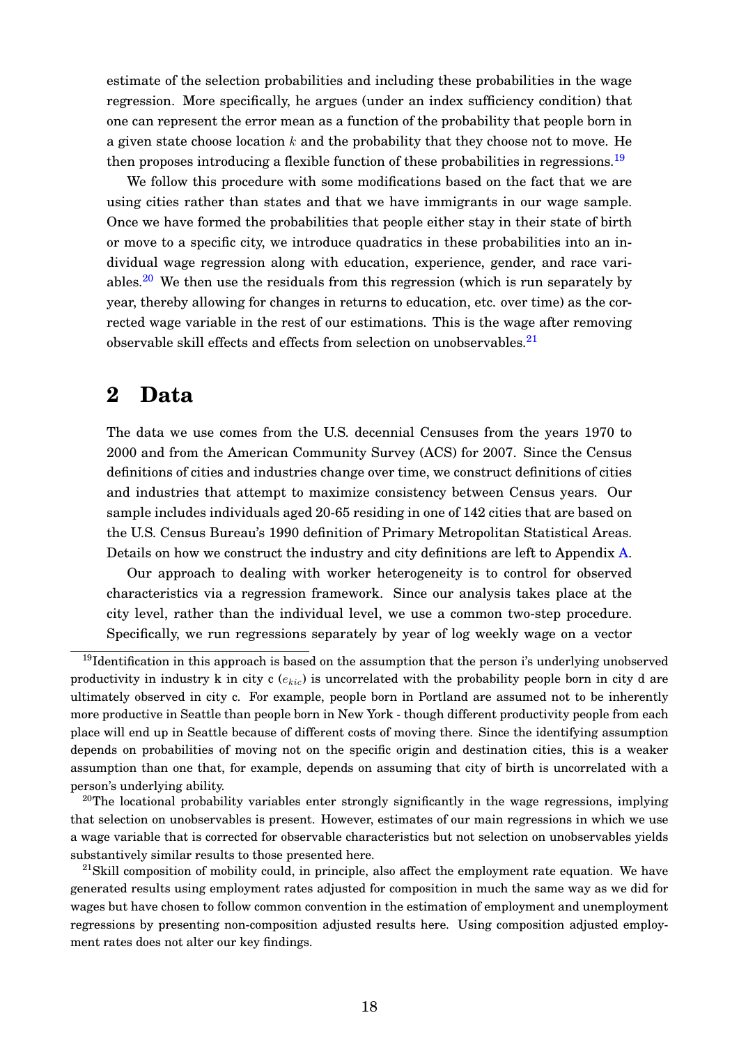estimate of the selection probabilities and including these probabilities in the wage regression. More specifically, he argues (under an index sufficiency condition) that one can represent the error mean as a function of the probability that people born in a given state choose location $k$ and the probability that they choose not to move. He then proposes introducing a flexible function of these probabilities in regressions.[19]

We follow this procedure with some modifications based on the fact that we are using cities rather than states and that we have immigrants in our wage sample. Once we have formed the probabilities that people either stay in their state of birth or move to a specific city, we introduce quadratics in these probabilities into an individual wage regression along with education, experience, gender, and race variables.[20] We then use the residuals from this regression (which is run separately by year, thereby allowing for changes in returns to education, etc. over time) as the corrected wage variable in the rest of our estimations. This is the wage after removing observable skill effects and effects from selection on unobservables.[21]

# 2 Data

The data we use comes from the U.S. decennial Censuses from the years 1970 to 2000 and from the American Community Survey (ACS) for 2007. Since the Census definitions of cities and industries change over time, we construct definitions of cities and industries that attempt to maximize consistency between Census years. Our sample includes individuals aged 20-65 residing in one of 142 cities that are based on the U.S. Census Bureau's 1990 definition of Primary Metropolitan Statistical Areas. Details on how we construct the industry and city definitions are left to Appendix A.

Our approach to dealing with worker heterogeneity is to control for observed characteristics via a regression framework. Since our analysis takes place at the city level, rather than the individual level, we use a common two-step procedure. Specifically, we run regressions separately by year of log weekly wage on a vector

---

[19]Identification in this approach is based on the assumption that the person i's underlying unobserved productivity in industry k in city c ($e_{kic}$) is uncorrelated with the probability people born in city d are ultimately observed in city c. For example, people born in Portland are assumed not to be inherently more productive in Seattle than people born in New York - though different productivity people from each place will end up in Seattle because of different costs of moving there. Since the identifying assumption depends on probabilities of moving not on the specific origin and destination cities, this is a weaker assumption than one that, for example, depends on assuming that city of birth is uncorrelated with a person's underlying ability.

[20]The locational probability variables enter strongly significantly in the wage regressions, implying that selection on unobservables is present. However, estimates of our main regressions in which we use a wage variable that is corrected for observable characteristics but not selection on unobservables yields substantively similar results to those presented here.

[21]Skill composition of mobility could, in principle, also affect the employment rate equation. We have generated results using employment rates adjusted for composition in much the same way as we did for wages but have chosen to follow common convention in the estimation of employment and unemployment regressions by presenting non-composition adjusted results here. Using composition adjusted employment rates does not alter our key findings.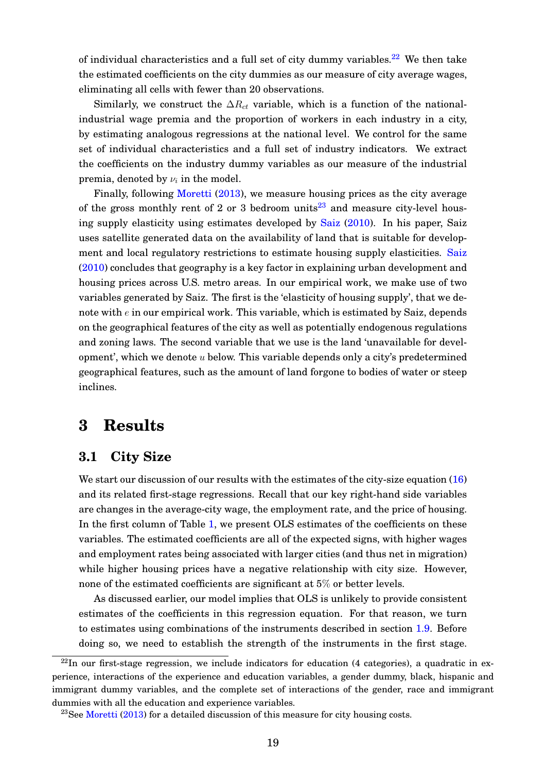of individual characteristics and a full set of city dummy variables.[22] We then take the estimated coefficients on the city dummies as our measure of city average wages, eliminating all cells with fewer than 20 observations.

Similarly, we construct the $\Delta R_{ct}$ variable, which is a function of the national-industrial wage premia and the proportion of workers in each industry in a city, by estimating analogous regressions at the national level. We control for the same set of individual characteristics and a full set of industry indicators. We extract the coefficients on the industry dummy variables as our measure of the industrial premia, denoted by $\nu_i$ in the model.

Finally, following Moretti (2013), we measure housing prices as the city average of the gross monthly rent of 2 or 3 bedroom units[23] and measure city-level housing supply elasticity using estimates developed by Saiz (2010). In his paper, Saiz uses satellite generated data on the availability of land that is suitable for development and local regulatory restrictions to estimate housing supply elasticities. Saiz (2010) concludes that geography is a key factor in explaining urban development and housing prices across U.S. metro areas. In our empirical work, we make use of two variables generated by Saiz. The first is the 'elasticity of housing supply', that we denote with $e$ in our empirical work. This variable, which is estimated by Saiz, depends on the geographical features of the city as well as potentially endogenous regulations and zoning laws. The second variable that we use is the land 'unavailable for development', which we denote $u$ below. This variable depends only a city's predetermined geographical features, such as the amount of land forgone to bodies of water or steep inclines.

# 3 Results

## 3.1 City Size

We start our discussion of our results with the estimates of the city-size equation (16) and its related first-stage regressions. Recall that our key right-hand side variables are changes in the average-city wage, the employment rate, and the price of housing. In the first column of Table 1, we present OLS estimates of the coefficients on these variables. The estimated coefficients are all of the expected signs, with higher wages and employment rates being associated with larger cities (and thus net in migration) while higher housing prices have a negative relationship with city size. However, none of the estimated coefficients are significant at 5% or better levels.

As discussed earlier, our model implies that OLS is unlikely to provide consistent estimates of the coefficients in this regression equation. For that reason, we turn to estimates using combinations of the instruments described in section 1.9. Before doing so, we need to establish the strength of the instruments in the first stage.

[22] In our first-stage regression, we include indicators for education (4 categories), a quadratic in experience, interactions of the experience and education variables, a gender dummy, black, hispanic and immigrant dummy variables, and the complete set of interactions of the gender, race and immigrant dummies with all the education and experience variables.

[23] See Moretti (2013) for a detailed discussion of this measure for city housing costs.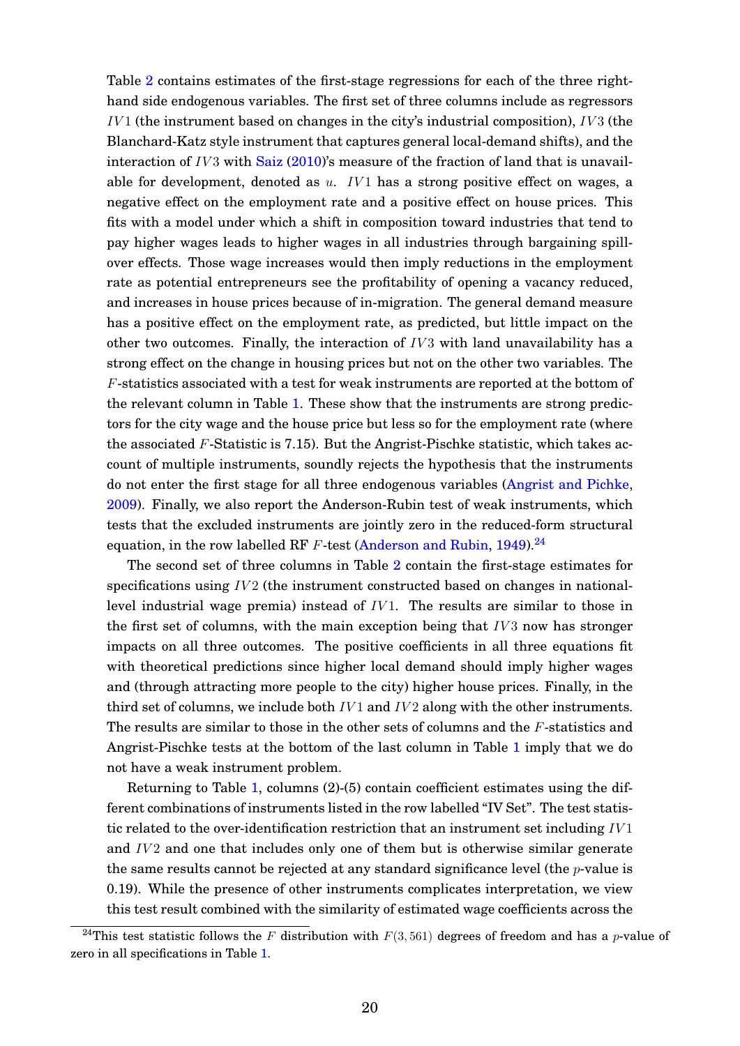Table 2 contains estimates of the first-stage regressions for each of the three right-hand side endogenous variables. The first set of three columns include as regressors $IV1$ (the instrument based on changes in the city's industrial composition), $IV3$ (the Blanchard-Katz style instrument that captures general local-demand shifts), and the interaction of $IV3$ with Saiz (2010)'s measure of the fraction of land that is unavailable for development, denoted as $u$. $IV1$ has a strong positive effect on wages, a negative effect on the employment rate and a positive effect on house prices. This fits with a model under which a shift in composition toward industries that tend to pay higher wages leads to higher wages in all industries through bargaining spillover effects. Those wage increases would then imply reductions in the employment rate as potential entrepreneurs see the profitability of opening a vacancy reduced, and increases in house prices because of in-migration. The general demand measure has a positive effect on the employment rate, as predicted, but little impact on the other two outcomes. Finally, the interaction of $IV3$ with land unavailability has a strong effect on the change in housing prices but not on the other two variables. The $F$-statistics associated with a test for weak instruments are reported at the bottom of the relevant column in Table 1. These show that the instruments are strong predictors for the city wage and the house price but less so for the employment rate (where the associated $F$-Statistic is 7.15). But the Angrist-Pischke statistic, which takes account of multiple instruments, soundly rejects the hypothesis that the instruments do not enter the first stage for all three endogenous variables (Angrist and Pichke, 2009). Finally, we also report the Anderson-Rubin test of weak instruments, which tests that the excluded instruments are jointly zero in the reduced-form structural equation, in the row labelled RF $F$-test (Anderson and Rubin, 1949).[24]

The second set of three columns in Table 2 contain the first-stage estimates for specifications using $IV2$ (the instrument constructed based on changes in national-level industrial wage premia) instead of $IV1$. The results are similar to those in the first set of columns, with the main exception being that $IV3$ now has stronger impacts on all three outcomes. The positive coefficients in all three equations fit with theoretical predictions since higher local demand should imply higher wages and (through attracting more people to the city) higher house prices. Finally, in the third set of columns, we include both $IV1$ and $IV2$ along with the other instruments. The results are similar to those in the other sets of columns and the $F$-statistics and Angrist-Pischke tests at the bottom of the last column in Table 1 imply that we do not have a weak instrument problem.

Returning to Table 1, columns (2)-(5) contain coefficient estimates using the different combinations of instruments listed in the row labelled "IV Set". The test statistic related to the over-identification restriction that an instrument set including $IV1$ and $IV2$ and one that includes only one of them but is otherwise similar generate the same results cannot be rejected at any standard significance level (the $p$-value is 0.19). While the presence of other instruments complicates interpretation, we view this test result combined with the similarity of estimated wage coefficients across the

[24] This test statistic follows the $F$ distribution with $F(3, 561)$ degrees of freedom and has a $p$-value of zero in all specifications in Table 1.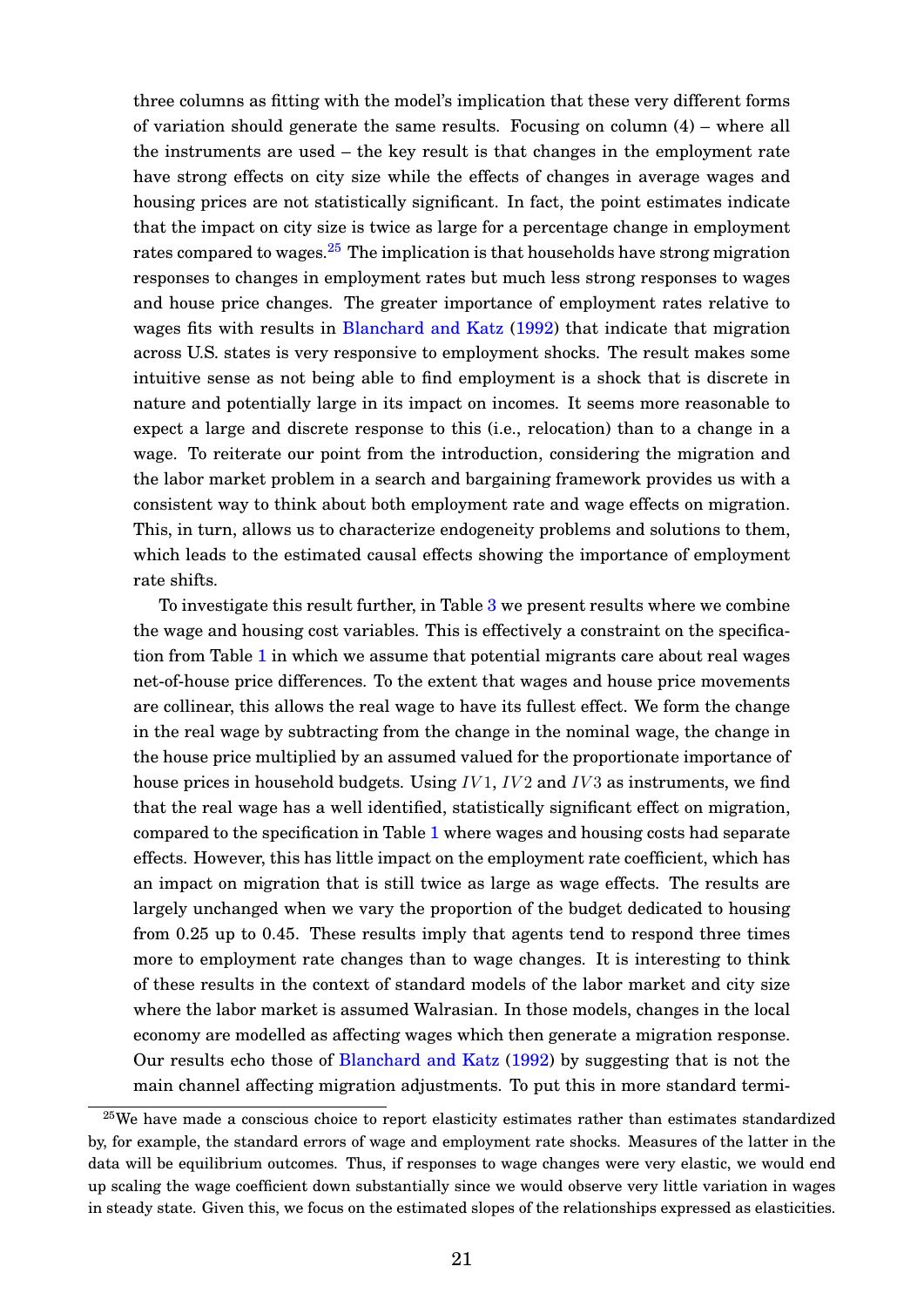three columns as fitting with the model's implication that these very different forms of variation should generate the same results. Focusing on column (4) – where all the instruments are used – the key result is that changes in the employment rate have strong effects on city size while the effects of changes in average wages and housing prices are not statistically significant. In fact, the point estimates indicate that the impact on city size is twice as large for a percentage change in employment rates compared to wages.[25] The implication is that households have strong migration responses to changes in employment rates but much less strong responses to wages and house price changes. The greater importance of employment rates relative to wages fits with results in Blanchard and Katz (1992) that indicate that migration across U.S. states is very responsive to employment shocks. The result makes some intuitive sense as not being able to find employment is a shock that is discrete in nature and potentially large in its impact on incomes. It seems more reasonable to expect a large and discrete response to this (i.e., relocation) than to a change in a wage. To reiterate our point from the introduction, considering the migration and the labor market problem in a search and bargaining framework provides us with a consistent way to think about both employment rate and wage effects on migration. This, in turn, allows us to characterize endogeneity problems and solutions to them, which leads to the estimated causal effects showing the importance of employment rate shifts.

To investigate this result further, in Table 3 we present results where we combine the wage and housing cost variables. This is effectively a constraint on the specification from Table 1 in which we assume that potential migrants care about real wages net-of-house price differences. To the extent that wages and house price movements are collinear, this allows the real wage to have its fullest effect. We form the change in the real wage by subtracting from the change in the nominal wage, the change in the house price multiplied by an assumed valued for the proportionate importance of house prices in household budgets. Using $IV1$, $IV2$ and $IV3$ as instruments, we find that the real wage has a well identified, statistically significant effect on migration, compared to the specification in Table 1 where wages and housing costs had separate effects. However, this has little impact on the employment rate coefficient, which has an impact on migration that is still twice as large as wage effects. The results are largely unchanged when we vary the proportion of the budget dedicated to housing from 0.25 up to 0.45. These results imply that agents tend to respond three times more to employment rate changes than to wage changes. It is interesting to think of these results in the context of standard models of the labor market and city size where the labor market is assumed Walrasian. In those models, changes in the local economy are modelled as affecting wages which then generate a migration response. Our results echo those of Blanchard and Katz (1992) by suggesting that is not the main channel affecting migration adjustments. To put this in more standard termi-

[25] We have made a conscious choice to report elasticity estimates rather than estimates standardized by, for example, the standard errors of wage and employment rate shocks. Measures of the latter in the data will be equilibrium outcomes. Thus, if responses to wage changes were very elastic, we would end up scaling the wage coefficient down substantially since we would observe very little variation in wages in steady state. Given this, we focus on the estimated slopes of the relationships expressed as elasticities.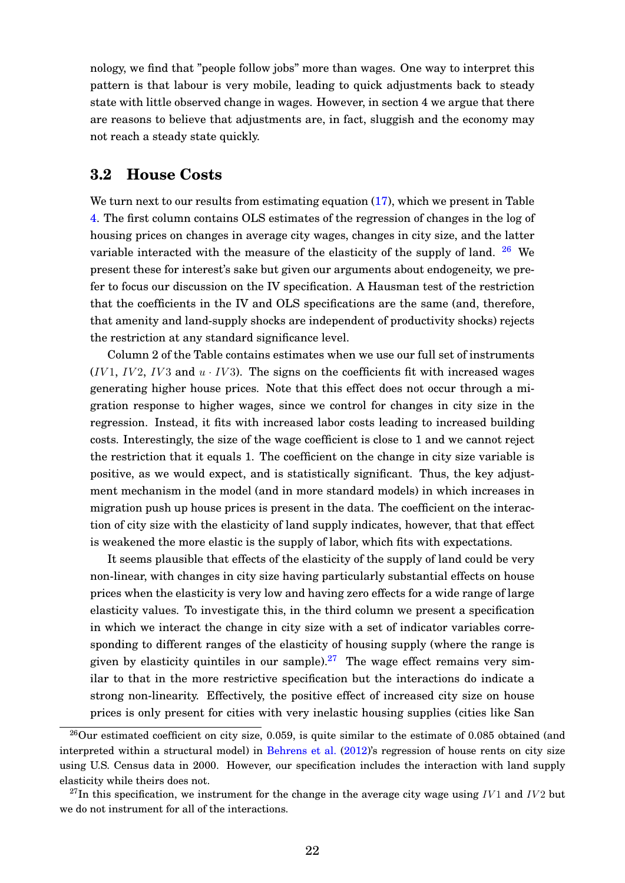nology, we find that "people follow jobs" more than wages. One way to interpret this pattern is that labour is very mobile, leading to quick adjustments back to steady state with little observed change in wages. However, in section 4 we argue that there are reasons to believe that adjustments are, in fact, sluggish and the economy may not reach a steady state quickly.

## 3.2 House Costs

We turn next to our results from estimating equation (17), which we present in Table 4. The first column contains OLS estimates of the regression of changes in the log of housing prices on changes in average city wages, changes in city size, and the latter variable interacted with the measure of the elasticity of the supply of land. [26] We present these for interest's sake but given our arguments about endogeneity, we prefer to focus our discussion on the IV specification. A Hausman test of the restriction that the coefficients in the IV and OLS specifications are the same (and, therefore, that amenity and land-supply shocks are independent of productivity shocks) rejects the restriction at any standard significance level.

Column 2 of the Table contains estimates when we use our full set of instruments ($IV1$, $IV2$, $IV3$ and $u \cdot IV3$). The signs on the coefficients fit with increased wages generating higher house prices. Note that this effect does not occur through a migration response to higher wages, since we control for changes in city size in the regression. Instead, it fits with increased labor costs leading to increased building costs. Interestingly, the size of the wage coefficient is close to 1 and we cannot reject the restriction that it equals 1. The coefficient on the change in city size variable is positive, as we would expect, and is statistically significant. Thus, the key adjustment mechanism in the model (and in more standard models) in which increases in migration push up house prices is present in the data. The coefficient on the interaction of city size with the elasticity of land supply indicates, however, that that effect is weakened the more elastic is the supply of labor, which fits with expectations.

It seems plausible that effects of the elasticity of the supply of land could be very non-linear, with changes in city size having particularly substantial effects on house prices when the elasticity is very low and having zero effects for a wide range of large elasticity values. To investigate this, in the third column we present a specification in which we interact the change in city size with a set of indicator variables corresponding to different ranges of the elasticity of housing supply (where the range is given by elasticity quintiles in our sample).[27] The wage effect remains very similar to that in the more restrictive specification but the interactions do indicate a strong non-linearity. Effectively, the positive effect of increased city size on house prices is only present for cities with very inelastic housing supplies (cities like San

---

[26] Our estimated coefficient on city size, 0.059, is quite similar to the estimate of 0.085 obtained (and interpreted within a structural model) in Behrens et al. (2012)'s regression of house rents on city size using U.S. Census data in 2000. However, our specification includes the interaction with land supply elasticity while theirs does not.

[27] In this specification, we instrument for the change in the average city wage using $IV1$ and $IV2$ but we do not instrument for all of the interactions.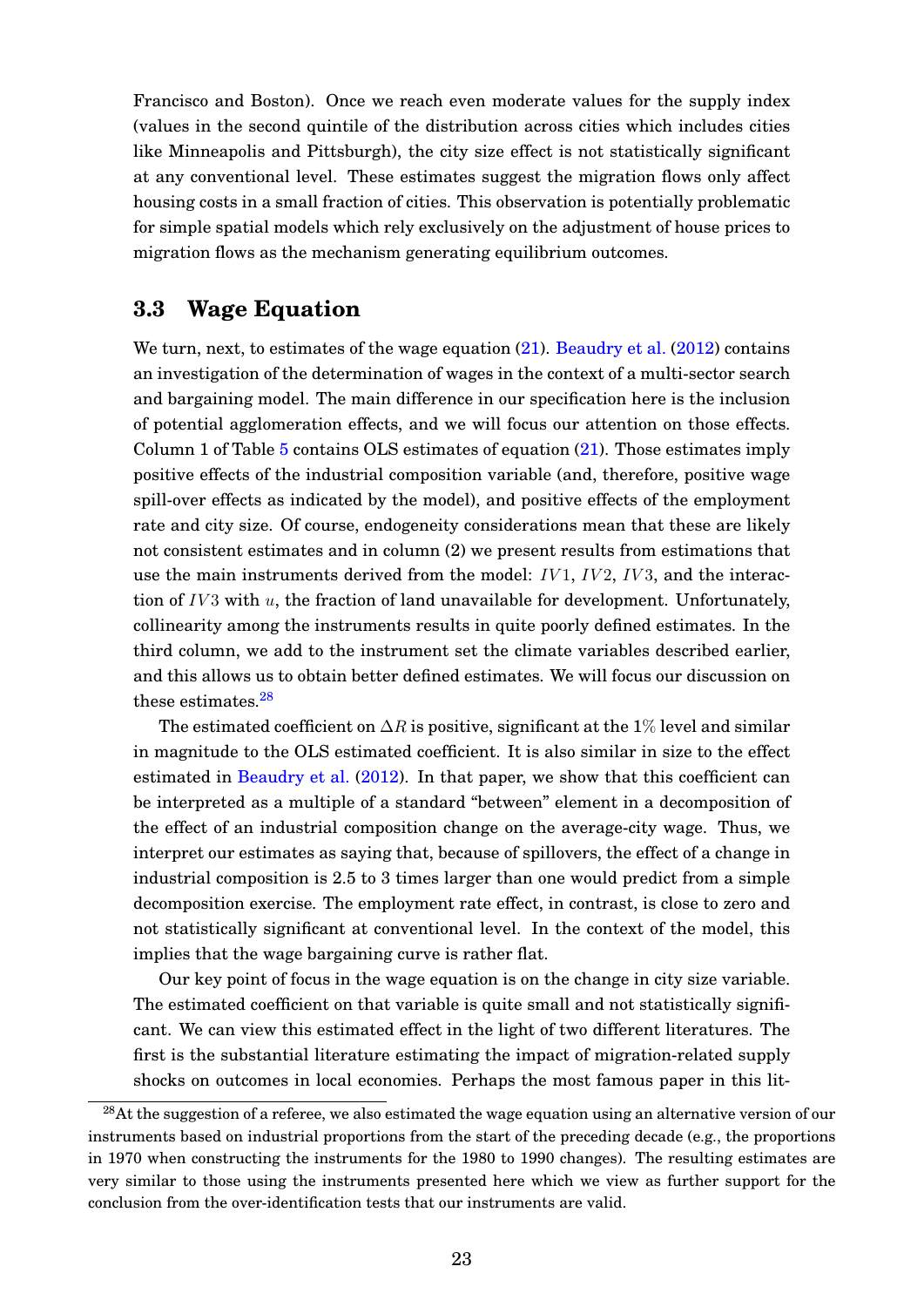Francisco and Boston). Once we reach even moderate values for the supply index (values in the second quintile of the distribution across cities which includes cities like Minneapolis and Pittsburgh), the city size effect is not statistically significant at any conventional level. These estimates suggest the migration flows only affect housing costs in a small fraction of cities. This observation is potentially problematic for simple spatial models which rely exclusively on the adjustment of house prices to migration flows as the mechanism generating equilibrium outcomes.

### 3.3 Wage Equation

We turn, next, to estimates of the wage equation (21). Beaudry et al. (2012) contains an investigation of the determination of wages in the context of a multi-sector search and bargaining model. The main difference in our specification here is the inclusion of potential agglomeration effects, and we will focus our attention on those effects. Column 1 of Table 5 contains OLS estimates of equation (21). Those estimates imply positive effects of the industrial composition variable (and, therefore, positive wage spill-over effects as indicated by the model), and positive effects of the employment rate and city size. Of course, endogeneity considerations mean that these are likely not consistent estimates and in column (2) we present results from estimations that use the main instruments derived from the model: $IV1$, $IV2$, $IV3$, and the interaction of $IV3$ with $u$, the fraction of land unavailable for development. Unfortunately, collinearity among the instruments results in quite poorly defined estimates. In the third column, we add to the instrument set the climate variables described earlier, and this allows us to obtain better defined estimates. We will focus our discussion on these estimates.[28]

The estimated coefficient on $\Delta R$ is positive, significant at the 1% level and similar in magnitude to the OLS estimated coefficient. It is also similar in size to the effect estimated in Beaudry et al. (2012). In that paper, we show that this coefficient can be interpreted as a multiple of a standard "between" element in a decomposition of the effect of an industrial composition change on the average-city wage. Thus, we interpret our estimates as saying that, because of spillovers, the effect of a change in industrial composition is 2.5 to 3 times larger than one would predict from a simple decomposition exercise. The employment rate effect, in contrast, is close to zero and not statistically significant at conventional level. In the context of the model, this implies that the wage bargaining curve is rather flat.

Our key point of focus in the wage equation is on the change in city size variable. The estimated coefficient on that variable is quite small and not statistically significant. We can view this estimated effect in the light of two different literatures. The first is the substantial literature estimating the impact of migration-related supply shocks on outcomes in local economies. Perhaps the most famous paper in this lit-

[28] At the suggestion of a referee, we also estimated the wage equation using an alternative version of our instruments based on industrial proportions from the start of the preceding decade (e.g., the proportions in 1970 when constructing the instruments for the 1980 to 1990 changes). The resulting estimates are very similar to those using the instruments presented here which we view as further support for the conclusion from the over-identification tests that our instruments are valid.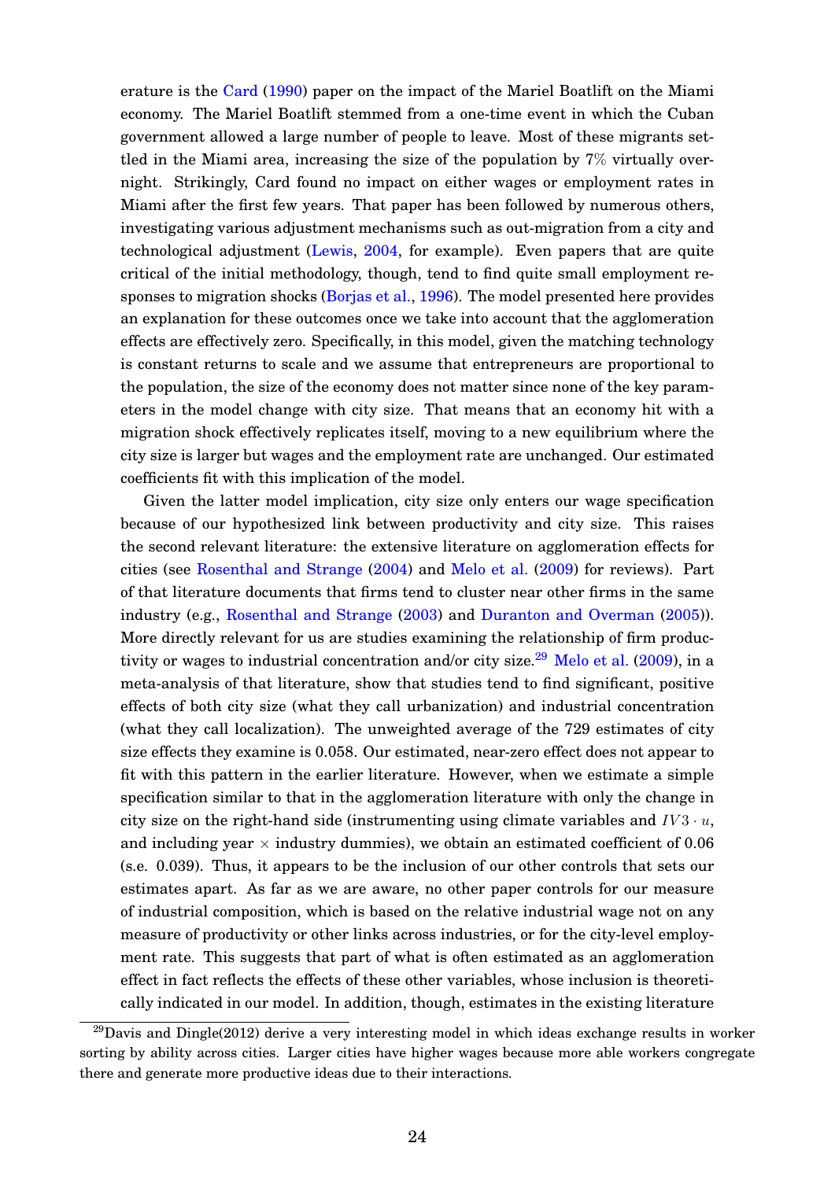erature is the Card (1990) paper on the impact of the Mariel Boatlift on the Miami economy. The Mariel Boatlift stemmed from a one-time event in which the Cuban government allowed a large number of people to leave. Most of these migrants settled in the Miami area, increasing the size of the population by 7% virtually overnight. Strikingly, Card found no impact on either wages or employment rates in Miami after the first few years. That paper has been followed by numerous others, investigating various adjustment mechanisms such as out-migration from a city and technological adjustment (Lewis, 2004, for example). Even papers that are quite critical of the initial methodology, though, tend to find quite small employment responses to migration shocks (Borjas et al., 1996). The model presented here provides an explanation for these outcomes once we take into account that the agglomeration effects are effectively zero. Specifically, in this model, given the matching technology is constant returns to scale and we assume that entrepreneurs are proportional to the population, the size of the economy does not matter since none of the key parameters in the model change with city size. That means that an economy hit with a migration shock effectively replicates itself, moving to a new equilibrium where the city size is larger but wages and the employment rate are unchanged. Our estimated coefficients fit with this implication of the model.

Given the latter model implication, city size only enters our wage specification because of our hypothesized link between productivity and city size. This raises the second relevant literature: the extensive literature on agglomeration effects for cities (see Rosenthal and Strange (2004) and Melo et al. (2009) for reviews). Part of that literature documents that firms tend to cluster near other firms in the same industry (e.g., Rosenthal and Strange (2003) and Duranton and Overman (2005)). More directly relevant for us are studies examining the relationship of firm productivity or wages to industrial concentration and/or city size.[29] Melo et al. (2009), in a meta-analysis of that literature, show that studies tend to find significant, positive effects of both city size (what they call urbanization) and industrial concentration (what they call localization). The unweighted average of the 729 estimates of city size effects they examine is 0.058. Our estimated, near-zero effect does not appear to fit with this pattern in the earlier literature. However, when we estimate a simple specification similar to that in the agglomeration literature with only the change in city size on the right-hand side (instrumenting using climate variables and $IV3 \cdot u$, and including year $\times$ industry dummies), we obtain an estimated coefficient of 0.06 (s.e. 0.039). Thus, it appears to be the inclusion of our other controls that sets our estimates apart. As far as we are aware, no other paper controls for our measure of industrial composition, which is based on the relative industrial wage not on any measure of productivity or other links across industries, or for the city-level employment rate. This suggests that part of what is often estimated as an agglomeration effect in fact reflects the effects of these other variables, whose inclusion is theoretically indicated in our model. In addition, though, estimates in the existing literature

[29] Davis and Dingle(2012) derive a very interesting model in which ideas exchange results in worker sorting by ability across cities. Larger cities have higher wages because more able workers congregate there and generate more productive ideas due to their interactions.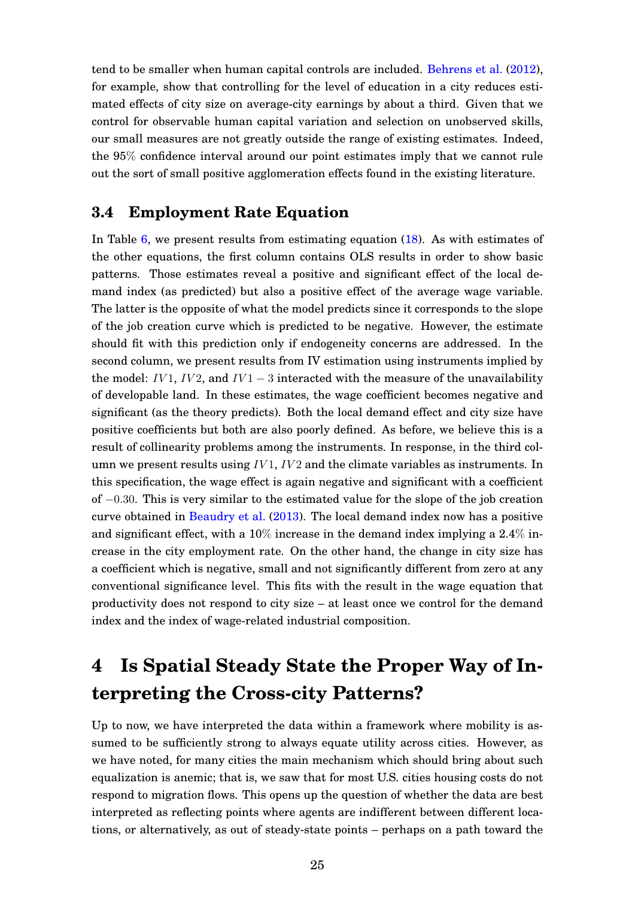tend to be smaller when human capital controls are included. Behrens et al. (2012), for example, show that controlling for the level of education in a city reduces estimated effects of city size on average-city earnings by about a third. Given that we control for observable human capital variation and selection on unobserved skills, our small measures are not greatly outside the range of existing estimates. Indeed, the 95% confidence interval around our point estimates imply that we cannot rule out the sort of small positive agglomeration effects found in the existing literature.

### 3.4 Employment Rate Equation

In Table 6, we present results from estimating equation (18). As with estimates of the other equations, the first column contains OLS results in order to show basic patterns. Those estimates reveal a positive and significant effect of the local demand index (as predicted) but also a positive effect of the average wage variable. The latter is the opposite of what the model predicts since it corresponds to the slope of the job creation curve which is predicted to be negative. However, the estimate should fit with this prediction only if endogeneity concerns are addressed. In the second column, we present results from IV estimation using instruments implied by the model: $IV1$, $IV2$, and $IV1-3$ interacted with the measure of the unavailability of developable land. In these estimates, the wage coefficient becomes negative and significant (as the theory predicts). Both the local demand effect and city size have positive coefficients but both are also poorly defined. As before, we believe this is a result of collinearity problems among the instruments. In response, in the third column we present results using $IV1$, $IV2$ and the climate variables as instruments. In this specification, the wage effect is again negative and significant with a coefficient of $-0.30$. This is very similar to the estimated value for the slope of the job creation curve obtained in Beaudry et al. (2013). The local demand index now has a positive and significant effect, with a 10% increase in the demand index implying a 2.4% increase in the city employment rate. On the other hand, the change in city size has a coefficient which is negative, small and not significantly different from zero at any conventional significance level. This fits with the result in the wage equation that productivity does not respond to city size – at least once we control for the demand index and the index of wage-related industrial composition.

# 4 Is Spatial Steady State the Proper Way of Interpreting the Cross-city Patterns?

Up to now, we have interpreted the data within a framework where mobility is assumed to be sufficiently strong to always equate utility across cities. However, as we have noted, for many cities the main mechanism which should bring about such equalization is anemic; that is, we saw that for most U.S. cities housing costs do not respond to migration flows. This opens up the question of whether the data are best interpreted as reflecting points where agents are indifferent between different locations, or alternatively, as out of steady-state points – perhaps on a path toward the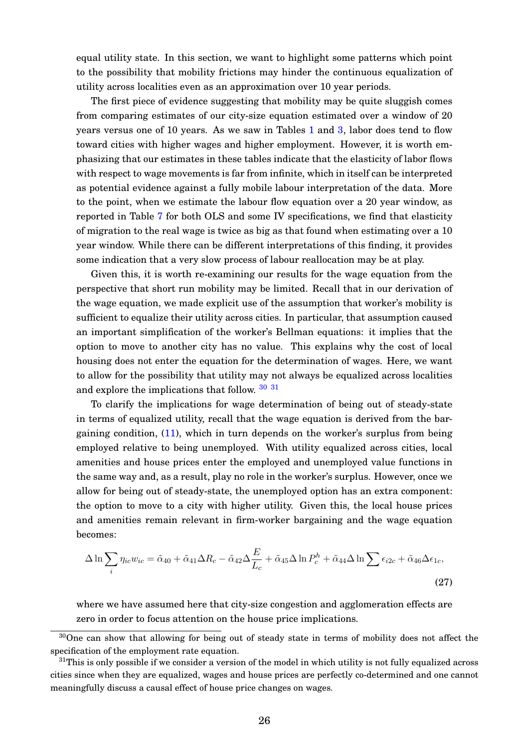equal utility state. In this section, we want to highlight some patterns which point to the possibility that mobility frictions may hinder the continuous equalization of utility across localities even as an approximation over 10 year periods.

The first piece of evidence suggesting that mobility may be quite sluggish comes from comparing estimates of our city-size equation estimated over a window of 20 years versus one of 10 years. As we saw in Tables 1 and 3, labor does tend to flow toward cities with higher wages and higher employment. However, it is worth emphasizing that our estimates in these tables indicate that the elasticity of labor flows with respect to wage movements is far from infinite, which in itself can be interpreted as potential evidence against a fully mobile labour interpretation of the data. More to the point, when we estimate the labour flow equation over a 20 year window, as reported in Table 7 for both OLS and some IV specifications, we find that elasticity of migration to the real wage is twice as big as that found when estimating over a 10 year window. While there can be different interpretations of this finding, it provides some indication that a very slow process of labour reallocation may be at play.

Given this, it is worth re-examining our results for the wage equation from the perspective that short run mobility may be limited. Recall that in our derivation of the wage equation, we made explicit use of the assumption that worker's mobility is sufficient to equalize their utility across cities. In particular, that assumption caused an important simplification of the worker's Bellman equations: it implies that the option to move to another city has no value. This explains why the cost of local housing does not enter the equation for the determination of wages. Here, we want to allow for the possibility that utility may not always be equalized across localities and explore the implications that follow. [30] [31]

To clarify the implications for wage determination of being out of steady-state in terms of equalized utility, recall that the wage equation is derived from the bargaining condition, (11), which in turn depends on the worker's surplus from being employed relative to being unemployed. With utility equalized across cities, local amenities and house prices enter the employed and unemployed value functions in the same way and, as a result, play no role in the worker's surplus. However, once we allow for being out of steady-state, the unemployed option has an extra component: the option to move to a city with higher utility. Given this, the local house prices and amenities remain relevant in firm-worker bargaining and the wage equation becomes:

$$\Delta \ln \sum_i \eta_{ic} w_{ic} = \tilde{\alpha}_{40} + \tilde{\alpha}_{41} \Delta R_c - \tilde{\alpha}_{42} \Delta \frac{E}{L_c} + \tilde{\alpha}_{45} \Delta \ln P_c^h + \tilde{\alpha}_{44} \Delta \ln \sum \epsilon_{i2c} + \tilde{\alpha}_{46} \Delta \epsilon_{1c}, \tag{27}$$

where we have assumed here that city-size congestion and agglomeration effects are zero in order to focus attention on the house price implications.

[30] One can show that allowing for being out of steady state in terms of mobility does not affect the specification of the employment rate equation.

[31] This is only possible if we consider a version of the model in which utility is not fully equalized across cities since when they are equalized, wages and house prices are perfectly co-determined and one cannot meaningfully discuss a causal effect of house price changes on wages.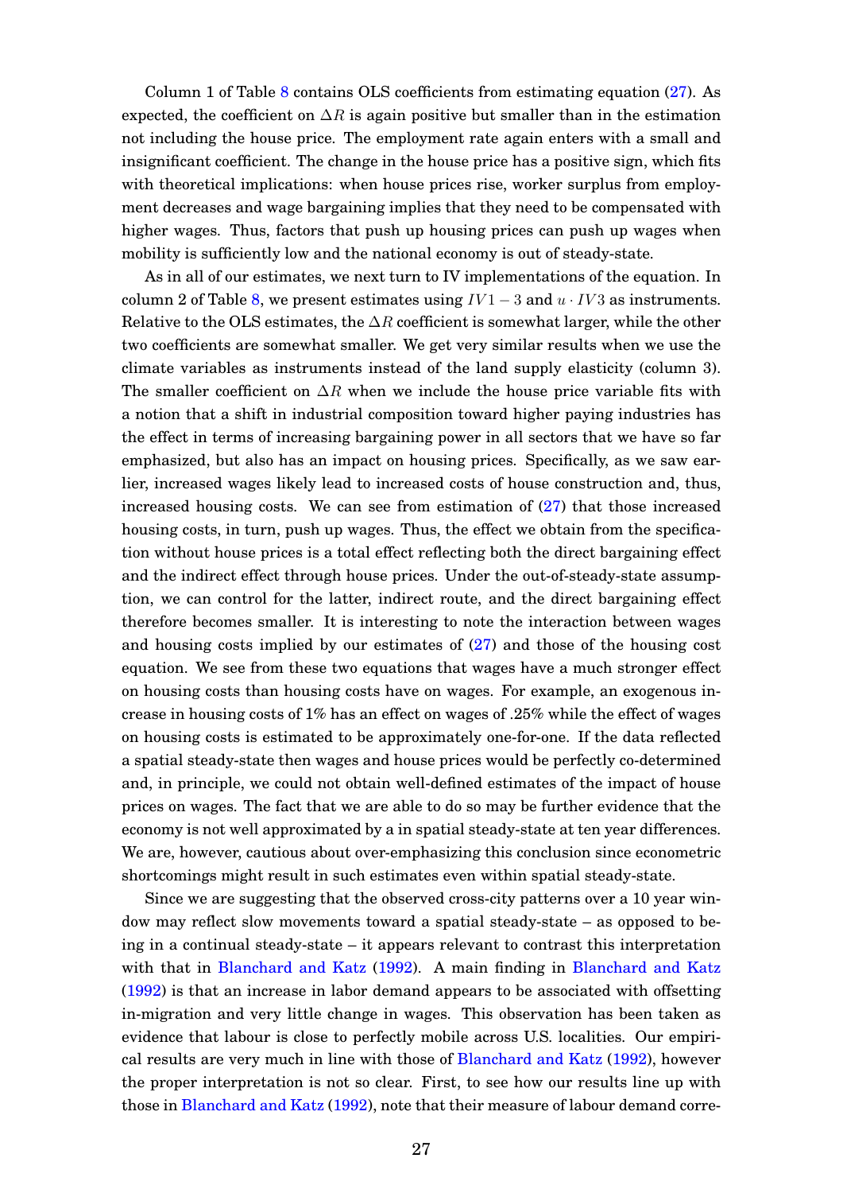Column 1 of Table 8 contains OLS coefficients from estimating equation (27). As expected, the coefficient on $\Delta R$ is again positive but smaller than in the estimation not including the house price. The employment rate again enters with a small and insignificant coefficient. The change in the house price has a positive sign, which fits with theoretical implications: when house prices rise, worker surplus from employment decreases and wage bargaining implies that they need to be compensated with higher wages. Thus, factors that push up housing prices can push up wages when mobility is sufficiently low and the national economy is out of steady-state.

As in all of our estimates, we next turn to IV implementations of the equation. In column 2 of Table 8, we present estimates using $IV1-3$ and $u \cdot IV3$ as instruments. Relative to the OLS estimates, the $\Delta R$ coefficient is somewhat larger, while the other two coefficients are somewhat smaller. We get very similar results when we use the climate variables as instruments instead of the land supply elasticity (column 3). The smaller coefficient on $\Delta R$ when we include the house price variable fits with a notion that a shift in industrial composition toward higher paying industries has the effect in terms of increasing bargaining power in all sectors that we have so far emphasized, but also has an impact on housing prices. Specifically, as we saw earlier, increased wages likely lead to increased costs of house construction and, thus, increased housing costs. We can see from estimation of (27) that those increased housing costs, in turn, push up wages. Thus, the effect we obtain from the specification without house prices is a total effect reflecting both the direct bargaining effect and the indirect effect through house prices. Under the out-of-steady-state assumption, we can control for the latter, indirect route, and the direct bargaining effect therefore becomes smaller. It is interesting to note the interaction between wages and housing costs implied by our estimates of (27) and those of the housing cost equation. We see from these two equations that wages have a much stronger effect on housing costs than housing costs have on wages. For example, an exogenous increase in housing costs of 1% has an effect on wages of .25% while the effect of wages on housing costs is estimated to be approximately one-for-one. If the data reflected a spatial steady-state then wages and house prices would be perfectly co-determined and, in principle, we could not obtain well-defined estimates of the impact of house prices on wages. The fact that we are able to do so may be further evidence that the economy is not well approximated by a in spatial steady-state at ten year differences. We are, however, cautious about over-emphasizing this conclusion since econometric shortcomings might result in such estimates even within spatial steady-state.

Since we are suggesting that the observed cross-city patterns over a 10 year window may reflect slow movements toward a spatial steady-state – as opposed to being in a continual steady-state – it appears relevant to contrast this interpretation with that in Blanchard and Katz (1992). A main finding in Blanchard and Katz (1992) is that an increase in labor demand appears to be associated with offsetting in-migration and very little change in wages. This observation has been taken as evidence that labour is close to perfectly mobile across U.S. localities. Our empirical results are very much in line with those of Blanchard and Katz (1992), however the proper interpretation is not so clear. First, to see how our results line up with those in Blanchard and Katz (1992), note that their measure of labour demand corre-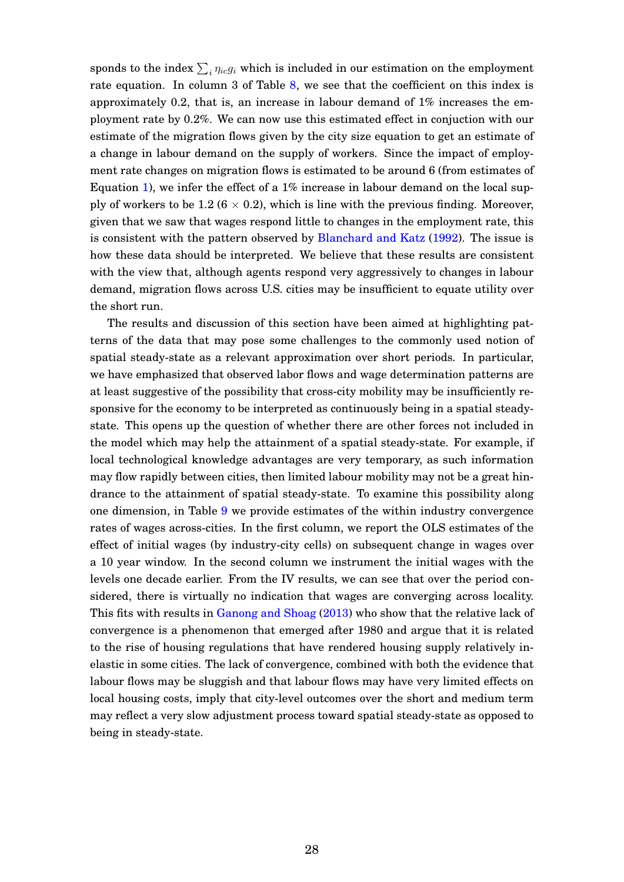sponds to the index $\sum_i \eta_{ic} g_i$ which is included in our estimation on the employment rate equation. In column 3 of Table 8, we see that the coefficient on this index is approximately 0.2, that is, an increase in labour demand of 1% increases the employment rate by 0.2%. We can now use this estimated effect in conjuction with our estimate of the migration flows given by the city size equation to get an estimate of a change in labour demand on the supply of workers. Since the impact of employment rate changes on migration flows is estimated to be around 6 (from estimates of Equation 1), we infer the effect of a 1% increase in labour demand on the local supply of workers to be 1.2 ($6 \times 0.2$), which is line with the previous finding. Moreover, given that we saw that wages respond little to changes in the employment rate, this is consistent with the pattern observed by Blanchard and Katz (1992). The issue is how these data should be interpreted. We believe that these results are consistent with the view that, although agents respond very aggressively to changes in labour demand, migration flows across U.S. cities may be insufficient to equate utility over the short run.

The results and discussion of this section have been aimed at highlighting patterns of the data that may pose some challenges to the commonly used notion of spatial steady-state as a relevant approximation over short periods. In particular, we have emphasized that observed labor flows and wage determination patterns are at least suggestive of the possibility that cross-city mobility may be insufficiently responsive for the economy to be interpreted as continuously being in a spatial steady-state. This opens up the question of whether there are other forces not included in the model which may help the attainment of a spatial steady-state. For example, if local technological knowledge advantages are very temporary, as such information may flow rapidly between cities, then limited labour mobility may not be a great hindrance to the attainment of spatial steady-state. To examine this possibility along one dimension, in Table 9 we provide estimates of the within industry convergence rates of wages across-cities. In the first column, we report the OLS estimates of the effect of initial wages (by industry-city cells) on subsequent change in wages over a 10 year window. In the second column we instrument the initial wages with the levels one decade earlier. From the IV results, we can see that over the period considered, there is virtually no indication that wages are converging across locality. This fits with results in Ganong and Shoag (2013) who show that the relative lack of convergence is a phenomenon that emerged after 1980 and argue that it is related to the rise of housing regulations that have rendered housing supply relatively inelastic in some cities. The lack of convergence, combined with both the evidence that labour flows may be sluggish and that labour flows may have very limited effects on local housing costs, imply that city-level outcomes over the short and medium term may reflect a very slow adjustment process toward spatial steady-state as opposed to being in steady-state.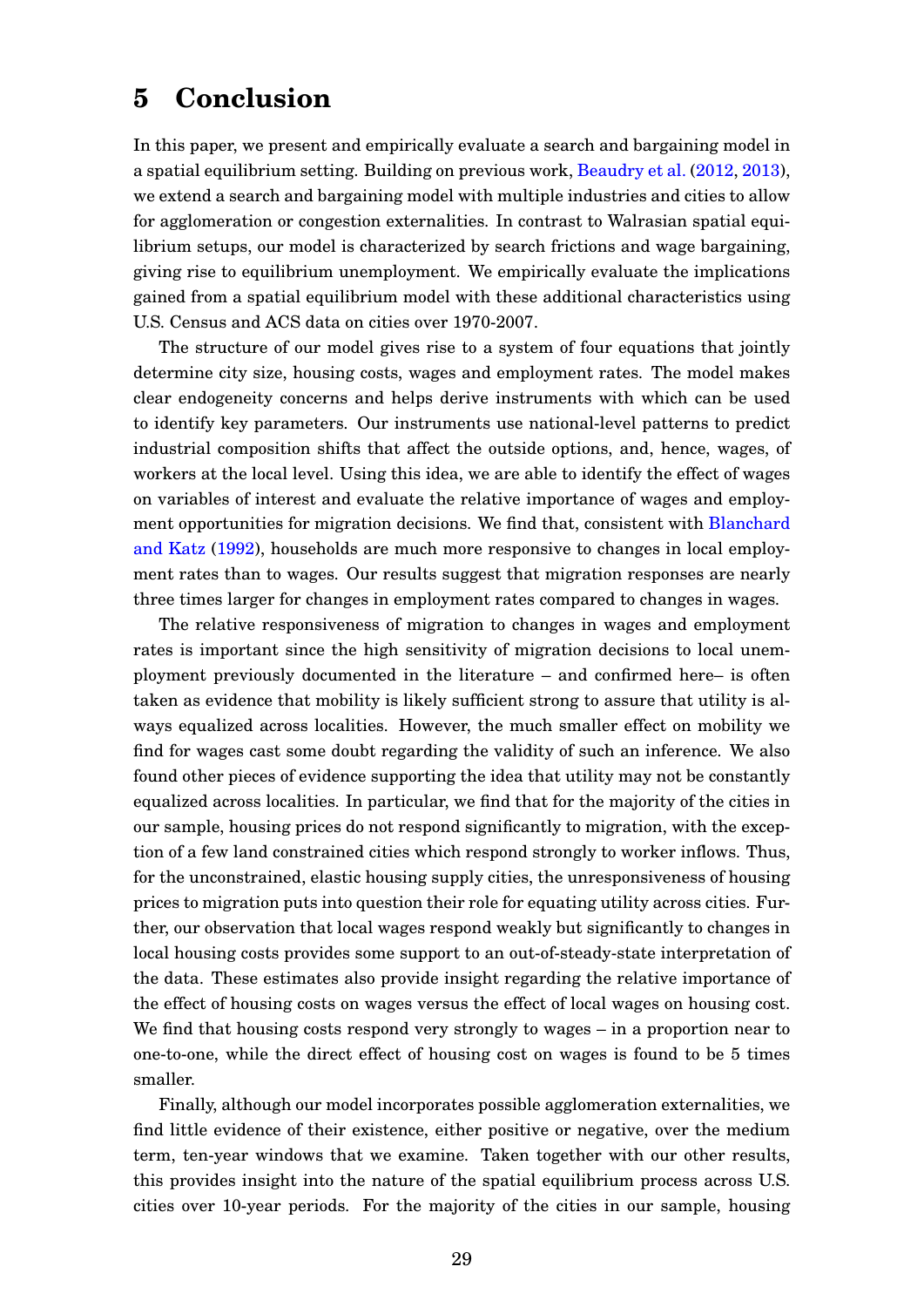# 5 Conclusion

In this paper, we present and empirically evaluate a search and bargaining model in a spatial equilibrium setting. Building on previous work, Beaudry et al. (2012, 2013), we extend a search and bargaining model with multiple industries and cities to allow for agglomeration or congestion externalities. In contrast to Walrasian spatial equilibrium setups, our model is characterized by search frictions and wage bargaining, giving rise to equilibrium unemployment. We empirically evaluate the implications gained from a spatial equilibrium model with these additional characteristics using U.S. Census and ACS data on cities over 1970-2007.

The structure of our model gives rise to a system of four equations that jointly determine city size, housing costs, wages and employment rates. The model makes clear endogeneity concerns and helps derive instruments with which can be used to identify key parameters. Our instruments use national-level patterns to predict industrial composition shifts that affect the outside options, and, hence, wages, of workers at the local level. Using this idea, we are able to identify the effect of wages on variables of interest and evaluate the relative importance of wages and employment opportunities for migration decisions. We find that, consistent with Blanchard and Katz (1992), households are much more responsive to changes in local employment rates than to wages. Our results suggest that migration responses are nearly three times larger for changes in employment rates compared to changes in wages.

The relative responsiveness of migration to changes in wages and employment rates is important since the high sensitivity of migration decisions to local unemployment previously documented in the literature – and confirmed here– is often taken as evidence that mobility is likely sufficient strong to assure that utility is always equalized across localities. However, the much smaller effect on mobility we find for wages cast some doubt regarding the validity of such an inference. We also found other pieces of evidence supporting the idea that utility may not be constantly equalized across localities. In particular, we find that for the majority of the cities in our sample, housing prices do not respond significantly to migration, with the exception of a few land constrained cities which respond strongly to worker inflows. Thus, for the unconstrained, elastic housing supply cities, the unresponsiveness of housing prices to migration puts into question their role for equating utility across cities. Further, our observation that local wages respond weakly but significantly to changes in local housing costs provides some support to an out-of-steady-state interpretation of the data. These estimates also provide insight regarding the relative importance of the effect of housing costs on wages versus the effect of local wages on housing cost. We find that housing costs respond very strongly to wages – in a proportion near to one-to-one, while the direct effect of housing cost on wages is found to be 5 times smaller.

Finally, although our model incorporates possible agglomeration externalities, we find little evidence of their existence, either positive or negative, over the medium term, ten-year windows that we examine. Taken together with our other results, this provides insight into the nature of the spatial equilibrium process across U.S. cities over 10-year periods. For the majority of the cities in our sample, housing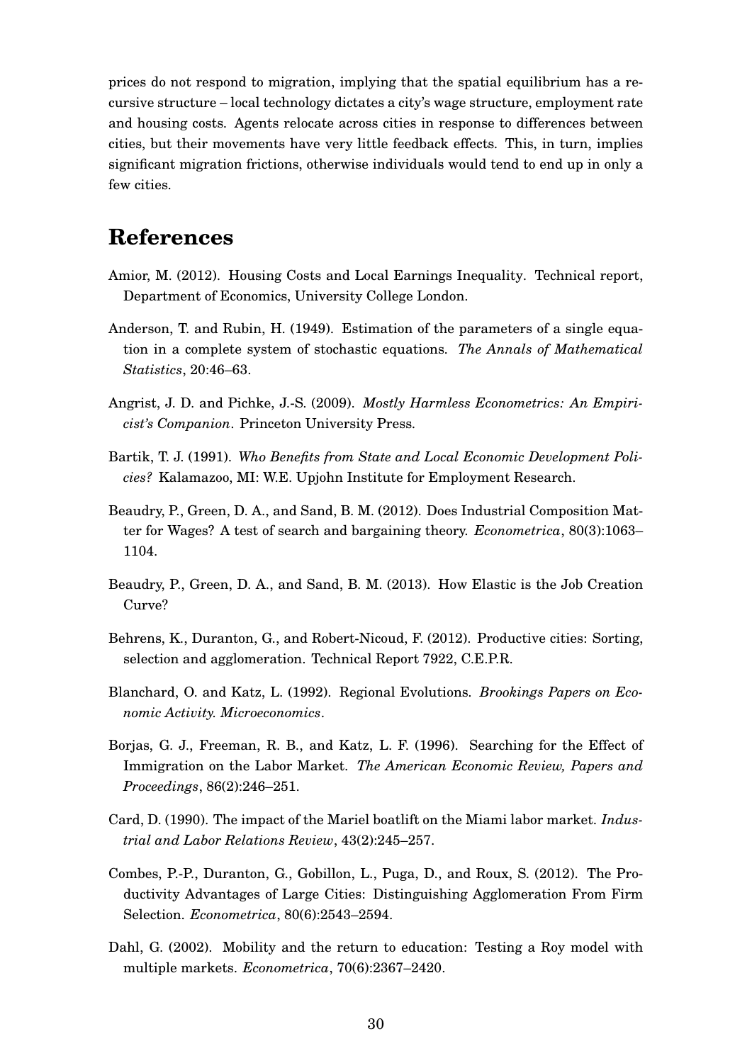prices do not respond to migration, implying that the spatial equilibrium has a recursive structure – local technology dictates a city's wage structure, employment rate and housing costs. Agents relocate across cities in response to differences between cities, but their movements have very little feedback effects. This, in turn, implies significant migration frictions, otherwise individuals would tend to end up in only a few cities.

# References

Amior, M. (2012). Housing Costs and Local Earnings Inequality. Technical report, Department of Economics, University College London.

Anderson, T. and Rubin, H. (1949). Estimation of the parameters of a single equation in a complete system of stochastic equations. *The Annals of Mathematical Statistics*, 20:46–63.

Angrist, J. D. and Pichke, J.-S. (2009). *Mostly Harmless Econometrics: An Empiricist's Companion*. Princeton University Press.

Bartik, T. J. (1991). *Who Benefits from State and Local Economic Development Policies?* Kalamazoo, MI: W.E. Upjohn Institute for Employment Research.

Beaudry, P., Green, D. A., and Sand, B. M. (2012). Does Industrial Composition Matter for Wages? A test of search and bargaining theory. *Econometrica*, 80(3):1063–1104.

Beaudry, P., Green, D. A., and Sand, B. M. (2013). How Elastic is the Job Creation Curve?

Behrens, K., Duranton, G., and Robert-Nicoud, F. (2012). Productive cities: Sorting, selection and agglomeration. Technical Report 7922, C.E.P.R.

Blanchard, O. and Katz, L. (1992). Regional Evolutions. *Brookings Papers on Economic Activity. Microeconomics*.

Borjas, G. J., Freeman, R. B., and Katz, L. F. (1996). Searching for the Effect of Immigration on the Labor Market. *The American Economic Review, Papers and Proceedings*, 86(2):246–251.

Card, D. (1990). The impact of the Mariel boatlift on the Miami labor market. *Industrial and Labor Relations Review*, 43(2):245–257.

Combes, P.-P., Duranton, G., Gobillon, L., Puga, D., and Roux, S. (2012). The Productivity Advantages of Large Cities: Distinguishing Agglomeration From Firm Selection. *Econometrica*, 80(6):2543–2594.

Dahl, G. (2002). Mobility and the return to education: Testing a Roy model with multiple markets. *Econometrica*, 70(6):2367–2420.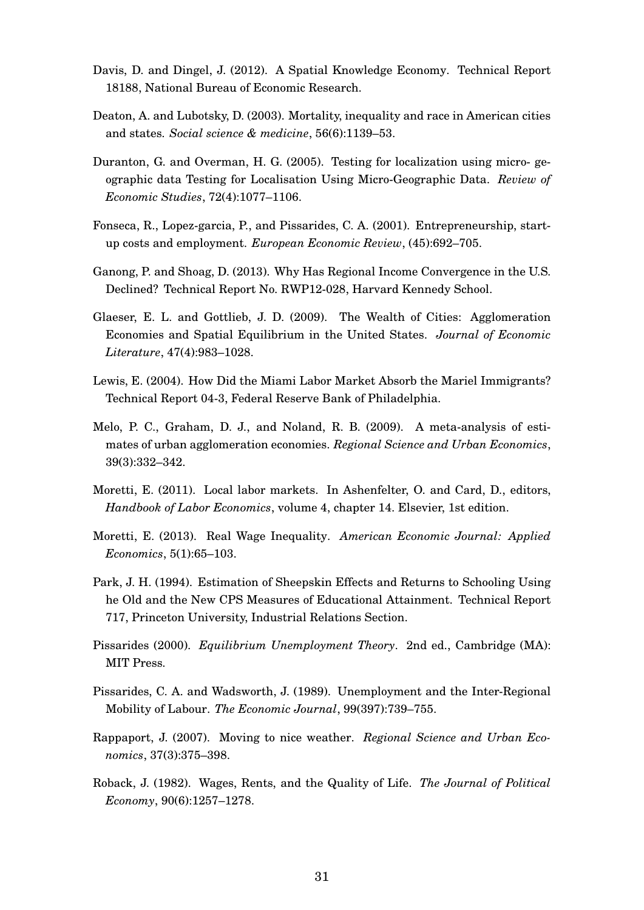Davis, D. and Dingel, J. (2012). A Spatial Knowledge Economy. Technical Report 18188, National Bureau of Economic Research.

Deaton, A. and Lubotsky, D. (2003). Mortality, inequality and race in American cities and states. *Social science & medicine*, 56(6):1139–53.

Duranton, G. and Overman, H. G. (2005). Testing for localization using micro- geographic data Testing for Localisation Using Micro-Geographic Data. *Review of Economic Studies*, 72(4):1077–1106.

Fonseca, R., Lopez-garcia, P., and Pissarides, C. A. (2001). Entrepreneurship, start-up costs and employment. *European Economic Review*, (45):692–705.

Ganong, P. and Shoag, D. (2013). Why Has Regional Income Convergence in the U.S. Declined? Technical Report No. RWP12-028, Harvard Kennedy School.

Glaeser, E. L. and Gottlieb, J. D. (2009). The Wealth of Cities: Agglomeration Economies and Spatial Equilibrium in the United States. *Journal of Economic Literature*, 47(4):983–1028.

Lewis, E. (2004). How Did the Miami Labor Market Absorb the Mariel Immigrants? Technical Report 04-3, Federal Reserve Bank of Philadelphia.

Melo, P. C., Graham, D. J., and Noland, R. B. (2009). A meta-analysis of estimates of urban agglomeration economies. *Regional Science and Urban Economics*, 39(3):332–342.

Moretti, E. (2011). Local labor markets. In Ashenfelter, O. and Card, D., editors, *Handbook of Labor Economics*, volume 4, chapter 14. Elsevier, 1st edition.

Moretti, E. (2013). Real Wage Inequality. *American Economic Journal: Applied Economics*, 5(1):65–103.

Park, J. H. (1994). Estimation of Sheepskin Effects and Returns to Schooling Using he Old and the New CPS Measures of Educational Attainment. Technical Report 717, Princeton University, Industrial Relations Section.

Pissarides (2000). *Equilibrium Unemployment Theory*. 2nd ed., Cambridge (MA): MIT Press.

Pissarides, C. A. and Wadsworth, J. (1989). Unemployment and the Inter-Regional Mobility of Labour. *The Economic Journal*, 99(397):739–755.

Rappaport, J. (2007). Moving to nice weather. *Regional Science and Urban Economics*, 37(3):375–398.

Roback, J. (1982). Wages, Rents, and the Quality of Life. *The Journal of Political Economy*, 90(6):1257–1278.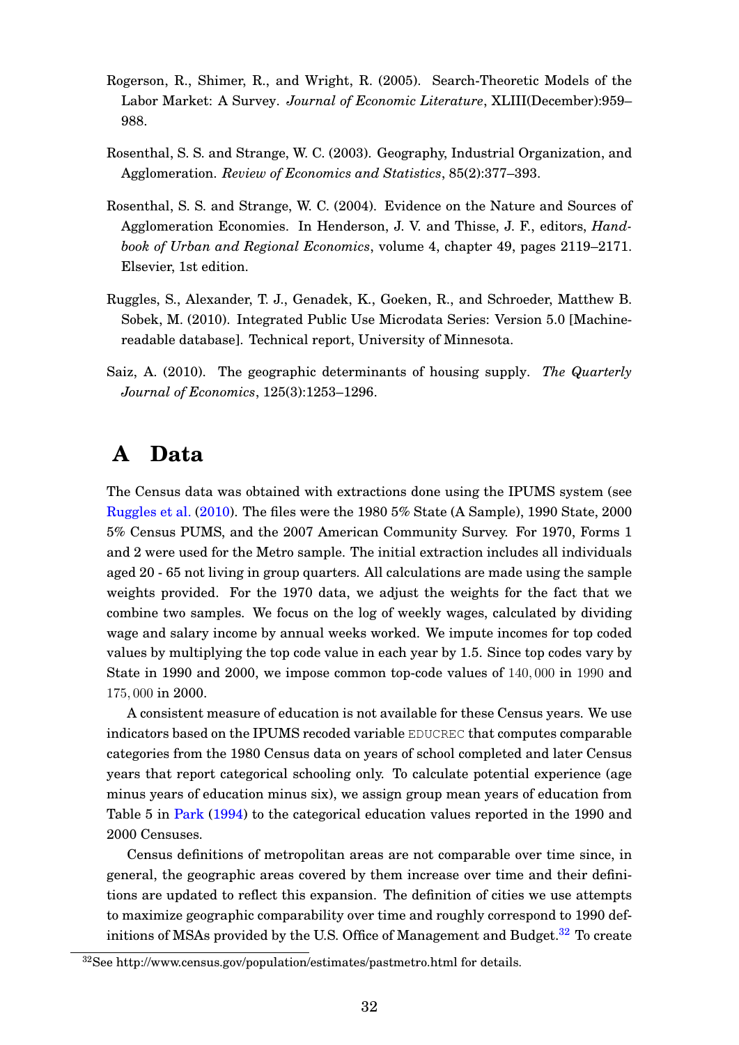Rogerson, R., Shimer, R., and Wright, R. (2005). Search-Theoretic Models of the Labor Market: A Survey. *Journal of Economic Literature*, XLIII(December):959–988.

Rosenthal, S. S. and Strange, W. C. (2003). Geography, Industrial Organization, and Agglomeration. *Review of Economics and Statistics*, 85(2):377–393.

Rosenthal, S. S. and Strange, W. C. (2004). Evidence on the Nature and Sources of Agglomeration Economies. In Henderson, J. V. and Thisse, J. F., editors, *Handbook of Urban and Regional Economics*, volume 4, chapter 49, pages 2119–2171. Elsevier, 1st edition.

Ruggles, S., Alexander, T. J., Genadek, K., Goeken, R., and Schroeder, Matthew B. Sobek, M. (2010). Integrated Public Use Microdata Series: Version 5.0 [Machine-readable database]. Technical report, University of Minnesota.

Saiz, A. (2010). The geographic determinants of housing supply. *The Quarterly Journal of Economics*, 125(3):1253–1296.

# A Data

The Census data was obtained with extractions done using the IPUMS system (see Ruggles et al. (2010). The files were the 1980 5% State (A Sample), 1990 State, 2000 5% Census PUMS, and the 2007 American Community Survey. For 1970, Forms 1 and 2 were used for the Metro sample. The initial extraction includes all individuals aged 20 - 65 not living in group quarters. All calculations are made using the sample weights provided. For the 1970 data, we adjust the weights for the fact that we combine two samples. We focus on the log of weekly wages, calculated by dividing wage and salary income by annual weeks worked. We impute incomes for top coded values by multiplying the top code value in each year by 1.5. Since top codes vary by State in 1990 and 2000, we impose common top-code values of $140,000$ in $1990$ and $175,000$ in 2000.

A consistent measure of education is not available for these Census years. We use indicators based on the IPUMS recoded variable EDUCREC that computes comparable categories from the 1980 Census data on years of school completed and later Census years that report categorical schooling only. To calculate potential experience (age minus years of education minus six), we assign group mean years of education from Table 5 in Park (1994) to the categorical education values reported in the 1990 and 2000 Censuses.

Census definitions of metropolitan areas are not comparable over time since, in general, the geographic areas covered by them increase over time and their definitions are updated to reflect this expansion. The definition of cities we use attempts to maximize geographic comparability over time and roughly correspond to 1990 definitions of MSAs provided by the U.S. Office of Management and Budget.[32] To create

[32] See http://www.census.gov/population/estimates/pastmetro.html for details.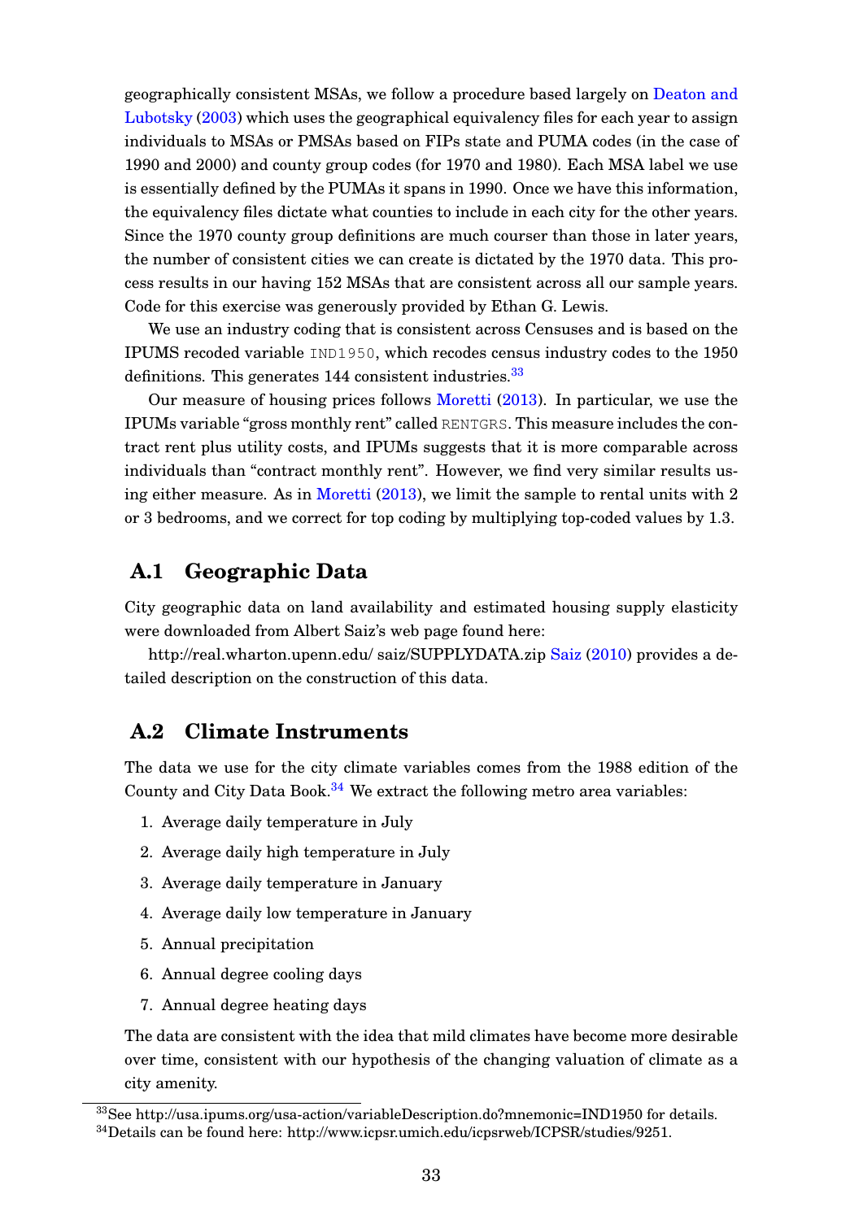geographically consistent MSAs, we follow a procedure based largely on Deaton and Lubotsky (2003) which uses the geographical equivalency files for each year to assign individuals to MSAs or PMSAs based on FIPs state and PUMA codes (in the case of 1990 and 2000) and county group codes (for 1970 and 1980). Each MSA label we use is essentially defined by the PUMAs it spans in 1990. Once we have this information, the equivalency files dictate what counties to include in each city for the other years. Since the 1970 county group definitions are much courser than those in later years, the number of consistent cities we can create is dictated by the 1970 data. This process results in our having 152 MSAs that are consistent across all our sample years. Code for this exercise was generously provided by Ethan G. Lewis.

We use an industry coding that is consistent across Censuses and is based on the IPUMS recoded variable `IND1950`, which recodes census industry codes to the 1950 definitions. This generates 144 consistent industries.[33]

Our measure of housing prices follows Moretti (2013). In particular, we use the IPUMs variable "gross monthly rent" called `RENTGRS`. This measure includes the contract rent plus utility costs, and IPUMs suggests that it is more comparable across individuals than "contract monthly rent". However, we find very similar results using either measure. As in Moretti (2013), we limit the sample to rental units with 2 or 3 bedrooms, and we correct for top coding by multiplying top-coded values by 1.3.

## A.1 Geographic Data

City geographic data on land availability and estimated housing supply elasticity were downloaded from Albert Saiz's web page found here:

http://real.wharton.upenn.edu/ saiz/SUPPLYDATA.zip Saiz (2010) provides a detailed description on the construction of this data.

## A.2 Climate Instruments

The data we use for the city climate variables comes from the 1988 edition of the County and City Data Book.[34] We extract the following metro area variables:

1. Average daily temperature in July
2. Average daily high temperature in July
3. Average daily temperature in January
4. Average daily low temperature in January
5. Annual precipitation
6. Annual degree cooling days
7. Annual degree heating days

The data are consistent with the idea that mild climates have become more desirable over time, consistent with our hypothesis of the changing valuation of climate as a city amenity.

[33] See http://usa.ipums.org/usa-action/variableDescription.do?mnemonic=IND1950 for details.

[34] Details can be found here: http://www.icpsr.umich.edu/icpsrweb/ICPSR/studies/9251.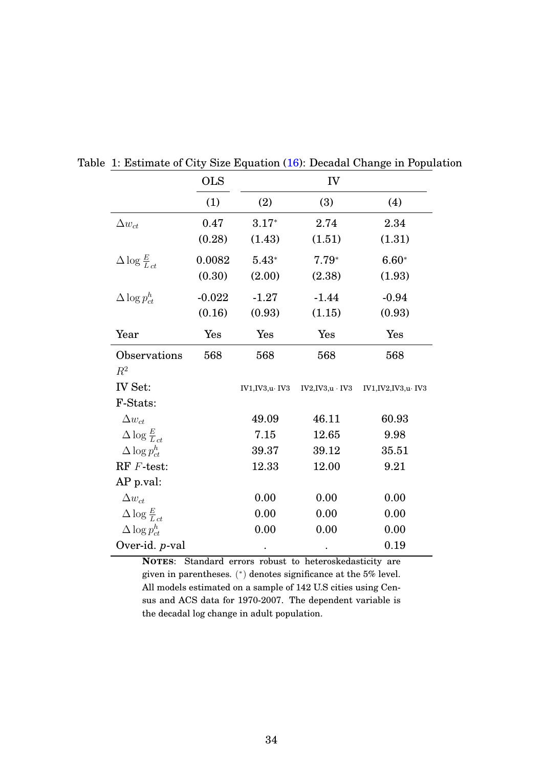Table 1: Estimate of City Size Equation (16): Decadal Change in Population

| | OLS | IV | | |
|---|---|---|---|---|
| | (1) | (2) | (3) | (4) |
| $\Delta w_{ct}$ | 0.47 | 3.17* | 2.74 | 2.34 |
| | (0.28) | (1.43) | (1.51) | (1.31) |
| $\Delta \log \frac{E}{L}_{ct}$ | 0.0082 | 5.43* | 7.79* | 6.60* |
| | (0.30) | (2.00) | (2.38) | (1.93) |
| $\Delta \log p^h_{ct}$ | -0.022 | -1.27 | -1.44 | -0.94 |
| | (0.16) | (0.93) | (1.15) | (0.93) |
| Year | Yes | Yes | Yes | Yes |
| Observations | 568 | 568 | 568 | 568 |
| $R^2$ | | | | |
| IV Set: | | IV1,IV3,u· IV3 | IV2,IV3,u · IV3 | IV1,IV2,IV3,u· IV3 |
| F-Stats: | | | | |
| $\Delta w_{ct}$ | | 49.09 | 46.11 | 60.93 |
| $\Delta \log \frac{E}{L}_{ct}$ | | 7.15 | 12.65 | 9.98 |
| $\Delta \log p^h_{ct}$ | | 39.37 | 39.12 | 35.51 |
| RF $F$-test: | | 12.33 | 12.00 | 9.21 |
| AP p.val: | | | | |
| $\Delta w_{ct}$ | | 0.00 | 0.00 | 0.00 |
| $\Delta \log \frac{E}{L}_{ct}$ | | 0.00 | 0.00 | 0.00 |
| $\Delta \log p^h_{ct}$ | | 0.00 | 0.00 | 0.00 |
| Over-id. $p$-val | | . | . | 0.19 |

**NOTES**: Standard errors robust to heteroskedasticity are given in parentheses. (*) denotes significance at the 5% level. All models estimated on a sample of 142 U.S cities using Census and ACS data for 1970-2007. The dependent variable is the decadal log change in adult population.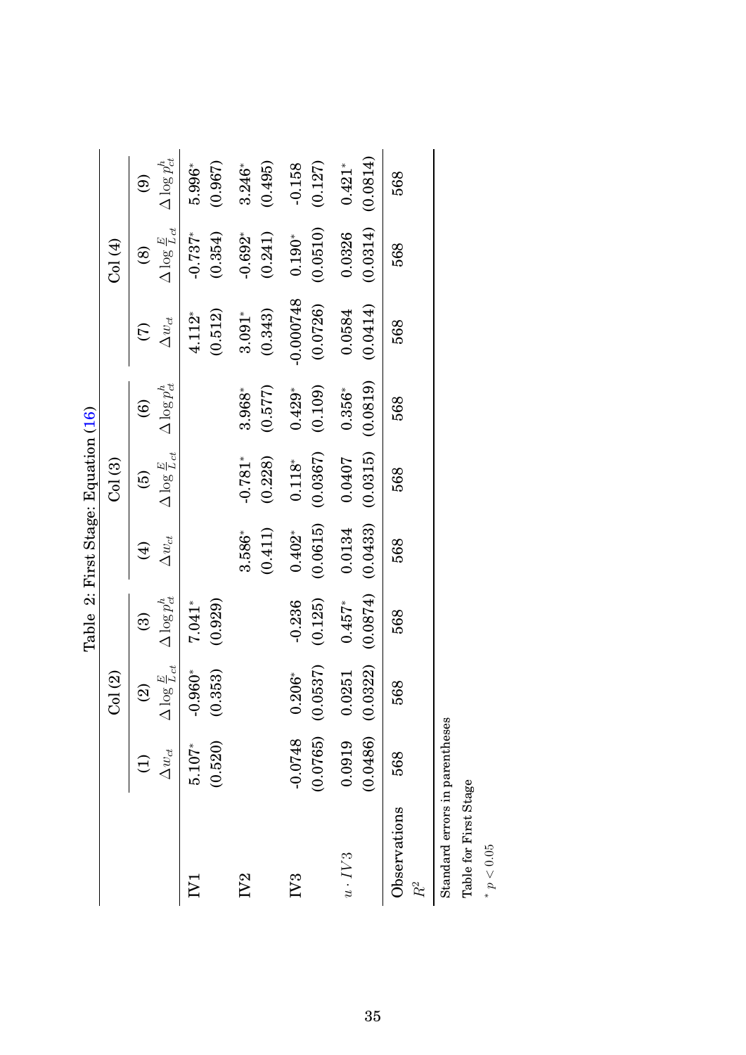Table 2: First Stage: Equation (16)

| | Col (2) | | | Col (3) | | | Col (4) | | |
|---|---|---|---|---|---|---|---|---|---|
| | (1) | (2) | (3) | (4) | (5) | (6) | (7) | (8) | (9) |
| | $\Delta w_{ct}$ | $\Delta \log \frac{E}{L}_{ct}$ | $\Delta \log p^h_{ct}$ | $\Delta w_{ct}$ | $\Delta \log \frac{E}{L}_{ct}$ | $\Delta \log p^h_{ct}$ | $\Delta w_{ct}$ | $\Delta \log \frac{E}{L}_{ct}$ | $\Delta \log p^h_{ct}$ |
| IV1 | 5.107* | -0.960* | 7.041* | | | | 4.112* | -0.737* | 5.996* |
| | (0.520) | (0.353) | (0.929) | | | | (0.512) | (0.354) | (0.967) |
| IV2 | | | | 3.586* | -0.781* | 3.968* | 3.091* | -0.692* | 3.246* |
| | | | | (0.411) | (0.228) | (0.577) | (0.343) | (0.241) | (0.495) |
| IV3 | -0.0748 | 0.206* | -0.236 | 0.402* | 0.118* | 0.429* | -0.000748 | 0.190* | -0.158 |
| | (0.0765) | (0.0537) | (0.125) | (0.0615) | (0.0367) | (0.109) | (0.0726) | (0.0510) | (0.127) |
| $u \cdot IV3$ | 0.0919 | 0.0251 | 0.457* | 0.0134 | 0.0407 | 0.356* | 0.0584 | 0.0326 | 0.421* |
| | (0.0486) | (0.0322) | (0.0874) | (0.0433) | (0.0315) | (0.0819) | (0.0414) | (0.0314) | (0.0814) |
| Observations | 568 | 568 | 568 | 568 | 568 | 568 | 568 | 568 | 568 |
| $R^2$ | | | | | | | | | |

Standard errors in parentheses

Table for First Stage

* $p < 0.05$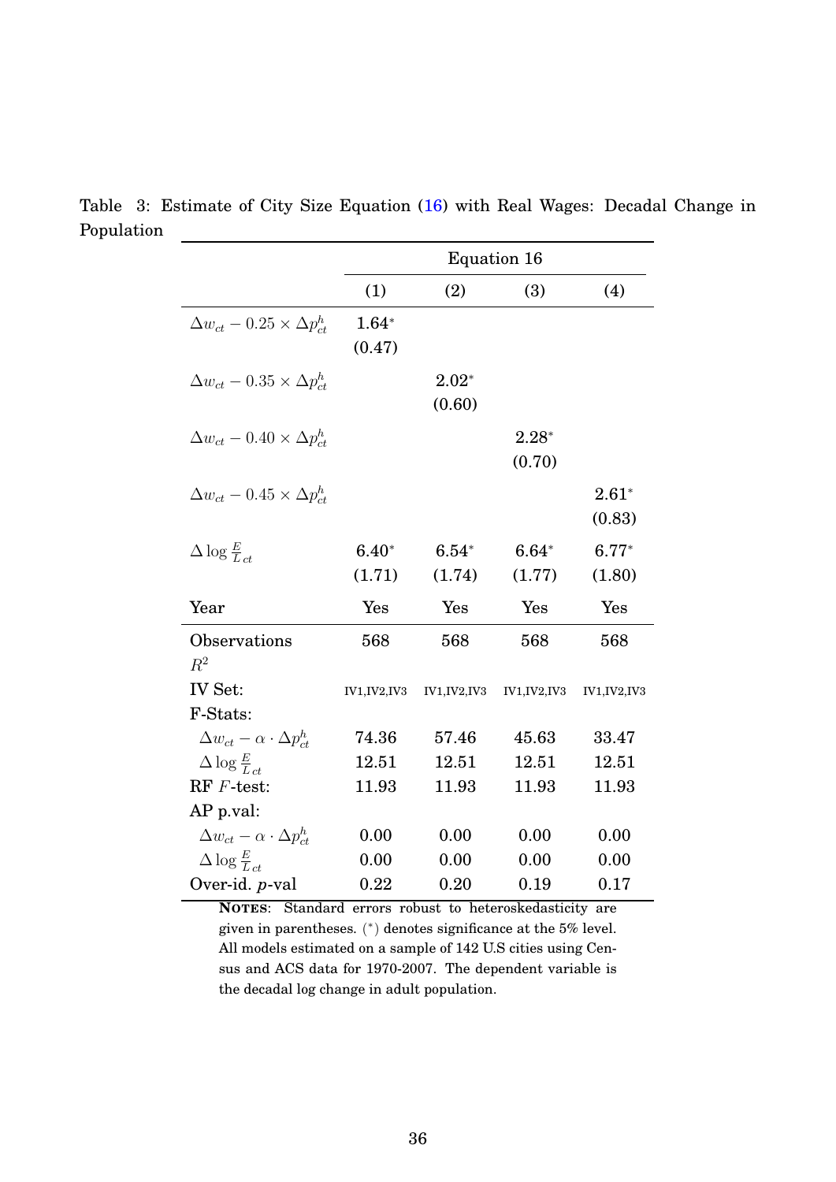Table 3: Estimate of City Size Equation (16) with Real Wages: Decadal Change in Population

| | Equation 16 | | | |
|---|---|---|---|---|
| | (1) | (2) | (3) | (4) |
| $\Delta w_{ct} - 0.25 \times \Delta p^h_{ct}$ | 1.64* | | | |
| | (0.47) | | | |
| $\Delta w_{ct} - 0.35 \times \Delta p^h_{ct}$ | | 2.02* | | |
| | | (0.60) | | |
| $\Delta w_{ct} - 0.40 \times \Delta p^h_{ct}$ | | | 2.28* | |
| | | | (0.70) | |
| $\Delta w_{ct} - 0.45 \times \Delta p^h_{ct}$ | | | | 2.61* |
| | | | | (0.83) |
| $\Delta \log \frac{E}{L}_{ct}$ | 6.40* | 6.54* | 6.64* | 6.77* |
| | (1.71) | (1.74) | (1.77) | (1.80) |
| Year | Yes | Yes | Yes | Yes |
| Observations | 568 | 568 | 568 | 568 |
| $R^2$ | | | | |
| IV Set: | IV1,IV2,IV3 | IV1,IV2,IV3 | IV1,IV2,IV3 | IV1,IV2,IV3 |
| F-Stats: | | | | |
| $\Delta w_{ct} - \alpha \cdot \Delta p^h_{ct}$ | 74.36 | 57.46 | 45.63 | 33.47 |
| $\Delta \log \frac{E}{L}_{ct}$ | 12.51 | 12.51 | 12.51 | 12.51 |
| RF $F$-test: | 11.93 | 11.93 | 11.93 | 11.93 |
| AP p.val: | | | | |
| $\Delta w_{ct} - \alpha \cdot \Delta p^h_{ct}$ | 0.00 | 0.00 | 0.00 | 0.00 |
| $\Delta \log \frac{E}{L}_{ct}$ | 0.00 | 0.00 | 0.00 | 0.00 |
| Over-id. $p$-val | 0.22 | 0.20 | 0.19 | 0.17 |

**NOTES**: Standard errors robust to heteroskedasticity are given in parentheses. (*) denotes significance at the 5% level. All models estimated on a sample of 142 U.S cities using Census and ACS data for 1970-2007. The dependent variable is the decadal log change in adult population.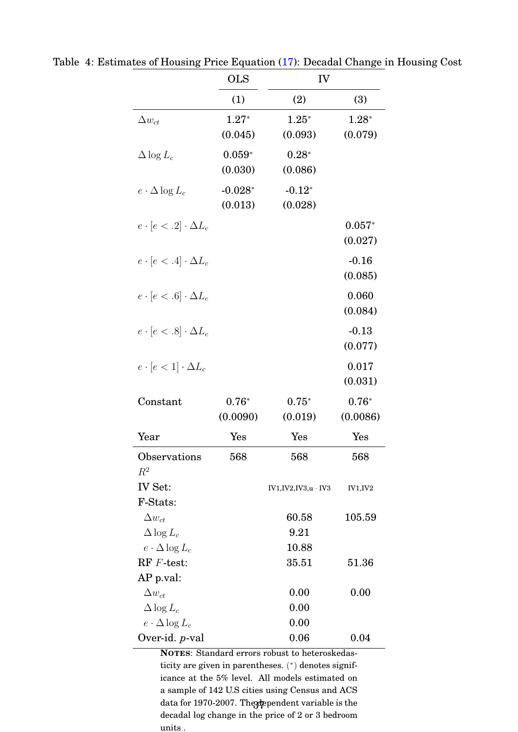Table 4: Estimates of Housing Price Equation (17): Decadal Change in Housing Cost

| | OLS | IV | |
|---|---|---|---|
| | (1) | (2) | (3) |
| $\Delta w_{ct}$ | 1.27* | 1.25* | 1.28* |
| | (0.045) | (0.093) | (0.079) |
| $\Delta \log L_c$ | 0.059* | 0.28* | |
| | (0.030) | (0.086) | |
| $e \cdot \Delta \log L_c$ | -0.028* | -0.12* | |
| | (0.013) | (0.028) | |
| $e \cdot [e < .2] \cdot \Delta L_c$ | | | 0.057* |
| | | | (0.027) |
| $e \cdot [e < .4] \cdot \Delta L_c$ | | | -0.16 |
| | | | (0.085) |
| $e \cdot [e < .6] \cdot \Delta L_c$ | | | 0.060 |
| | | | (0.084) |
| $e \cdot [e < .8] \cdot \Delta L_c$ | | | -0.13 |
| | | | (0.077) |
| $e \cdot [e < 1] \cdot \Delta L_c$ | | | 0.017 |
| | | | (0.031) |
| Constant | 0.76* | 0.75* | 0.76* |
| | (0.0090) | (0.019) | (0.0086) |
| Year | Yes | Yes | Yes |
| Observations | 568 | 568 | 568 |
| $R^2$ | | | |
| IV Set: | | IV1,IV2,IV3,u · IV3 | IV1,IV2 |
| F-Stats: | | | |
| $\Delta w_{ct}$ | | 60.58 | 105.59 |
| $\Delta \log L_c$ | | 9.21 | |
| $e \cdot \Delta \log L_c$ | | 10.88 | |
| RF $F$-test: | | 35.51 | 51.36 |
| AP p.val: | | | |
| $\Delta w_{ct}$ | | 0.00 | 0.00 |
| $\Delta \log L_c$ | | 0.00 | |
| $e \cdot \Delta \log L_c$ | | 0.00 | |
| Over-id. $p$-val | | 0.06 | 0.04 |

**Notes**: Standard errors robust to heteroskedasticity are given in parentheses. (*) denotes significance at the 5% level. All models estimated on a sample of 142 U.S cities using Census and ACS data for 1970-2007. The dependent variable is the decadal log change in the price of 2 or 3 bedroom units .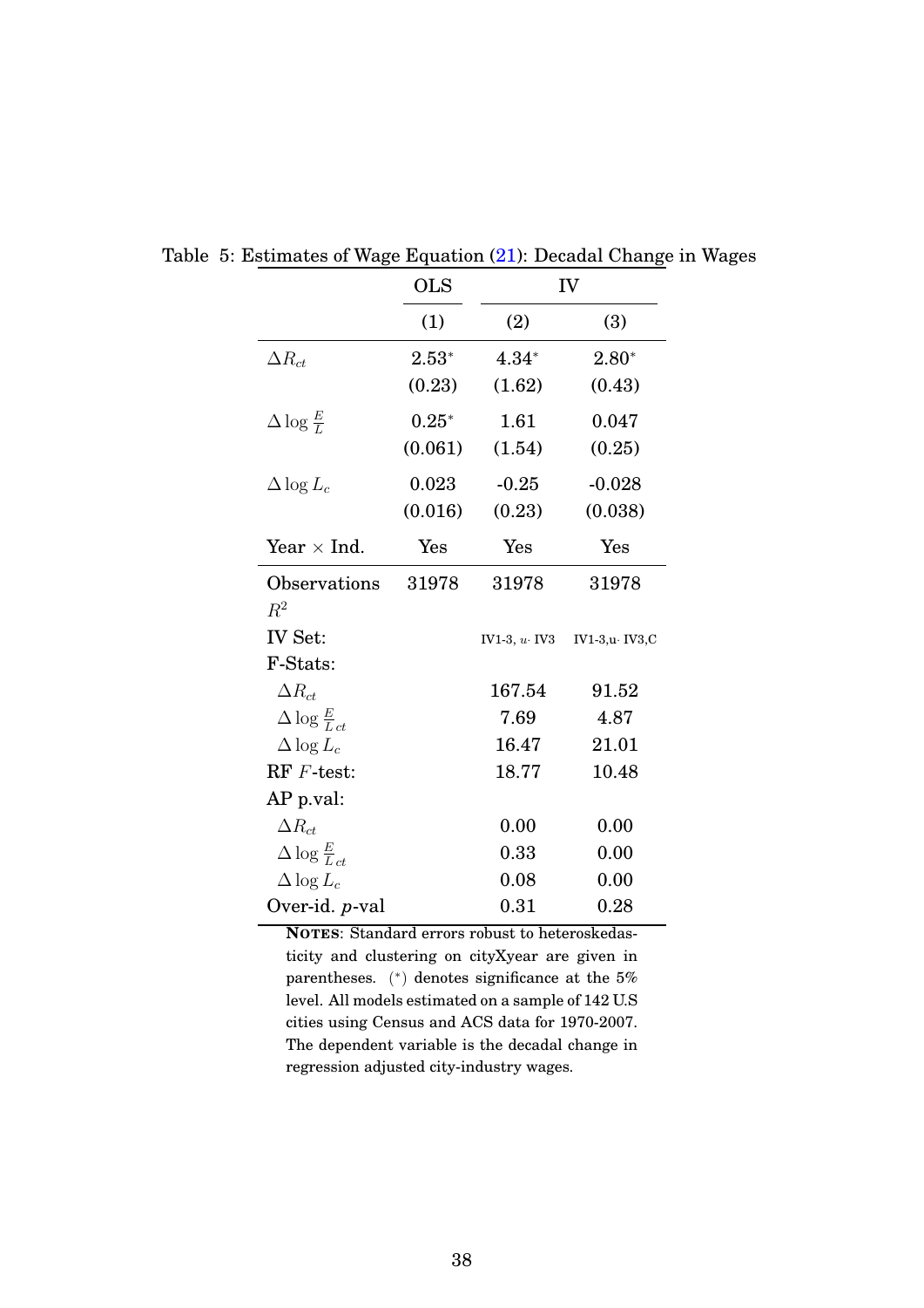Table 5: Estimates of Wage Equation (21): Decadal Change in Wages

| | OLS | IV | |
|---|---|---|---|
| | (1) | (2) | (3) |
| $\Delta R_{ct}$ | $2.53^*$ | $4.34^*$ | $2.80^*$ |
| | (0.23) | (1.62) | (0.43) |
| $\Delta \log \frac{E}{L}$ | $0.25^*$ | 1.61 | 0.047 |
| | (0.061) | (1.54) | (0.25) |
| $\Delta \log L_c$ | 0.023 | -0.25 | -0.028 |
| | (0.016) | (0.23) | (0.038) |
| Year × Ind. | Yes | Yes | Yes |
| Observations | 31978 | 31978 | 31978 |
| $R^2$ | | | |
| IV Set: | | IV1-3, $u\cdot$ IV3 | IV1-3,u$\cdot$ IV3,C |
| F-Stats: | | | |
| $\Delta R_{ct}$ | | 167.54 | 91.52 |
| $\Delta \log \frac{E}{L}_{ct}$ | | 7.69 | 4.87 |
| $\Delta \log L_c$ | | 16.47 | 21.01 |
| RF $F$-test: | | 18.77 | 10.48 |
| AP p.val: | | | |
| $\Delta R_{ct}$ | | 0.00 | 0.00 |
| $\Delta \log \frac{E}{L}_{ct}$ | | 0.33 | 0.00 |
| $\Delta \log L_c$ | | 0.08 | 0.00 |
| Over-id. $p$-val | | 0.31 | 0.28 |

**NOTES**: Standard errors robust to heteroskedasticity and clustering on cityXyear are given in parentheses. (*) denotes significance at the 5% level. All models estimated on a sample of 142 U.S cities using Census and ACS data for 1970-2007. The dependent variable is the decadal change in regression adjusted city-industry wages.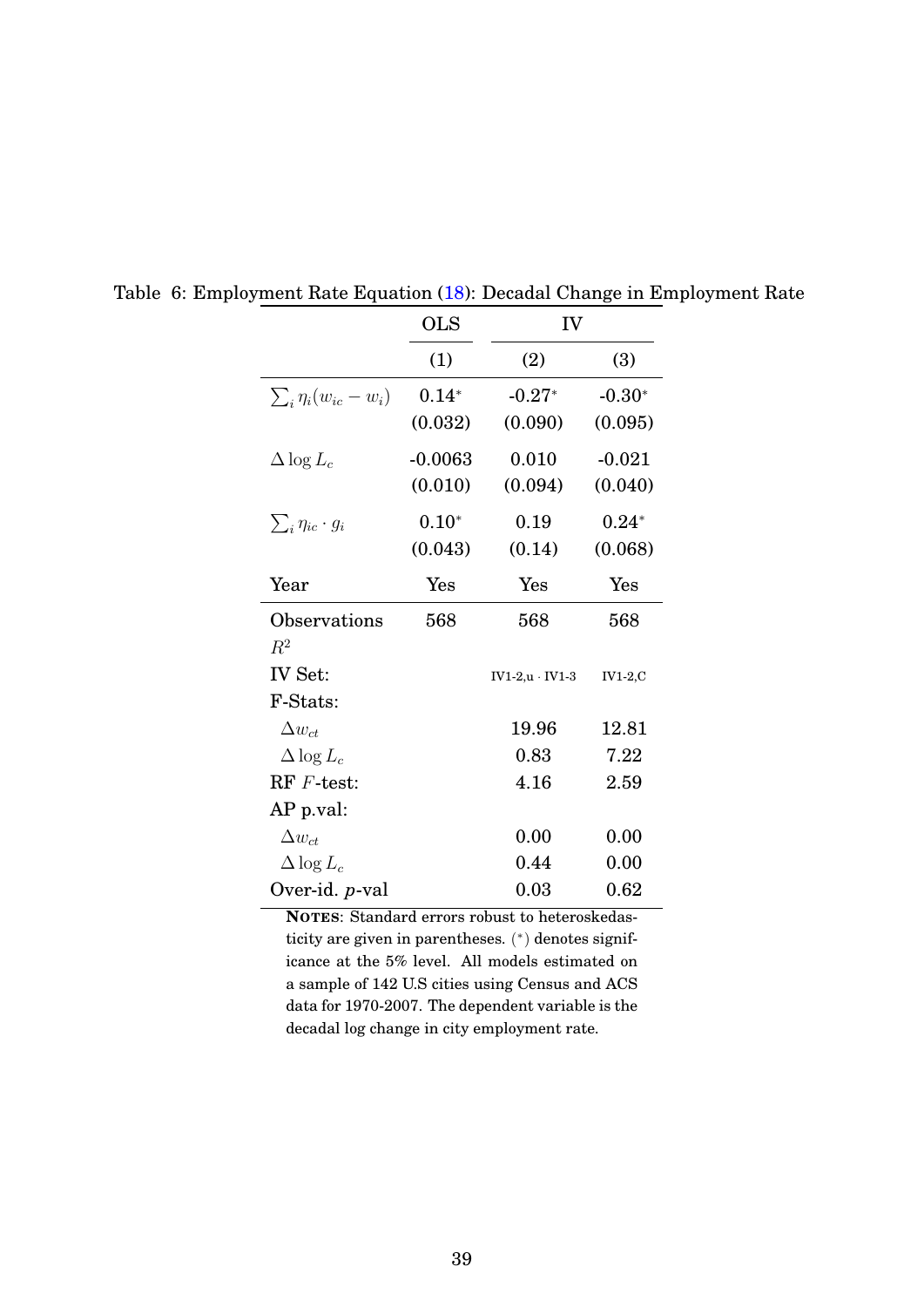Table 6: Employment Rate Equation (18): Decadal Change in Employment Rate

| | OLS | IV | |
|---|---|---|---|
| | (1) | (2) | (3) |
| $\sum_i \eta_i (w_{ic} - w_i)$ | 0.14* | -0.27* | -0.30* |
| | (0.032) | (0.090) | (0.095) |
| $\Delta \log L_c$ | -0.0063 | 0.010 | -0.021 |
| | (0.010) | (0.094) | (0.040) |
| $\sum_i \eta_{ic} \cdot g_i$ | 0.10* | 0.19 | 0.24* |
| | (0.043) | (0.14) | (0.068) |
| Year | Yes | Yes | Yes |
| Observations | 568 | 568 | 568 |
| $R^2$ | | | |
| IV Set: | | IV1-2,u · IV1-3 | IV1-2,C |
| F-Stats: | | | |
| $\Delta w_{ct}$ | | 19.96 | 12.81 |
| $\Delta \log L_c$ | | 0.83 | 7.22 |
| RF $F$-test: | | 4.16 | 2.59 |
| AP p.val: | | | |
| $\Delta w_{ct}$ | | 0.00 | 0.00 |
| $\Delta \log L_c$ | | 0.44 | 0.00 |
| Over-id. $p$-val | | 0.03 | 0.62 |

**NOTES**: Standard errors robust to heteroskedasticity are given in parentheses. (*) denotes significance at the 5% level. All models estimated on a sample of 142 U.S cities using Census and ACS data for 1970-2007. The dependent variable is the decadal log change in city employment rate.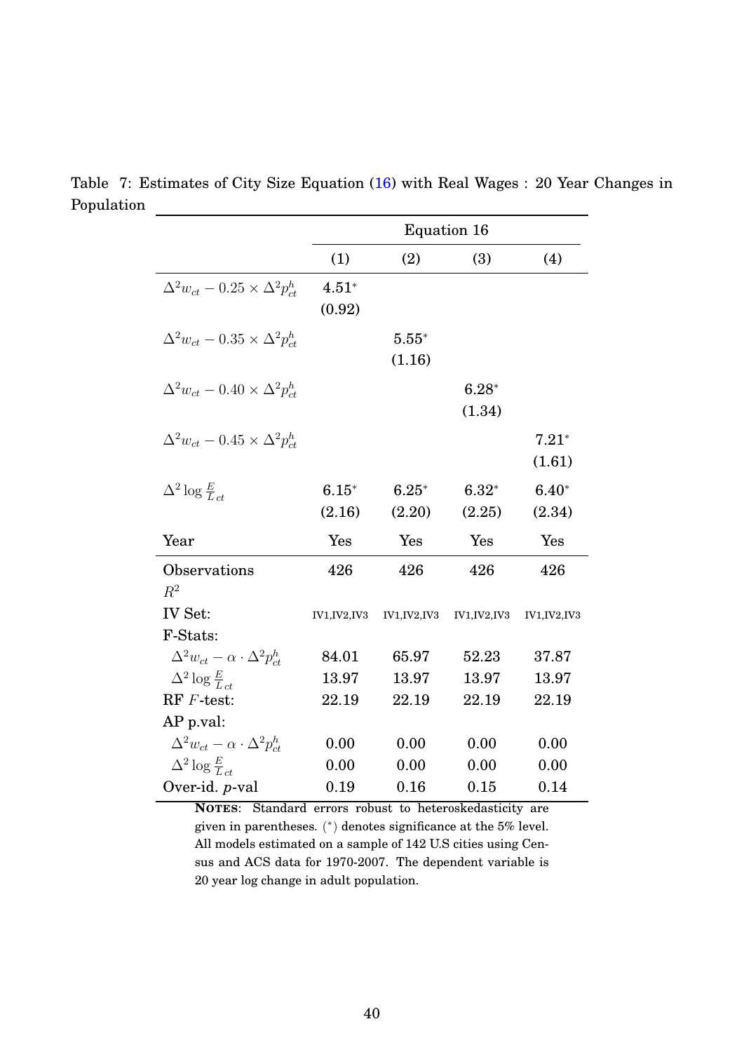Table 7: Estimates of City Size Equation (16) with Real Wages : 20 Year Changes in Population

| | Equation 16 | | | |
|---|---|---|---|---|
| | (1) | (2) | (3) | (4) |
| $\Delta^2 w_{ct} - 0.25 \times \Delta^2 p^h_{ct}$ | 4.51* | | | |
| | (0.92) | | | |
| $\Delta^2 w_{ct} - 0.35 \times \Delta^2 p^h_{ct}$ | | 5.55* | | |
| | | (1.16) | | |
| $\Delta^2 w_{ct} - 0.40 \times \Delta^2 p^h_{ct}$ | | | 6.28* | |
| | | | (1.34) | |
| $\Delta^2 w_{ct} - 0.45 \times \Delta^2 p^h_{ct}$ | | | | 7.21* |
| | | | | (1.61) |
| $\Delta^2 \log \frac{E}{L}_{ct}$ | 6.15* | 6.25* | 6.32* | 6.40* |
| | (2.16) | (2.20) | (2.25) | (2.34) |
| Year | Yes | Yes | Yes | Yes |
| Observations | 426 | 426 | 426 | 426 |
| $R^2$ | | | | |
| IV Set: | IV1,IV2,IV3 | IV1,IV2,IV3 | IV1,IV2,IV3 | IV1,IV2,IV3 |
| F-Stats: | | | | |
| $\Delta^2 w_{ct} - \alpha \cdot \Delta^2 p^h_{ct}$ | 84.01 | 65.97 | 52.23 | 37.87 |
| $\Delta^2 \log \frac{E}{L}_{ct}$ | 13.97 | 13.97 | 13.97 | 13.97 |
| RF $F$-test: | 22.19 | 22.19 | 22.19 | 22.19 |
| AP p.val: | | | | |
| $\Delta^2 w_{ct} - \alpha \cdot \Delta^2 p^h_{ct}$ | 0.00 | 0.00 | 0.00 | 0.00 |
| $\Delta^2 \log \frac{E}{L}_{ct}$ | 0.00 | 0.00 | 0.00 | 0.00 |
| Over-id. $p$-val | 0.19 | 0.16 | 0.15 | 0.14 |

**NOTES**: Standard errors robust to heteroskedasticity are given in parentheses. (*) denotes significance at the 5% level. All models estimated on a sample of 142 U.S cities using Census and ACS data for 1970-2007. The dependent variable is 20 year log change in adult population.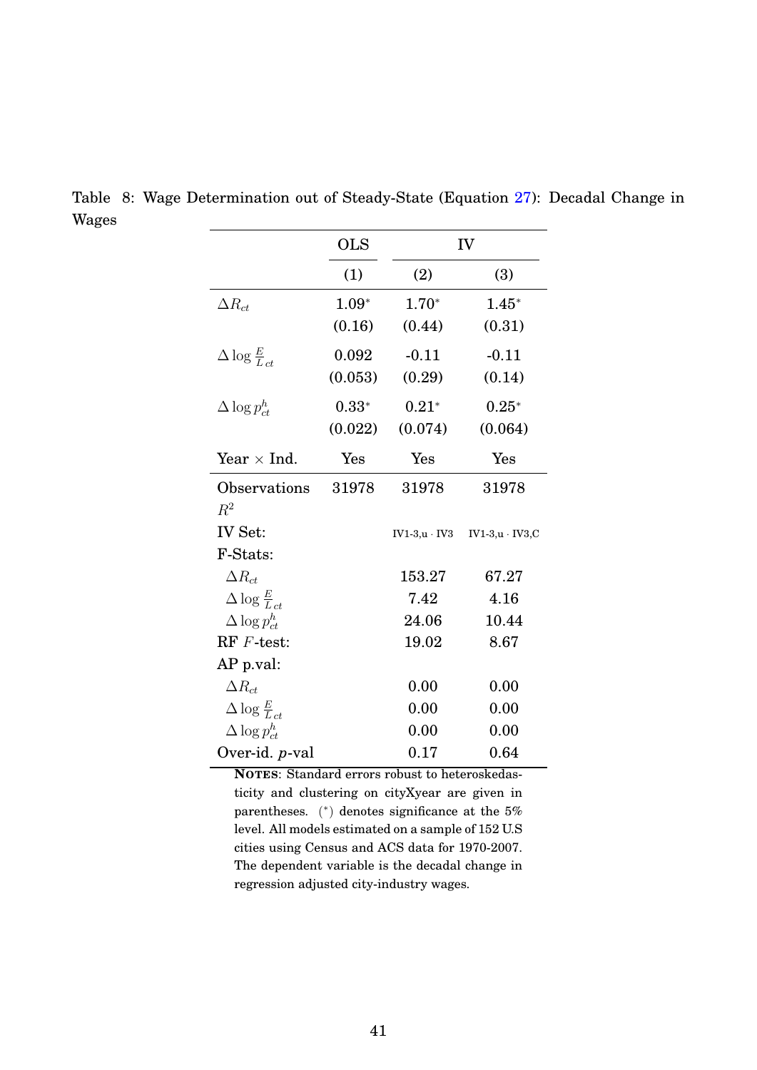Table 8: Wage Determination out of Steady-State (Equation 27): Decadal Change in Wages

| | OLS | IV | |
|---|---|---|---|
| | (1) | (2) | (3) |
| $\Delta R_{ct}$ | 1.09* | 1.70* | 1.45* |
| | (0.16) | (0.44) | (0.31) |
| $\Delta \log \frac{E}{L}_{ct}$ | 0.092 | -0.11 | -0.11 |
| | (0.053) | (0.29) | (0.14) |
| $\Delta \log p^h_{ct}$ | 0.33* | 0.21* | 0.25* |
| | (0.022) | (0.074) | (0.064) |
| Year × Ind. | Yes | Yes | Yes |
| Observations | 31978 | 31978 | 31978 |
| $R^2$ | | | |
| IV Set: | | IV1-3,u · IV3 | IV1-3,u · IV3,C |
| F-Stats: | | | |
| $\Delta R_{ct}$ | | 153.27 | 67.27 |
| $\Delta \log \frac{E}{L}_{ct}$ | | 7.42 | 4.16 |
| $\Delta \log p^h_{ct}$ | | 24.06 | 10.44 |
| RF $F$-test: | | 19.02 | 8.67 |
| AP p.val: | | | |
| $\Delta R_{ct}$ | | 0.00 | 0.00 |
| $\Delta \log \frac{E}{L}_{ct}$ | | 0.00 | 0.00 |
| $\Delta \log p^h_{ct}$ | | 0.00 | 0.00 |
| Over-id. $p$-val | | 0.17 | 0.64 |

**Notes**: Standard errors robust to heteroskedasticity and clustering on cityXyear are given in parentheses. (*) denotes significance at the 5% level. All models estimated on a sample of 152 U.S cities using Census and ACS data for 1970-2007. The dependent variable is the decadal change in regression adjusted city-industry wages.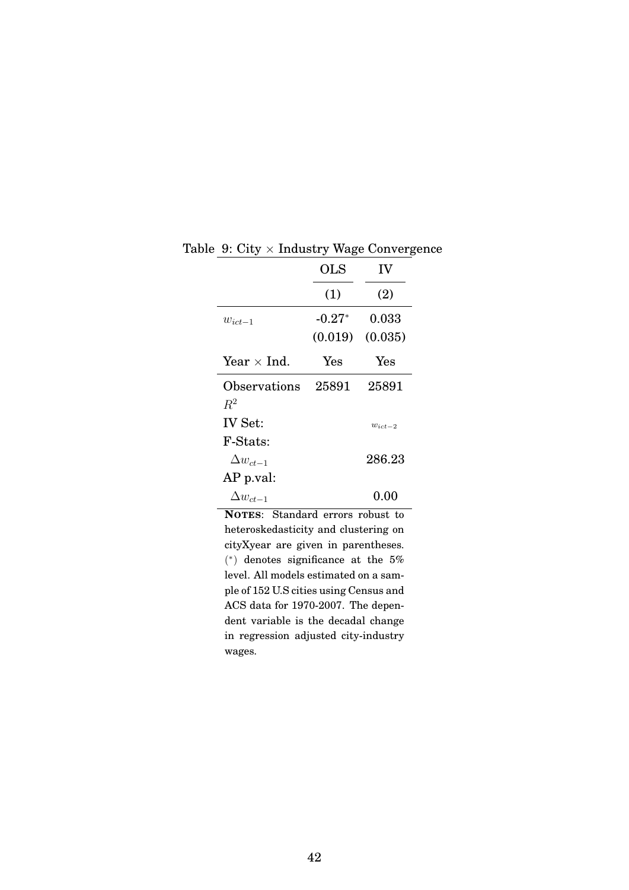Table 9: City × Industry Wage Convergence

| | OLS | IV |
|---|---|---|
| | (1) | (2) |
| $w_{ict-1}$ | -0.27* | 0.033 |
| | (0.019) | (0.035) |
| Year × Ind. | Yes | Yes |
| Observations | 25891 | 25891 |
| $R^2$ | | |
| IV Set: | | $w_{ict-2}$ |
| F-Stats: | | |
| $\Delta w_{ct-1}$ | | 286.23 |
| AP p.val: | | |
| $\Delta w_{ct-1}$ | | 0.00 |

**NOTES**: Standard errors robust to heteroskedasticity and clustering on cityXyear are given in parentheses. (*) denotes significance at the 5% level. All models estimated on a sample of 152 U.S cities using Census and ACS data for 1970-2007. The dependent variable is the decadal change in regression adjusted city-industry wages.